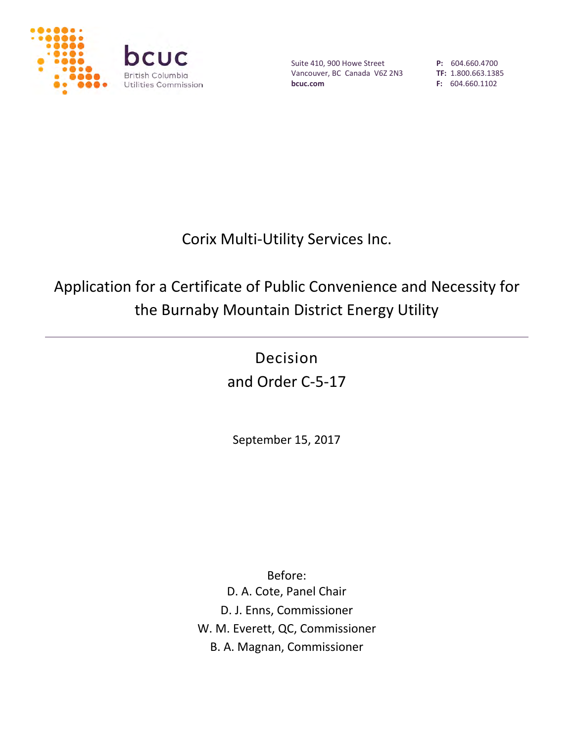bcuc
British Columbia Utilities Commission

Suite 410, 900 Howe Street
Vancouver, BC Canada V6Z 2N3
**bcuc.com**

**P:** 604.660.4700
**TF:** 1.800.663.1385
**F:** 604.660.1102

# Corix Multi-Utility Services Inc.

# Application for a Certificate of Public Convenience and Necessity for the Burnaby Mountain District Energy Utility

---

## Decision
## and Order C-5-17

September 15, 2017

Before:
D. A. Cote, Panel Chair
D. J. Enns, Commissioner
W. M. Everett, QC, Commissioner
B. A. Magnan, Commissioner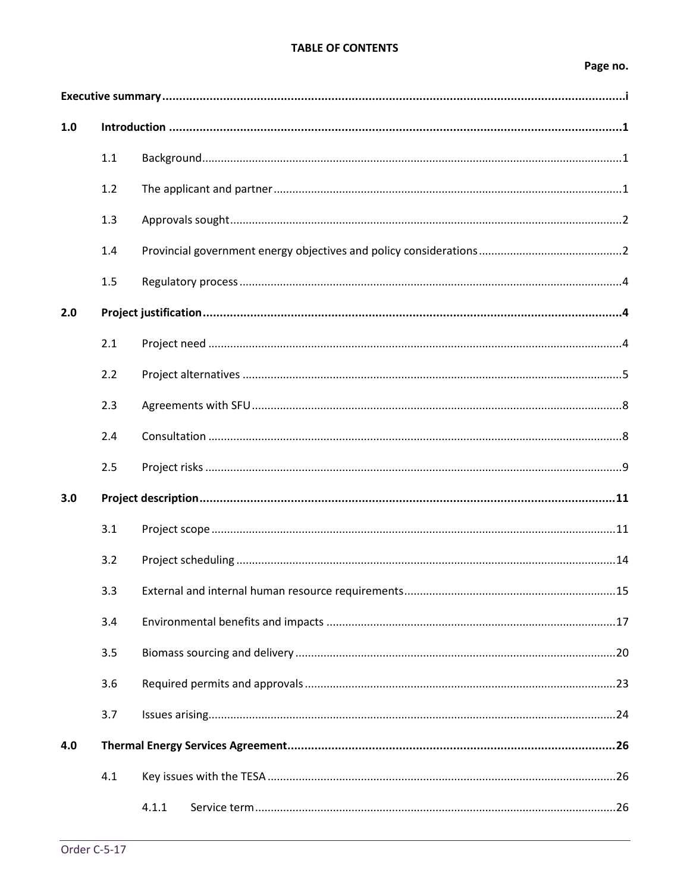**TABLE OF CONTENTS**

| | | Page no. |
|---|---|---|
| **Executive summary** | | **i** |
| **1.0** | **Introduction** | **1** |
| 1.1 | Background | 1 |
| 1.2 | The applicant and partner | 1 |
| 1.3 | Approvals sought | 2 |
| 1.4 | Provincial government energy objectives and policy considerations | 2 |
| 1.5 | Regulatory process | 4 |
| **2.0** | **Project justification** | **4** |
| 2.1 | Project need | 4 |
| 2.2 | Project alternatives | 5 |
| 2.3 | Agreements with SFU | 8 |
| 2.4 | Consultation | 8 |
| 2.5 | Project risks | 9 |
| **3.0** | **Project description** | **11** |
| 3.1 | Project scope | 11 |
| 3.2 | Project scheduling | 14 |
| 3.3 | External and internal human resource requirements | 15 |
| 3.4 | Environmental benefits and impacts | 17 |
| 3.5 | Biomass sourcing and delivery | 20 |
| 3.6 | Required permits and approvals | 23 |
| 3.7 | Issues arising | 24 |
| **4.0** | **Thermal Energy Services Agreement** | **26** |
| 4.1 | Key issues with the TESA | 26 |
| 4.1.1 | Service term | 26 |

Order C-5-17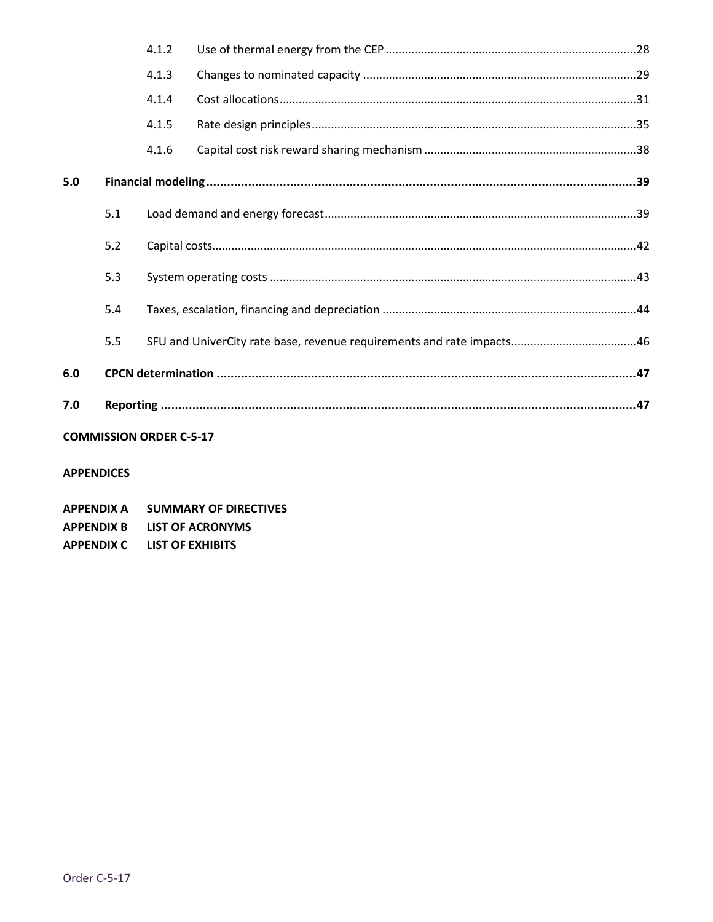4.1.2 Use of thermal energy from the CEP ..... 28

4.1.3 Changes to nominated capacity ..... 29

4.1.4 Cost allocations ..... 31

4.1.5 Rate design principles ..... 35

4.1.6 Capital cost risk reward sharing mechanism ..... 38

**5.0 Financial modeling ..... 39**

5.1 Load demand and energy forecast ..... 39

5.2 Capital costs ..... 42

5.3 System operating costs ..... 43

5.4 Taxes, escalation, financing and depreciation ..... 44

5.5 SFU and UniverCity rate base, revenue requirements and rate impacts ..... 46

**6.0 CPCN determination ..... 47**

**7.0 Reporting ..... 47**

**COMMISSION ORDER C-5-17**

**APPENDICES**

**APPENDIX A SUMMARY OF DIRECTIVES**
**APPENDIX B LIST OF ACRONYMS**
**APPENDIX C LIST OF EXHIBITS**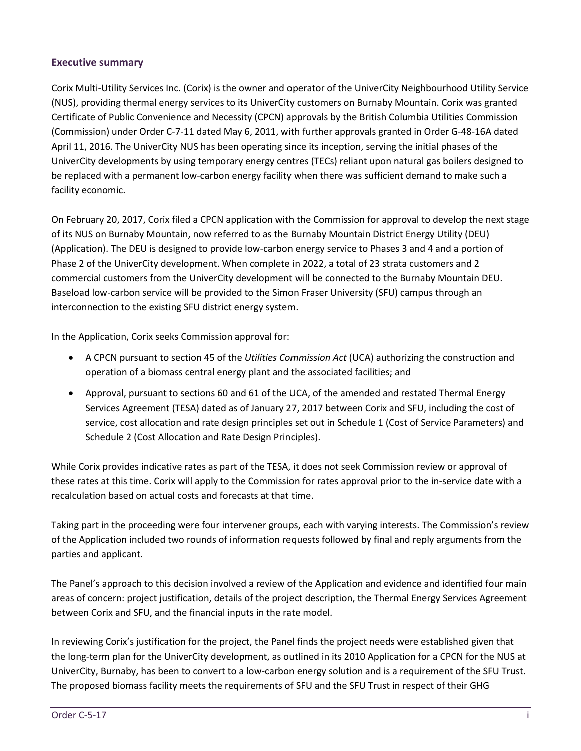## Executive summary

Corix Multi-Utility Services Inc. (Corix) is the owner and operator of the UniverCity Neighbourhood Utility Service (NUS), providing thermal energy services to its UniverCity customers on Burnaby Mountain. Corix was granted Certificate of Public Convenience and Necessity (CPCN) approvals by the British Columbia Utilities Commission (Commission) under Order C-7-11 dated May 6, 2011, with further approvals granted in Order G-48-16A dated April 11, 2016. The UniverCity NUS has been operating since its inception, serving the initial phases of the UniverCity developments by using temporary energy centres (TECs) reliant upon natural gas boilers designed to be replaced with a permanent low-carbon energy facility when there was sufficient demand to make such a facility economic.

On February 20, 2017, Corix filed a CPCN application with the Commission for approval to develop the next stage of its NUS on Burnaby Mountain, now referred to as the Burnaby Mountain District Energy Utility (DEU) (Application). The DEU is designed to provide low-carbon energy service to Phases 3 and 4 and a portion of Phase 2 of the UniverCity development. When complete in 2022, a total of 23 strata customers and 2 commercial customers from the UniverCity development will be connected to the Burnaby Mountain DEU. Baseload low-carbon service will be provided to the Simon Fraser University (SFU) campus through an interconnection to the existing SFU district energy system.

In the Application, Corix seeks Commission approval for:

- A CPCN pursuant to section 45 of the *Utilities Commission Act* (UCA) authorizing the construction and operation of a biomass central energy plant and the associated facilities; and
- Approval, pursuant to sections 60 and 61 of the UCA, of the amended and restated Thermal Energy Services Agreement (TESA) dated as of January 27, 2017 between Corix and SFU, including the cost of service, cost allocation and rate design principles set out in Schedule 1 (Cost of Service Parameters) and Schedule 2 (Cost Allocation and Rate Design Principles).

While Corix provides indicative rates as part of the TESA, it does not seek Commission review or approval of these rates at this time. Corix will apply to the Commission for rates approval prior to the in-service date with a recalculation based on actual costs and forecasts at that time.

Taking part in the proceeding were four intervener groups, each with varying interests. The Commission's review of the Application included two rounds of information requests followed by final and reply arguments from the parties and applicant.

The Panel's approach to this decision involved a review of the Application and evidence and identified four main areas of concern: project justification, details of the project description, the Thermal Energy Services Agreement between Corix and SFU, and the financial inputs in the rate model.

In reviewing Corix's justification for the project, the Panel finds the project needs were established given that the long-term plan for the UniverCity development, as outlined in its 2010 Application for a CPCN for the NUS at UniverCity, Burnaby, has been to convert to a low-carbon energy solution and is a requirement of the SFU Trust. The proposed biomass facility meets the requirements of SFU and the SFU Trust in respect of their GHG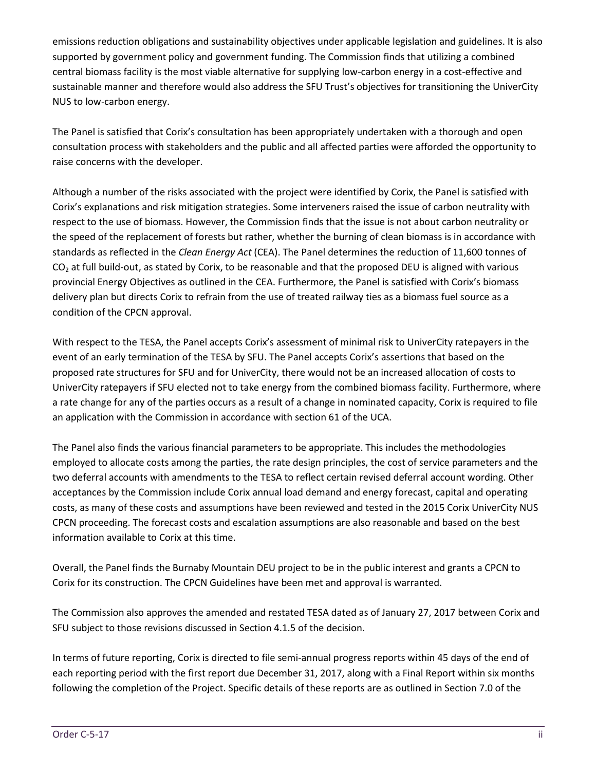emissions reduction obligations and sustainability objectives under applicable legislation and guidelines. It is also supported by government policy and government funding. The Commission finds that utilizing a combined central biomass facility is the most viable alternative for supplying low-carbon energy in a cost-effective and sustainable manner and therefore would also address the SFU Trust's objectives for transitioning the UniverCity NUS to low-carbon energy.

The Panel is satisfied that Corix's consultation has been appropriately undertaken with a thorough and open consultation process with stakeholders and the public and all affected parties were afforded the opportunity to raise concerns with the developer.

Although a number of the risks associated with the project were identified by Corix, the Panel is satisfied with Corix's explanations and risk mitigation strategies. Some interveners raised the issue of carbon neutrality with respect to the use of biomass. However, the Commission finds that the issue is not about carbon neutrality or the speed of the replacement of forests but rather, whether the burning of clean biomass is in accordance with standards as reflected in the *Clean Energy Act* (CEA). The Panel determines the reduction of 11,600 tonnes of $CO_2$ at full build-out, as stated by Corix, to be reasonable and that the proposed DEU is aligned with various provincial Energy Objectives as outlined in the CEA. Furthermore, the Panel is satisfied with Corix's biomass delivery plan but directs Corix to refrain from the use of treated railway ties as a biomass fuel source as a condition of the CPCN approval.

With respect to the TESA, the Panel accepts Corix's assessment of minimal risk to UniverCity ratepayers in the event of an early termination of the TESA by SFU. The Panel accepts Corix's assertions that based on the proposed rate structures for SFU and for UniverCity, there would not be an increased allocation of costs to UniverCity ratepayers if SFU elected not to take energy from the combined biomass facility. Furthermore, where a rate change for any of the parties occurs as a result of a change in nominated capacity, Corix is required to file an application with the Commission in accordance with section 61 of the UCA.

The Panel also finds the various financial parameters to be appropriate. This includes the methodologies employed to allocate costs among the parties, the rate design principles, the cost of service parameters and the two deferral accounts with amendments to the TESA to reflect certain revised deferral account wording. Other acceptances by the Commission include Corix annual load demand and energy forecast, capital and operating costs, as many of these costs and assumptions have been reviewed and tested in the 2015 Corix UniverCity NUS CPCN proceeding. The forecast costs and escalation assumptions are also reasonable and based on the best information available to Corix at this time.

Overall, the Panel finds the Burnaby Mountain DEU project to be in the public interest and grants a CPCN to Corix for its construction. The CPCN Guidelines have been met and approval is warranted.

The Commission also approves the amended and restated TESA dated as of January 27, 2017 between Corix and SFU subject to those revisions discussed in Section 4.1.5 of the decision.

In terms of future reporting, Corix is directed to file semi-annual progress reports within 45 days of the end of each reporting period with the first report due December 31, 2017, along with a Final Report within six months following the completion of the Project. Specific details of these reports are as outlined in Section 7.0 of the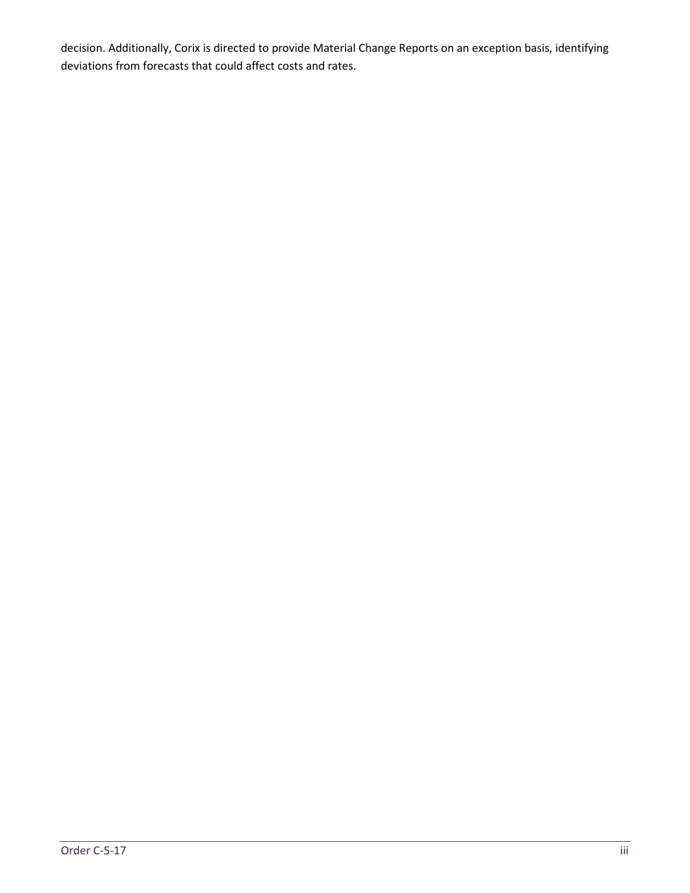decision. Additionally, Corix is directed to provide Material Change Reports on an exception basis, identifying deviations from forecasts that could affect costs and rates.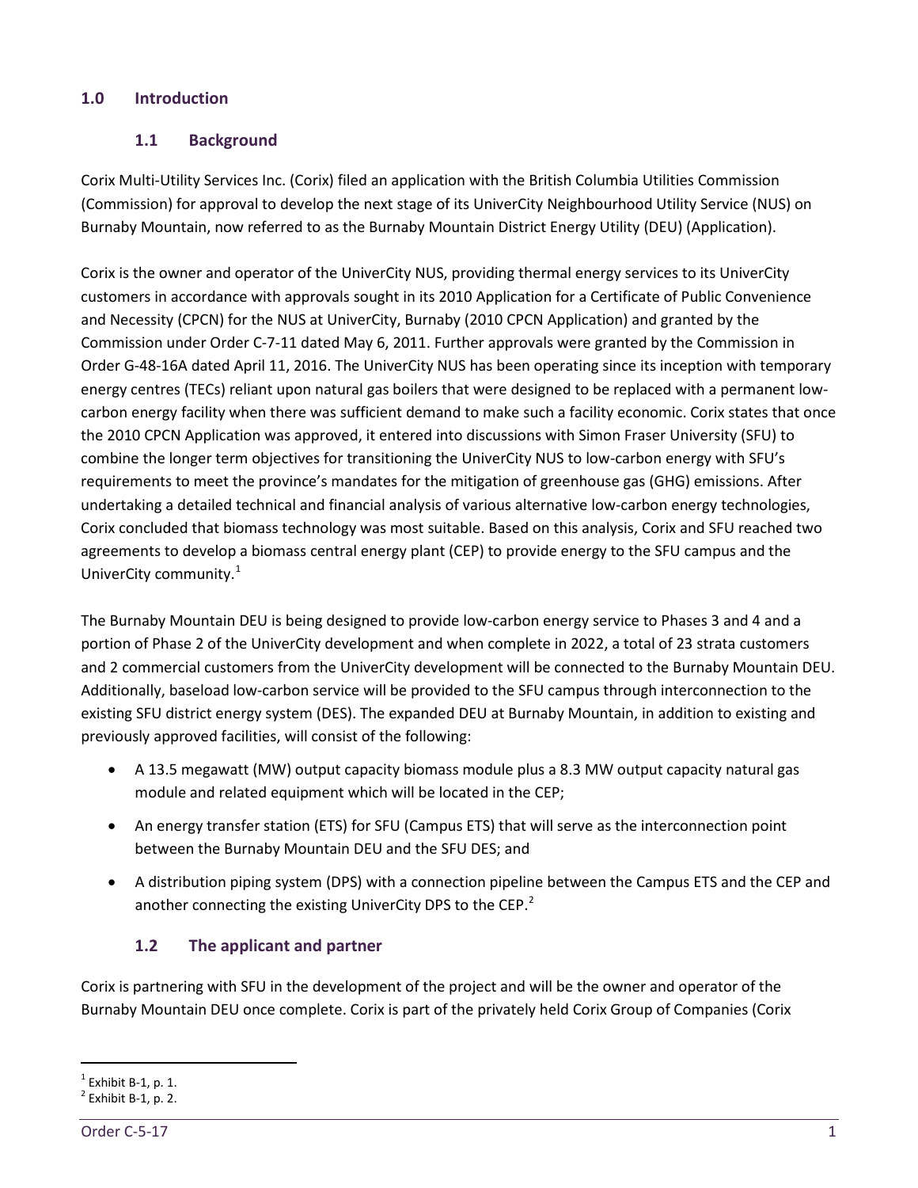# 1.0 Introduction

## 1.1 Background

Corix Multi-Utility Services Inc. (Corix) filed an application with the British Columbia Utilities Commission (Commission) for approval to develop the next stage of its UniverCity Neighbourhood Utility Service (NUS) on Burnaby Mountain, now referred to as the Burnaby Mountain District Energy Utility (DEU) (Application).

Corix is the owner and operator of the UniverCity NUS, providing thermal energy services to its UniverCity customers in accordance with approvals sought in its 2010 Application for a Certificate of Public Convenience and Necessity (CPCN) for the NUS at UniverCity, Burnaby (2010 CPCN Application) and granted by the Commission under Order C-7-11 dated May 6, 2011. Further approvals were granted by the Commission in Order G-48-16A dated April 11, 2016. The UniverCity NUS has been operating since its inception with temporary energy centres (TECs) reliant upon natural gas boilers that were designed to be replaced with a permanent low-carbon energy facility when there was sufficient demand to make such a facility economic. Corix states that once the 2010 CPCN Application was approved, it entered into discussions with Simon Fraser University (SFU) to combine the longer term objectives for transitioning the UniverCity NUS to low-carbon energy with SFU's requirements to meet the province's mandates for the mitigation of greenhouse gas (GHG) emissions. After undertaking a detailed technical and financial analysis of various alternative low-carbon energy technologies, Corix concluded that biomass technology was most suitable. Based on this analysis, Corix and SFU reached two agreements to develop a biomass central energy plant (CEP) to provide energy to the SFU campus and the UniverCity community.[1]

The Burnaby Mountain DEU is being designed to provide low-carbon energy service to Phases 3 and 4 and a portion of Phase 2 of the UniverCity development and when complete in 2022, a total of 23 strata customers and 2 commercial customers from the UniverCity development will be connected to the Burnaby Mountain DEU. Additionally, baseload low-carbon service will be provided to the SFU campus through interconnection to the existing SFU district energy system (DES). The expanded DEU at Burnaby Mountain, in addition to existing and previously approved facilities, will consist of the following:

- A 13.5 megawatt (MW) output capacity biomass module plus a 8.3 MW output capacity natural gas module and related equipment which will be located in the CEP;
- An energy transfer station (ETS) for SFU (Campus ETS) that will serve as the interconnection point between the Burnaby Mountain DEU and the SFU DES; and
- A distribution piping system (DPS) with a connection pipeline between the Campus ETS and the CEP and another connecting the existing UniverCity DPS to the CEP.[2]

## 1.2 The applicant and partner

Corix is partnering with SFU in the development of the project and will be the owner and operator of the Burnaby Mountain DEU once complete. Corix is part of the privately held Corix Group of Companies (Corix

---

[1] Exhibit B-1, p. 1.

[2] Exhibit B-1, p. 2.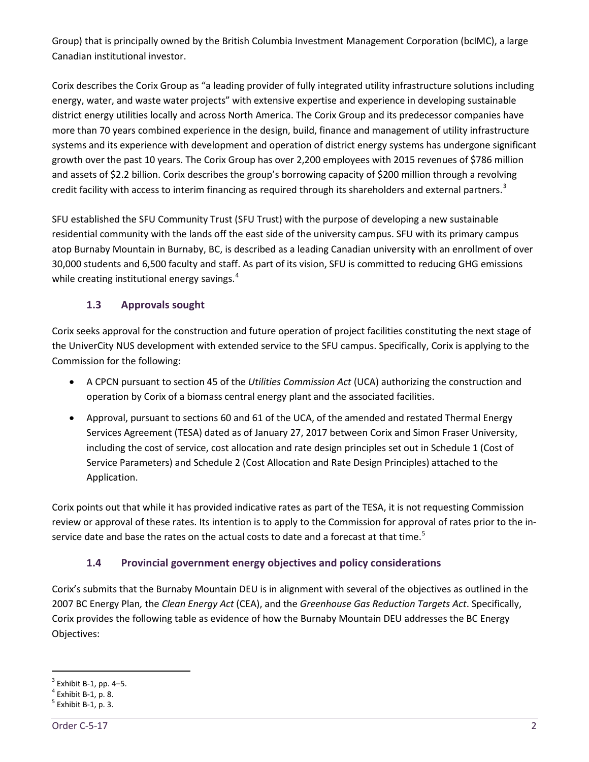Group) that is principally owned by the British Columbia Investment Management Corporation (bcIMC), a large Canadian institutional investor.

Corix describes the Corix Group as "a leading provider of fully integrated utility infrastructure solutions including energy, water, and waste water projects" with extensive expertise and experience in developing sustainable district energy utilities locally and across North America. The Corix Group and its predecessor companies have more than 70 years combined experience in the design, build, finance and management of utility infrastructure systems and its experience with development and operation of district energy systems has undergone significant growth over the past 10 years. The Corix Group has over 2,200 employees with 2015 revenues of $786 million and assets of $2.2 billion. Corix describes the group's borrowing capacity of $200 million through a revolving credit facility with access to interim financing as required through its shareholders and external partners.[3]

SFU established the SFU Community Trust (SFU Trust) with the purpose of developing a new sustainable residential community with the lands off the east side of the university campus. SFU with its primary campus atop Burnaby Mountain in Burnaby, BC, is described as a leading Canadian university with an enrollment of over 30,000 students and 6,500 faculty and staff. As part of its vision, SFU is committed to reducing GHG emissions while creating institutional energy savings.[4]

### 1.3 Approvals sought

Corix seeks approval for the construction and future operation of project facilities constituting the next stage of the UniverCity NUS development with extended service to the SFU campus. Specifically, Corix is applying to the Commission for the following:

- A CPCN pursuant to section 45 of the *Utilities Commission Act* (UCA) authorizing the construction and operation by Corix of a biomass central energy plant and the associated facilities.
- Approval, pursuant to sections 60 and 61 of the UCA, of the amended and restated Thermal Energy Services Agreement (TESA) dated as of January 27, 2017 between Corix and Simon Fraser University, including the cost of service, cost allocation and rate design principles set out in Schedule 1 (Cost of Service Parameters) and Schedule 2 (Cost Allocation and Rate Design Principles) attached to the Application.

Corix points out that while it has provided indicative rates as part of the TESA, it is not requesting Commission review or approval of these rates. Its intention is to apply to the Commission for approval of rates prior to the in-service date and base the rates on the actual costs to date and a forecast at that time.[5]

### 1.4 Provincial government energy objectives and policy considerations

Corix's submits that the Burnaby Mountain DEU is in alignment with several of the objectives as outlined in the 2007 BC Energy Plan*,* the *Clean Energy Act* (CEA), and the *Greenhouse Gas Reduction Targets Act*. Specifically, Corix provides the following table as evidence of how the Burnaby Mountain DEU addresses the BC Energy Objectives:

---

[3] Exhibit B-1, pp. 4–5.
[4] Exhibit B-1, p. 8.
[5] Exhibit B-1, p. 3.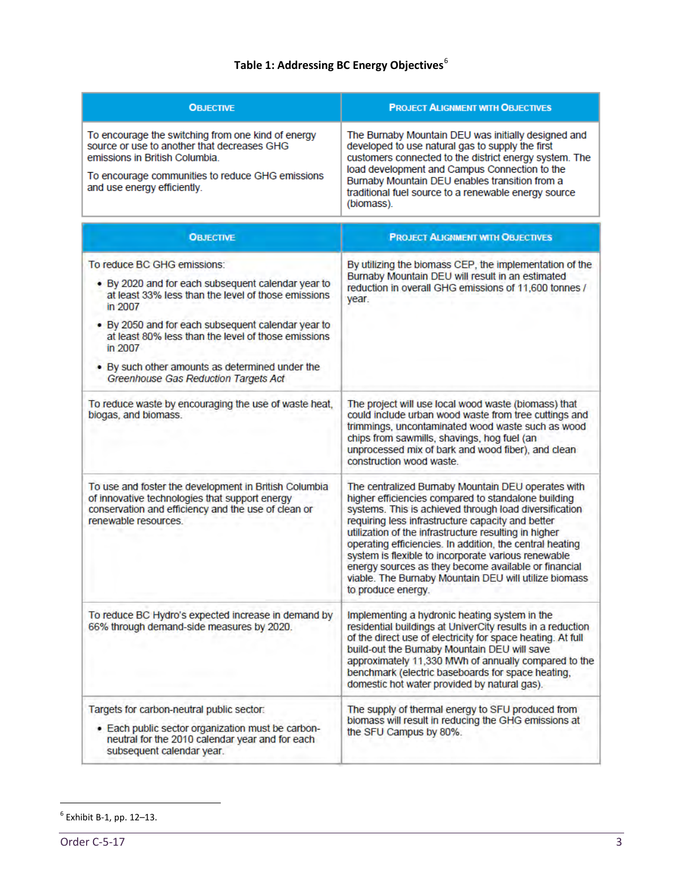**Table 1: Addressing BC Energy Objectives**[6]

| OBJECTIVE | PROJECT ALIGNMENT WITH OBJECTIVES |
|---|---|
| To encourage the switching from one kind of energy source or use to another that decreases GHG emissions in British Columbia.<br><br>To encourage communities to reduce GHG emissions and use energy efficiently. | The Burnaby Mountain DEU was initially designed and developed to use natural gas to supply the first customers connected to the district energy system. The load development and Campus Connection to the Burnaby Mountain DEU enables transition from a traditional fuel source to a renewable energy source (biomass). |
| To reduce BC GHG emissions:<br>• By 2020 and for each subsequent calendar year to at least 33% less than the level of those emissions in 2007<br>• By 2050 and for each subsequent calendar year to at least 80% less than the level of those emissions in 2007<br>• By such other amounts as determined under the *Greenhouse Gas Reduction Targets Act* | By utilizing the biomass CEP, the implementation of the Burnaby Mountain DEU will result in an estimated reduction in overall GHG emissions of 11,600 tonnes / year. |
| To reduce waste by encouraging the use of waste heat, biogas, and biomass. | The project will use local wood waste (biomass) that could include urban wood waste from tree cuttings and trimmings, uncontaminated wood waste such as wood chips from sawmills, shavings, hog fuel (an unprocessed mix of bark and wood fiber), and clean construction wood waste. |
| To use and foster the development in British Columbia of innovative technologies that support energy conservation and efficiency and the use of clean or renewable resources. | The centralized Burnaby Mountain DEU operates with higher efficiencies compared to standalone building systems. This is achieved through load diversification requiring less infrastructure capacity and better utilization of the infrastructure resulting in higher operating efficiencies. In addition, the central heating system is flexible to incorporate various renewable energy sources as they become available or financial viable. The Burnaby Mountain DEU will utilize biomass to produce energy. |
| To reduce BC Hydro's expected increase in demand by 66% through demand-side measures by 2020. | Implementing a hydronic heating system in the residential buildings at UniverCity results in a reduction of the direct use of electricity for space heating. At full build-out the Burnaby Mountain DEU will save approximately 11,330 MWh of annually compared to the benchmark (electric baseboards for space heating, domestic hot water provided by natural gas). |
| Targets for carbon-neutral public sector:<br>• Each public sector organization must be carbon-neutral for the 2010 calendar year and for each subsequent calendar year. | The supply of thermal energy to SFU produced from biomass will result in reducing the GHG emissions at the SFU Campus by 80%. |

[6] Exhibit B-1, pp. 12–13.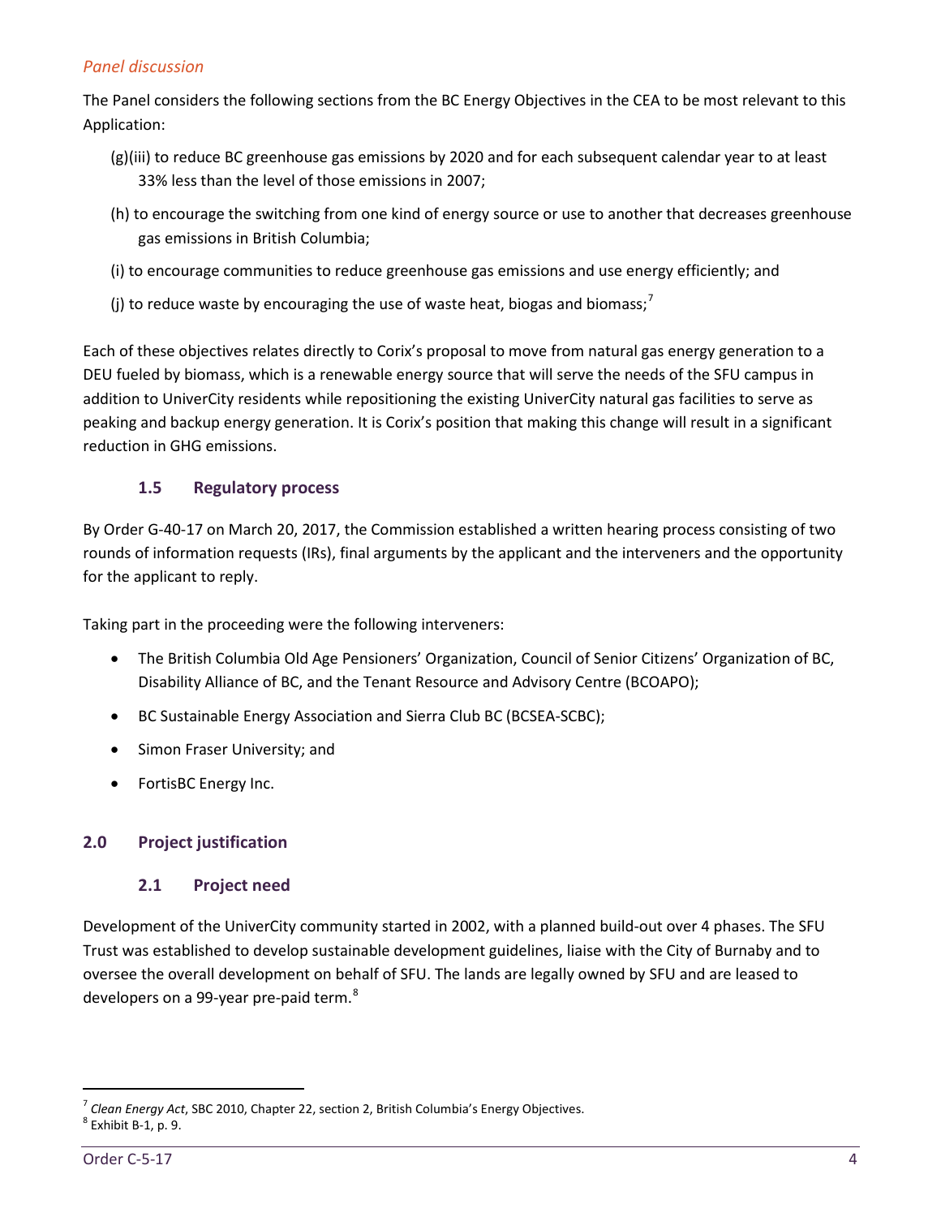*Panel discussion*

The Panel considers the following sections from the BC Energy Objectives in the CEA to be most relevant to this Application:

(g)(iii) to reduce BC greenhouse gas emissions by 2020 and for each subsequent calendar year to at least 33% less than the level of those emissions in 2007;

(h) to encourage the switching from one kind of energy source or use to another that decreases greenhouse gas emissions in British Columbia;

(i) to encourage communities to reduce greenhouse gas emissions and use energy efficiently; and

(j) to reduce waste by encouraging the use of waste heat, biogas and biomass;[7]

Each of these objectives relates directly to Corix's proposal to move from natural gas energy generation to a DEU fueled by biomass, which is a renewable energy source that will serve the needs of the SFU campus in addition to UniverCity residents while repositioning the existing UniverCity natural gas facilities to serve as peaking and backup energy generation. It is Corix's position that making this change will result in a significant reduction in GHG emissions.

### 1.5 Regulatory process

By Order G-40-17 on March 20, 2017, the Commission established a written hearing process consisting of two rounds of information requests (IRs), final arguments by the applicant and the interveners and the opportunity for the applicant to reply.

Taking part in the proceeding were the following interveners:

- The British Columbia Old Age Pensioners' Organization, Council of Senior Citizens' Organization of BC, Disability Alliance of BC, and the Tenant Resource and Advisory Centre (BCOAPO);
- BC Sustainable Energy Association and Sierra Club BC (BCSEA-SCBC);
- Simon Fraser University; and
- FortisBC Energy Inc.

## 2.0 Project justification

### 2.1 Project need

Development of the UniverCity community started in 2002, with a planned build-out over 4 phases. The SFU Trust was established to develop sustainable development guidelines, liaise with the City of Burnaby and to oversee the overall development on behalf of SFU. The lands are legally owned by SFU and are leased to developers on a 99-year pre-paid term.[8]

---

[7] *Clean Energy Act*, SBC 2010, Chapter 22, section 2, British Columbia's Energy Objectives.

[8] Exhibit B-1, p. 9.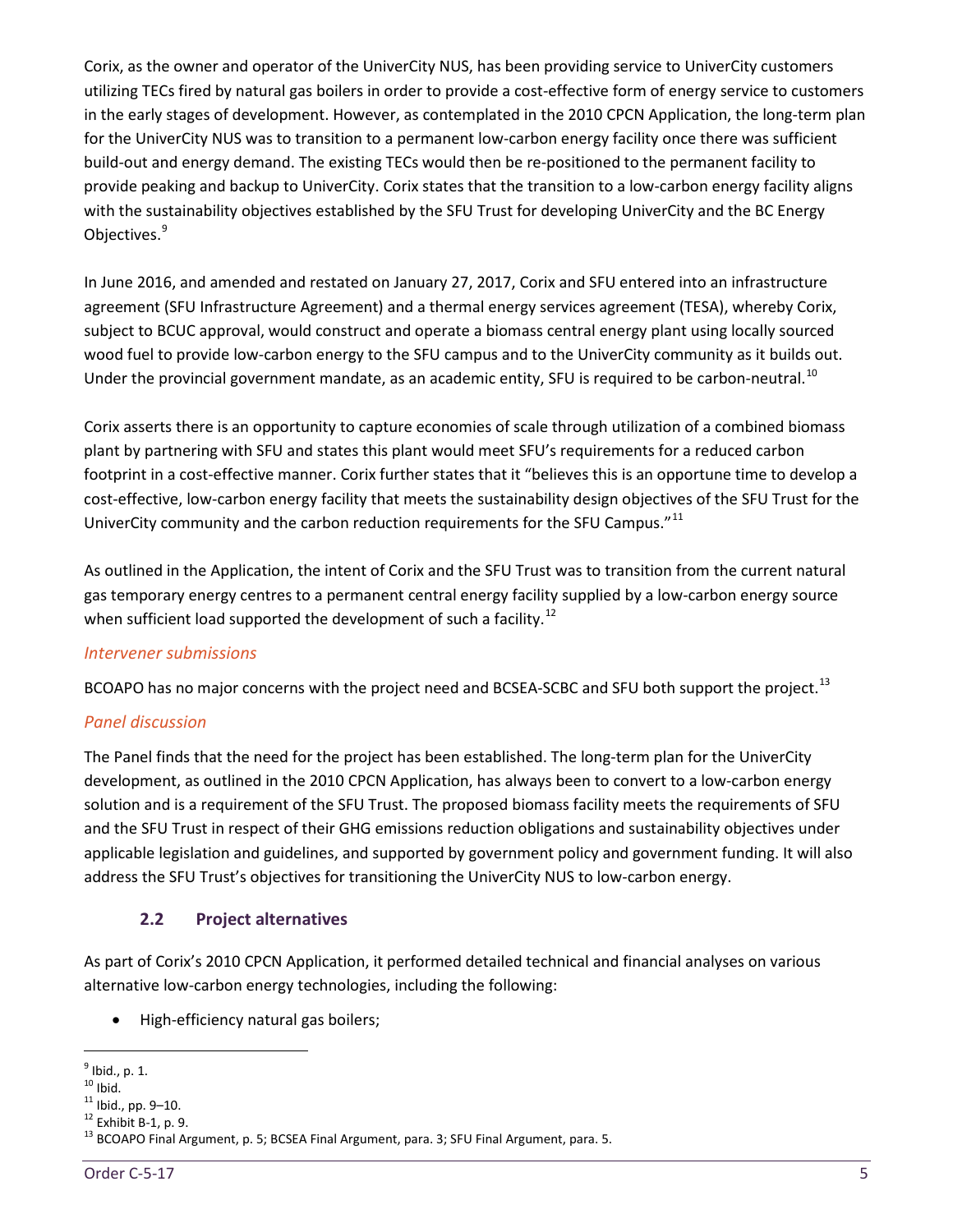Corix, as the owner and operator of the UniverCity NUS, has been providing service to UniverCity customers utilizing TECs fired by natural gas boilers in order to provide a cost-effective form of energy service to customers in the early stages of development. However, as contemplated in the 2010 CPCN Application, the long-term plan for the UniverCity NUS was to transition to a permanent low-carbon energy facility once there was sufficient build-out and energy demand. The existing TECs would then be re-positioned to the permanent facility to provide peaking and backup to UniverCity. Corix states that the transition to a low-carbon energy facility aligns with the sustainability objectives established by the SFU Trust for developing UniverCity and the BC Energy Objectives.[9]

In June 2016, and amended and restated on January 27, 2017, Corix and SFU entered into an infrastructure agreement (SFU Infrastructure Agreement) and a thermal energy services agreement (TESA), whereby Corix, subject to BCUC approval, would construct and operate a biomass central energy plant using locally sourced wood fuel to provide low-carbon energy to the SFU campus and to the UniverCity community as it builds out. Under the provincial government mandate, as an academic entity, SFU is required to be carbon-neutral.[10]

Corix asserts there is an opportunity to capture economies of scale through utilization of a combined biomass plant by partnering with SFU and states this plant would meet SFU's requirements for a reduced carbon footprint in a cost-effective manner. Corix further states that it "believes this is an opportune time to develop a cost-effective, low-carbon energy facility that meets the sustainability design objectives of the SFU Trust for the UniverCity community and the carbon reduction requirements for the SFU Campus."[11]

As outlined in the Application, the intent of Corix and the SFU Trust was to transition from the current natural gas temporary energy centres to a permanent central energy facility supplied by a low-carbon energy source when sufficient load supported the development of such a facility.[12]

*Intervener submissions*

BCOAPO has no major concerns with the project need and BCSEA-SCBC and SFU both support the project.[13]

*Panel discussion*

The Panel finds that the need for the project has been established. The long-term plan for the UniverCity development, as outlined in the 2010 CPCN Application, has always been to convert to a low-carbon energy solution and is a requirement of the SFU Trust. The proposed biomass facility meets the requirements of SFU and the SFU Trust in respect of their GHG emissions reduction obligations and sustainability objectives under applicable legislation and guidelines, and supported by government policy and government funding. It will also address the SFU Trust's objectives for transitioning the UniverCity NUS to low-carbon energy.

### 2.2 Project alternatives

As part of Corix's 2010 CPCN Application, it performed detailed technical and financial analyses on various alternative low-carbon energy technologies, including the following:

- High-efficiency natural gas boilers;

---

[9] Ibid., p. 1.
[10] Ibid.
[11] Ibid., pp. 9–10.
[12] Exhibit B-1, p. 9.
[13] BCOAPO Final Argument, p. 5; BCSEA Final Argument, para. 3; SFU Final Argument, para. 5.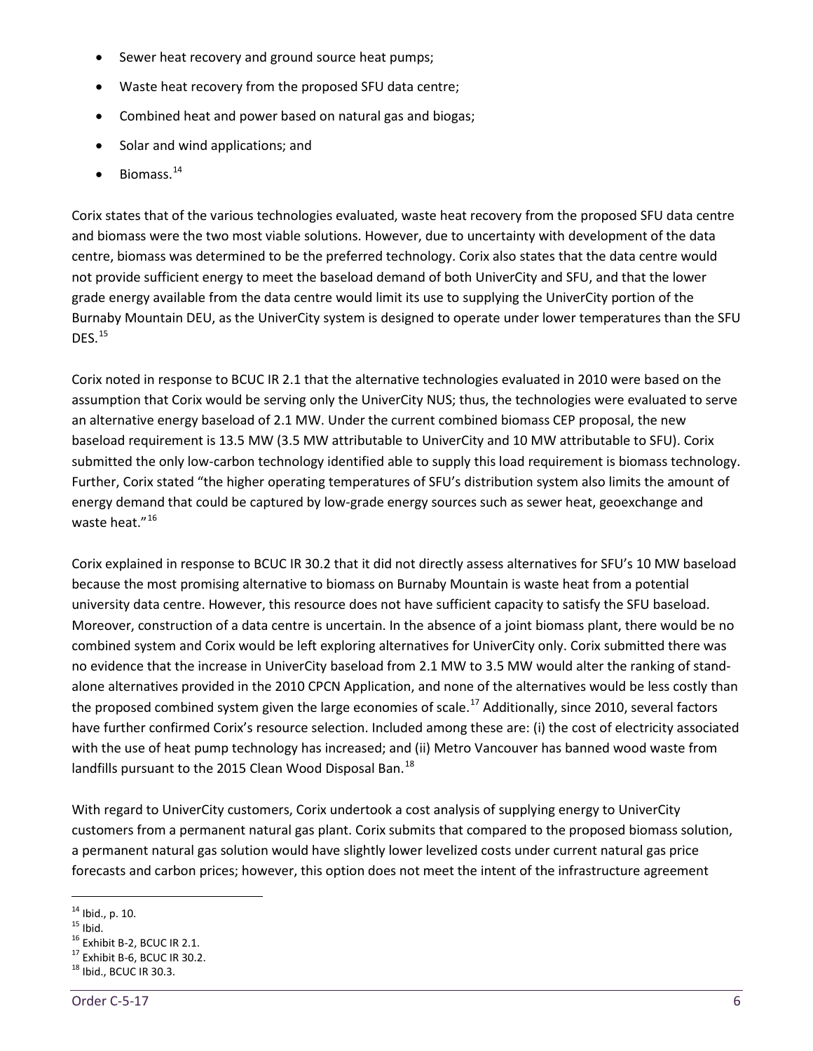- Sewer heat recovery and ground source heat pumps;
- Waste heat recovery from the proposed SFU data centre;
- Combined heat and power based on natural gas and biogas;
- Solar and wind applications; and
- Biomass.[14]

Corix states that of the various technologies evaluated, waste heat recovery from the proposed SFU data centre and biomass were the two most viable solutions. However, due to uncertainty with development of the data centre, biomass was determined to be the preferred technology. Corix also states that the data centre would not provide sufficient energy to meet the baseload demand of both UniverCity and SFU, and that the lower grade energy available from the data centre would limit its use to supplying the UniverCity portion of the Burnaby Mountain DEU, as the UniverCity system is designed to operate under lower temperatures than the SFU DES.[15]

Corix noted in response to BCUC IR 2.1 that the alternative technologies evaluated in 2010 were based on the assumption that Corix would be serving only the UniverCity NUS; thus, the technologies were evaluated to serve an alternative energy baseload of 2.1 MW. Under the current combined biomass CEP proposal, the new baseload requirement is 13.5 MW (3.5 MW attributable to UniverCity and 10 MW attributable to SFU). Corix submitted the only low-carbon technology identified able to supply this load requirement is biomass technology. Further, Corix stated "the higher operating temperatures of SFU's distribution system also limits the amount of energy demand that could be captured by low-grade energy sources such as sewer heat, geoexchange and waste heat."[16]

Corix explained in response to BCUC IR 30.2 that it did not directly assess alternatives for SFU's 10 MW baseload because the most promising alternative to biomass on Burnaby Mountain is waste heat from a potential university data centre. However, this resource does not have sufficient capacity to satisfy the SFU baseload. Moreover, construction of a data centre is uncertain. In the absence of a joint biomass plant, there would be no combined system and Corix would be left exploring alternatives for UniverCity only. Corix submitted there was no evidence that the increase in UniverCity baseload from 2.1 MW to 3.5 MW would alter the ranking of stand-alone alternatives provided in the 2010 CPCN Application, and none of the alternatives would be less costly than the proposed combined system given the large economies of scale.[17] Additionally, since 2010, several factors have further confirmed Corix's resource selection. Included among these are: (i) the cost of electricity associated with the use of heat pump technology has increased; and (ii) Metro Vancouver has banned wood waste from landfills pursuant to the 2015 Clean Wood Disposal Ban.[18]

With regard to UniverCity customers, Corix undertook a cost analysis of supplying energy to UniverCity customers from a permanent natural gas plant. Corix submits that compared to the proposed biomass solution, a permanent natural gas solution would have slightly lower levelized costs under current natural gas price forecasts and carbon prices; however, this option does not meet the intent of the infrastructure agreement

[14] Ibid., p. 10.
[15] Ibid.
[16] Exhibit B-2, BCUC IR 2.1.
[17] Exhibit B-6, BCUC IR 30.2.
[18] Ibid., BCUC IR 30.3.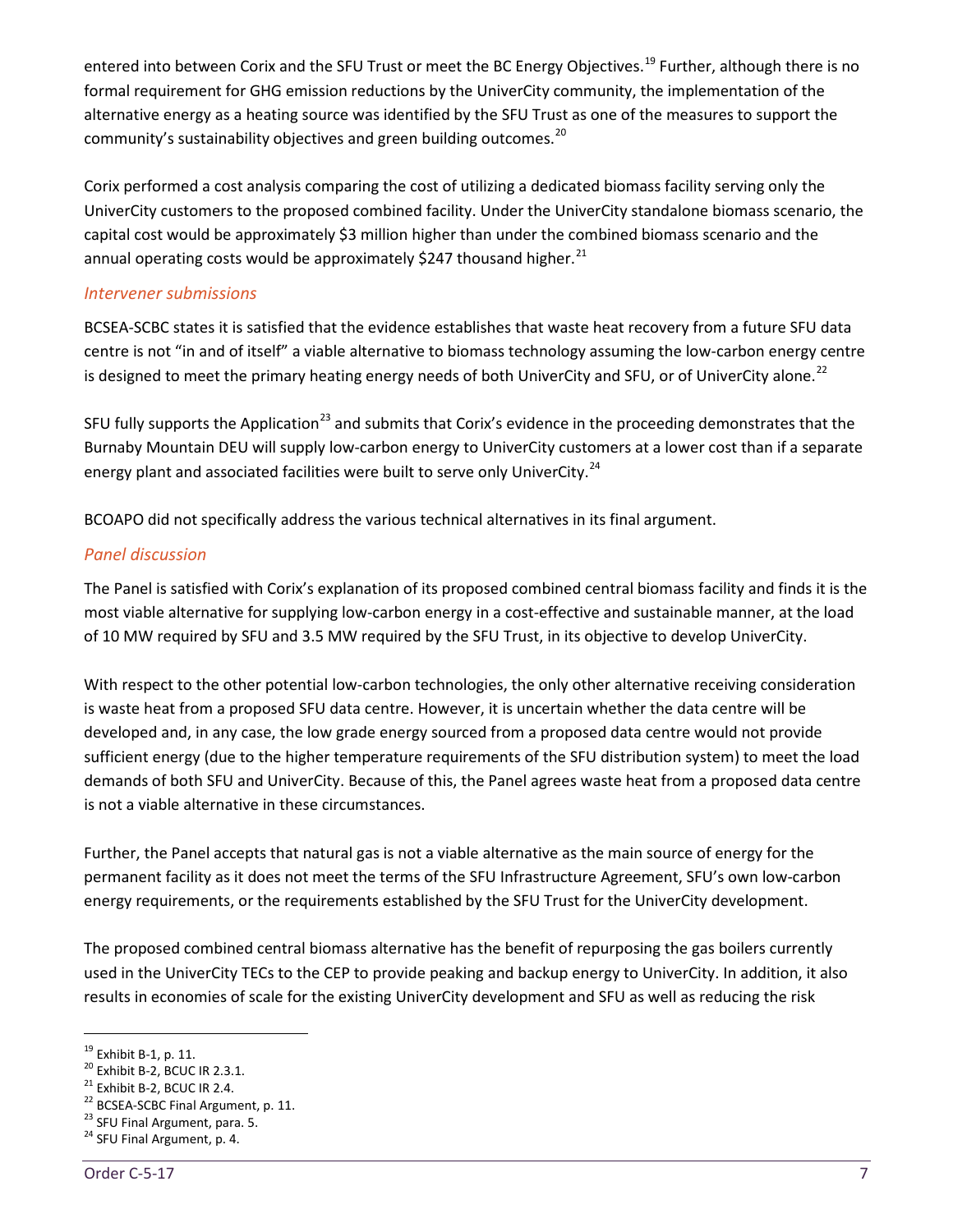entered into between Corix and the SFU Trust or meet the BC Energy Objectives.[19] Further, although there is no formal requirement for GHG emission reductions by the UniverCity community, the implementation of the alternative energy as a heating source was identified by the SFU Trust as one of the measures to support the community's sustainability objectives and green building outcomes.[20]

Corix performed a cost analysis comparing the cost of utilizing a dedicated biomass facility serving only the UniverCity customers to the proposed combined facility. Under the UniverCity standalone biomass scenario, the capital cost would be approximately $3 million higher than under the combined biomass scenario and the annual operating costs would be approximately $247 thousand higher.[21]

### *Intervener submissions*

BCSEA-SCBC states it is satisfied that the evidence establishes that waste heat recovery from a future SFU data centre is not "in and of itself" a viable alternative to biomass technology assuming the low-carbon energy centre is designed to meet the primary heating energy needs of both UniverCity and SFU, or of UniverCity alone.[22]

SFU fully supports the Application[23] and submits that Corix's evidence in the proceeding demonstrates that the Burnaby Mountain DEU will supply low-carbon energy to UniverCity customers at a lower cost than if a separate energy plant and associated facilities were built to serve only UniverCity.[24]

BCOAPO did not specifically address the various technical alternatives in its final argument.

### *Panel discussion*

The Panel is satisfied with Corix's explanation of its proposed combined central biomass facility and finds it is the most viable alternative for supplying low-carbon energy in a cost-effective and sustainable manner, at the load of 10 MW required by SFU and 3.5 MW required by the SFU Trust, in its objective to develop UniverCity.

With respect to the other potential low-carbon technologies, the only other alternative receiving consideration is waste heat from a proposed SFU data centre. However, it is uncertain whether the data centre will be developed and, in any case, the low grade energy sourced from a proposed data centre would not provide sufficient energy (due to the higher temperature requirements of the SFU distribution system) to meet the load demands of both SFU and UniverCity. Because of this, the Panel agrees waste heat from a proposed data centre is not a viable alternative in these circumstances.

Further, the Panel accepts that natural gas is not a viable alternative as the main source of energy for the permanent facility as it does not meet the terms of the SFU Infrastructure Agreement, SFU's own low-carbon energy requirements, or the requirements established by the SFU Trust for the UniverCity development.

The proposed combined central biomass alternative has the benefit of repurposing the gas boilers currently used in the UniverCity TECs to the CEP to provide peaking and backup energy to UniverCity. In addition, it also results in economies of scale for the existing UniverCity development and SFU as well as reducing the risk

---

[19] Exhibit B-1, p. 11.
[20] Exhibit B-2, BCUC IR 2.3.1.
[21] Exhibit B-2, BCUC IR 2.4.
[22] BCSEA-SCBC Final Argument, p. 11.
[23] SFU Final Argument, para. 5.
[24] SFU Final Argument, p. 4.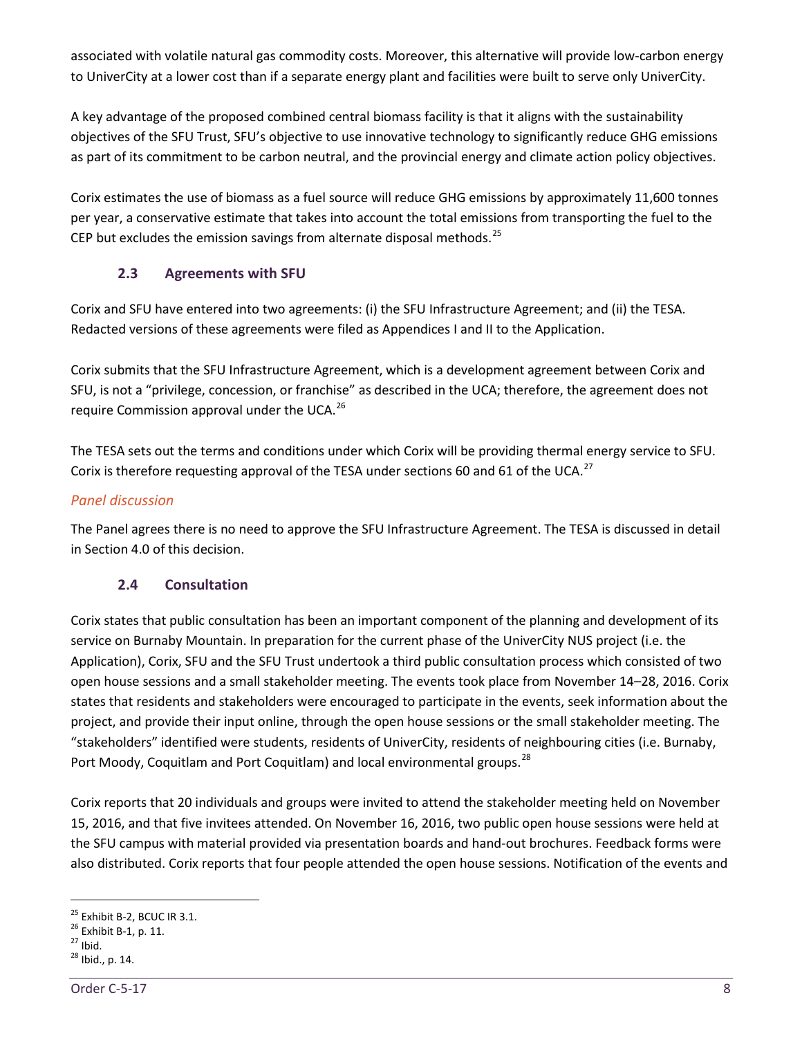associated with volatile natural gas commodity costs. Moreover, this alternative will provide low-carbon energy to UniverCity at a lower cost than if a separate energy plant and facilities were built to serve only UniverCity.

A key advantage of the proposed combined central biomass facility is that it aligns with the sustainability objectives of the SFU Trust, SFU's objective to use innovative technology to significantly reduce GHG emissions as part of its commitment to be carbon neutral, and the provincial energy and climate action policy objectives.

Corix estimates the use of biomass as a fuel source will reduce GHG emissions by approximately 11,600 tonnes per year, a conservative estimate that takes into account the total emissions from transporting the fuel to the CEP but excludes the emission savings from alternate disposal methods.[25]

### 2.3 Agreements with SFU

Corix and SFU have entered into two agreements: (i) the SFU Infrastructure Agreement; and (ii) the TESA. Redacted versions of these agreements were filed as Appendices I and II to the Application.

Corix submits that the SFU Infrastructure Agreement, which is a development agreement between Corix and SFU, is not a "privilege, concession, or franchise" as described in the UCA; therefore, the agreement does not require Commission approval under the UCA.[26]

The TESA sets out the terms and conditions under which Corix will be providing thermal energy service to SFU. Corix is therefore requesting approval of the TESA under sections 60 and 61 of the UCA.[27]

*Panel discussion*

The Panel agrees there is no need to approve the SFU Infrastructure Agreement. The TESA is discussed in detail in Section 4.0 of this decision.

### 2.4 Consultation

Corix states that public consultation has been an important component of the planning and development of its service on Burnaby Mountain. In preparation for the current phase of the UniverCity NUS project (i.e. the Application), Corix, SFU and the SFU Trust undertook a third public consultation process which consisted of two open house sessions and a small stakeholder meeting. The events took place from November 14–28, 2016. Corix states that residents and stakeholders were encouraged to participate in the events, seek information about the project, and provide their input online, through the open house sessions or the small stakeholder meeting. The "stakeholders" identified were students, residents of UniverCity, residents of neighbouring cities (i.e. Burnaby, Port Moody, Coquitlam and Port Coquitlam) and local environmental groups.[28]

Corix reports that 20 individuals and groups were invited to attend the stakeholder meeting held on November 15, 2016, and that five invitees attended. On November 16, 2016, two public open house sessions were held at the SFU campus with material provided via presentation boards and hand-out brochures. Feedback forms were also distributed. Corix reports that four people attended the open house sessions. Notification of the events and

[25] Exhibit B-2, BCUC IR 3.1.
[26] Exhibit B-1, p. 11.
[27] Ibid.
[28] Ibid., p. 14.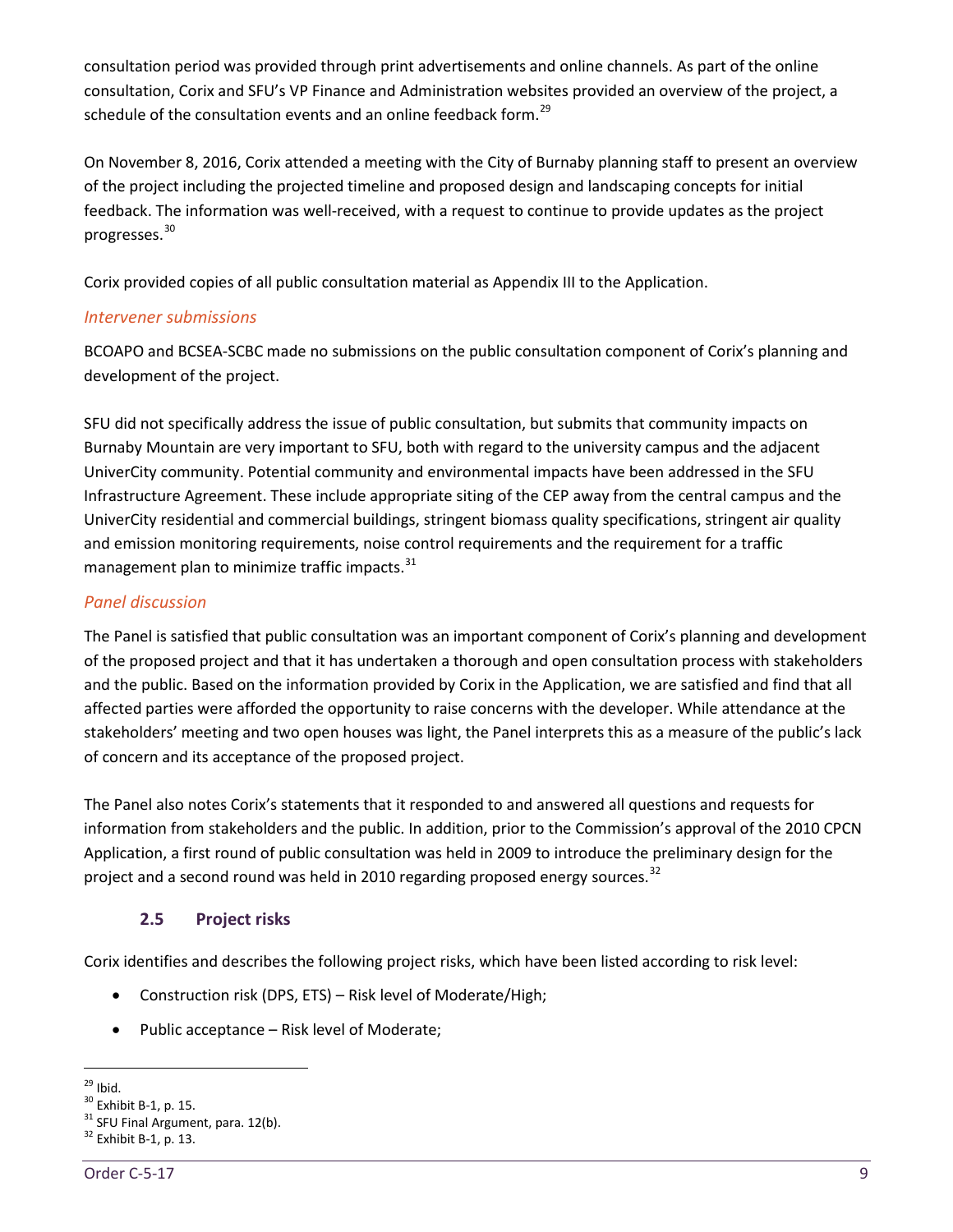consultation period was provided through print advertisements and online channels. As part of the online consultation, Corix and SFU's VP Finance and Administration websites provided an overview of the project, a schedule of the consultation events and an online feedback form.[29]

On November 8, 2016, Corix attended a meeting with the City of Burnaby planning staff to present an overview of the project including the projected timeline and proposed design and landscaping concepts for initial feedback. The information was well-received, with a request to continue to provide updates as the project progresses.[30]

Corix provided copies of all public consultation material as Appendix III to the Application.

### *Intervener submissions*

BCOAPO and BCSEA-SCBC made no submissions on the public consultation component of Corix's planning and development of the project.

SFU did not specifically address the issue of public consultation, but submits that community impacts on Burnaby Mountain are very important to SFU, both with regard to the university campus and the adjacent UniverCity community. Potential community and environmental impacts have been addressed in the SFU Infrastructure Agreement. These include appropriate siting of the CEP away from the central campus and the UniverCity residential and commercial buildings, stringent biomass quality specifications, stringent air quality and emission monitoring requirements, noise control requirements and the requirement for a traffic management plan to minimize traffic impacts.[31]

### *Panel discussion*

The Panel is satisfied that public consultation was an important component of Corix's planning and development of the proposed project and that it has undertaken a thorough and open consultation process with stakeholders and the public. Based on the information provided by Corix in the Application, we are satisfied and find that all affected parties were afforded the opportunity to raise concerns with the developer. While attendance at the stakeholders' meeting and two open houses was light, the Panel interprets this as a measure of the public's lack of concern and its acceptance of the proposed project.

The Panel also notes Corix's statements that it responded to and answered all questions and requests for information from stakeholders and the public. In addition, prior to the Commission's approval of the 2010 CPCN Application, a first round of public consultation was held in 2009 to introduce the preliminary design for the project and a second round was held in 2010 regarding proposed energy sources.[32]

## 2.5 Project risks

Corix identifies and describes the following project risks, which have been listed according to risk level:

- Construction risk (DPS, ETS) – Risk level of Moderate/High;
- Public acceptance – Risk level of Moderate;

---

[29] Ibid.
[30] Exhibit B-1, p. 15.
[31] SFU Final Argument, para. 12(b).
[32] Exhibit B-1, p. 13.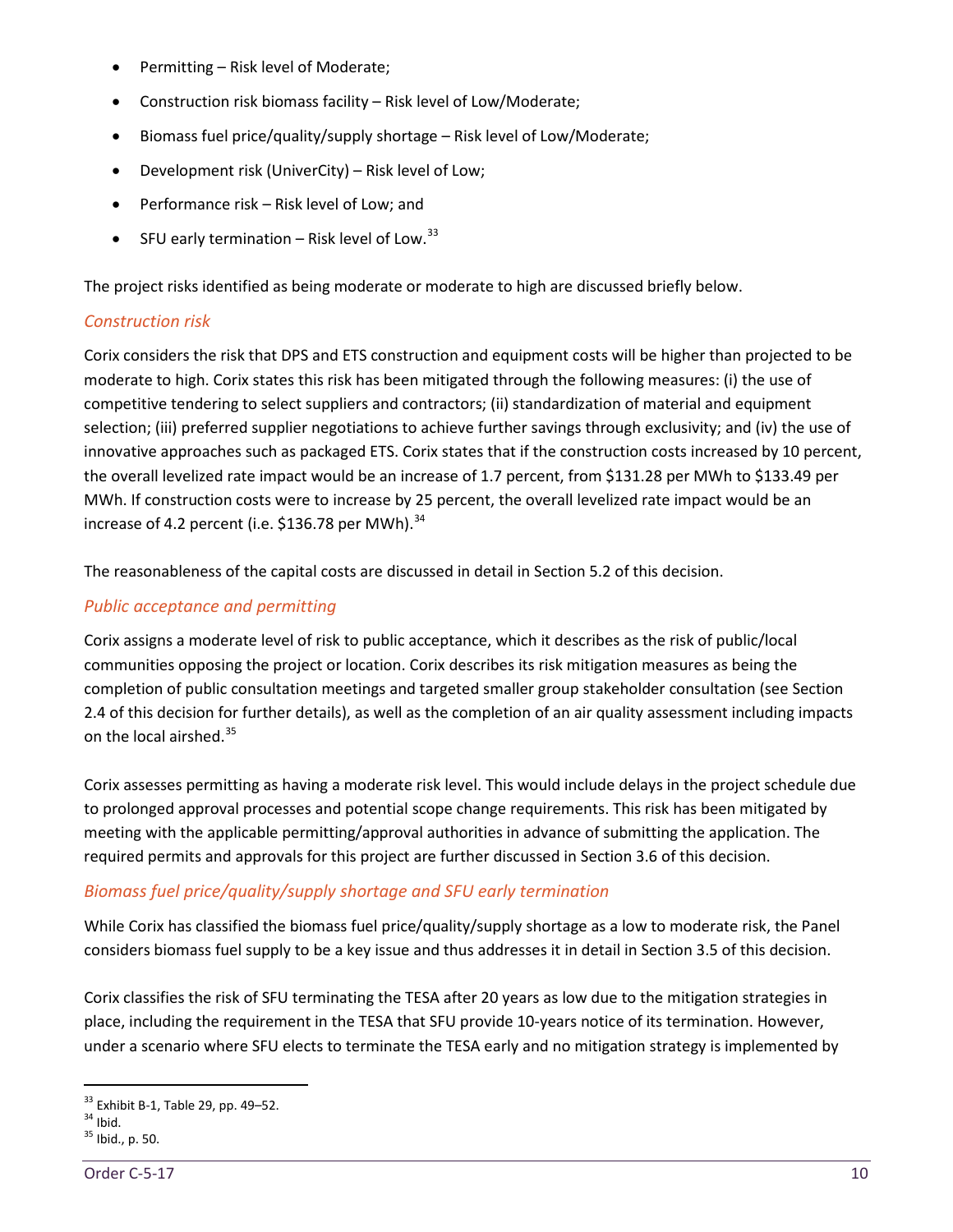- Permitting – Risk level of Moderate;
- Construction risk biomass facility – Risk level of Low/Moderate;
- Biomass fuel price/quality/supply shortage – Risk level of Low/Moderate;
- Development risk (UniverCity) – Risk level of Low;
- Performance risk – Risk level of Low; and
- SFU early termination – Risk level of Low.[33]

The project risks identified as being moderate or moderate to high are discussed briefly below.

### *Construction risk*

Corix considers the risk that DPS and ETS construction and equipment costs will be higher than projected to be moderate to high. Corix states this risk has been mitigated through the following measures: (i) the use of competitive tendering to select suppliers and contractors; (ii) standardization of material and equipment selection; (iii) preferred supplier negotiations to achieve further savings through exclusivity; and (iv) the use of innovative approaches such as packaged ETS. Corix states that if the construction costs increased by 10 percent, the overall levelized rate impact would be an increase of 1.7 percent, from $131.28 per MWh to $133.49 per MWh. If construction costs were to increase by 25 percent, the overall levelized rate impact would be an increase of 4.2 percent (i.e. $136.78 per MWh).[34]

The reasonableness of the capital costs are discussed in detail in Section 5.2 of this decision.

### *Public acceptance and permitting*

Corix assigns a moderate level of risk to public acceptance, which it describes as the risk of public/local communities opposing the project or location. Corix describes its risk mitigation measures as being the completion of public consultation meetings and targeted smaller group stakeholder consultation (see Section 2.4 of this decision for further details), as well as the completion of an air quality assessment including impacts on the local airshed.[35]

Corix assesses permitting as having a moderate risk level. This would include delays in the project schedule due to prolonged approval processes and potential scope change requirements. This risk has been mitigated by meeting with the applicable permitting/approval authorities in advance of submitting the application. The required permits and approvals for this project are further discussed in Section 3.6 of this decision.

### *Biomass fuel price/quality/supply shortage and SFU early termination*

While Corix has classified the biomass fuel price/quality/supply shortage as a low to moderate risk, the Panel considers biomass fuel supply to be a key issue and thus addresses it in detail in Section 3.5 of this decision.

Corix classifies the risk of SFU terminating the TESA after 20 years as low due to the mitigation strategies in place, including the requirement in the TESA that SFU provide 10-years notice of its termination. However, under a scenario where SFU elects to terminate the TESA early and no mitigation strategy is implemented by

---

[33] Exhibit B-1, Table 29, pp. 49–52.
[34] Ibid.
[35] Ibid., p. 50.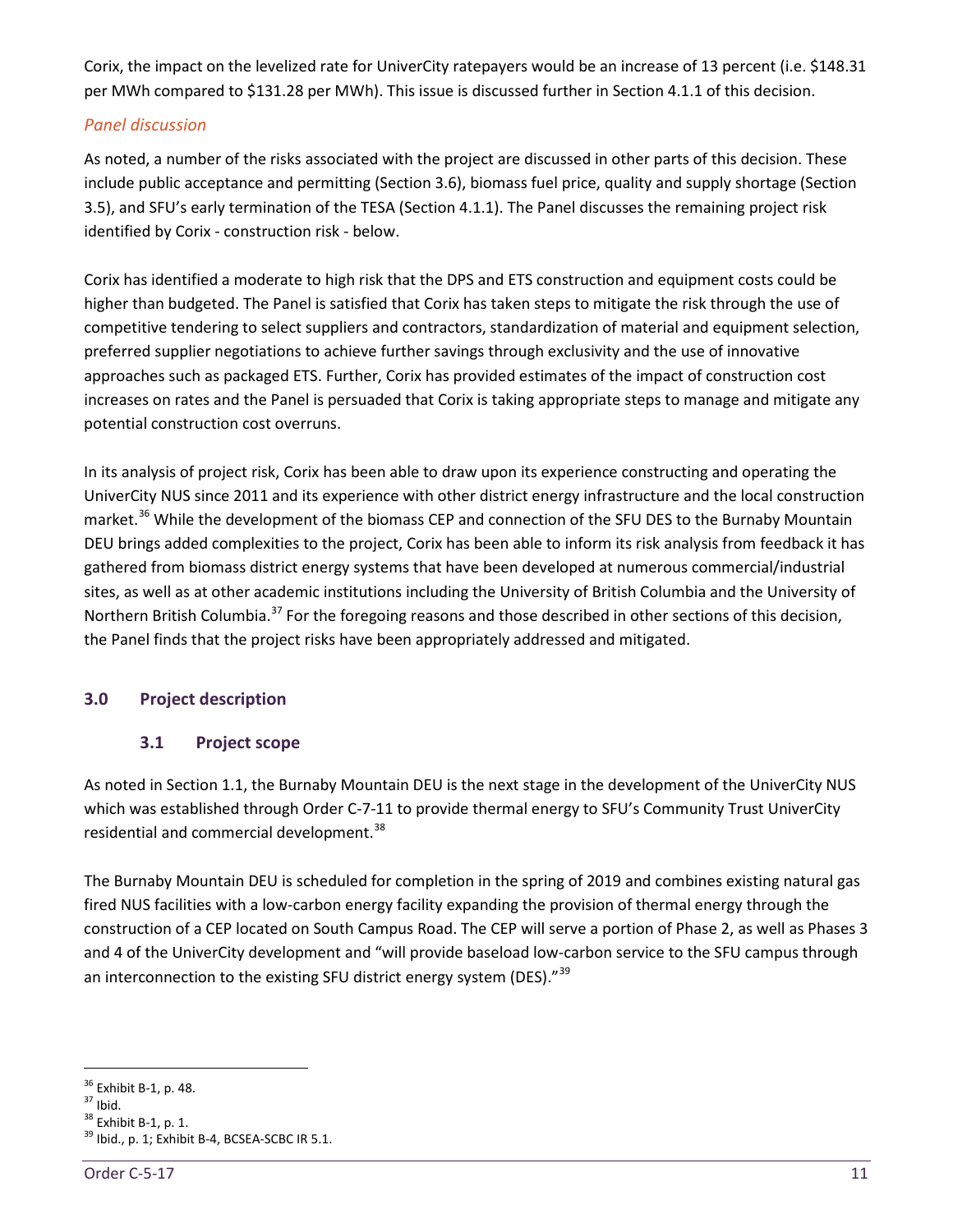Corix, the impact on the levelized rate for UniverCity ratepayers would be an increase of 13 percent (i.e. $148.31 per MWh compared to $131.28 per MWh). This issue is discussed further in Section 4.1.1 of this decision.

*Panel discussion*

As noted, a number of the risks associated with the project are discussed in other parts of this decision. These include public acceptance and permitting (Section 3.6), biomass fuel price, quality and supply shortage (Section 3.5), and SFU's early termination of the TESA (Section 4.1.1). The Panel discusses the remaining project risk identified by Corix - construction risk - below.

Corix has identified a moderate to high risk that the DPS and ETS construction and equipment costs could be higher than budgeted. The Panel is satisfied that Corix has taken steps to mitigate the risk through the use of competitive tendering to select suppliers and contractors, standardization of material and equipment selection, preferred supplier negotiations to achieve further savings through exclusivity and the use of innovative approaches such as packaged ETS. Further, Corix has provided estimates of the impact of construction cost increases on rates and the Panel is persuaded that Corix is taking appropriate steps to manage and mitigate any potential construction cost overruns.

In its analysis of project risk, Corix has been able to draw upon its experience constructing and operating the UniverCity NUS since 2011 and its experience with other district energy infrastructure and the local construction market.[36] While the development of the biomass CEP and connection of the SFU DES to the Burnaby Mountain DEU brings added complexities to the project, Corix has been able to inform its risk analysis from feedback it has gathered from biomass district energy systems that have been developed at numerous commercial/industrial sites, as well as at other academic institutions including the University of British Columbia and the University of Northern British Columbia.[37] For the foregoing reasons and those described in other sections of this decision, the Panel finds that the project risks have been appropriately addressed and mitigated.

## 3.0 Project description

### 3.1 Project scope

As noted in Section 1.1, the Burnaby Mountain DEU is the next stage in the development of the UniverCity NUS which was established through Order C-7-11 to provide thermal energy to SFU's Community Trust UniverCity residential and commercial development.[38]

The Burnaby Mountain DEU is scheduled for completion in the spring of 2019 and combines existing natural gas fired NUS facilities with a low-carbon energy facility expanding the provision of thermal energy through the construction of a CEP located on South Campus Road. The CEP will serve a portion of Phase 2, as well as Phases 3 and 4 of the UniverCity development and "will provide baseload low-carbon service to the SFU campus through an interconnection to the existing SFU district energy system (DES)."[39]

---

[36] Exhibit B-1, p. 48.
[37] Ibid.
[38] Exhibit B-1, p. 1.
[39] Ibid., p. 1; Exhibit B-4, BCSEA-SCBC IR 5.1.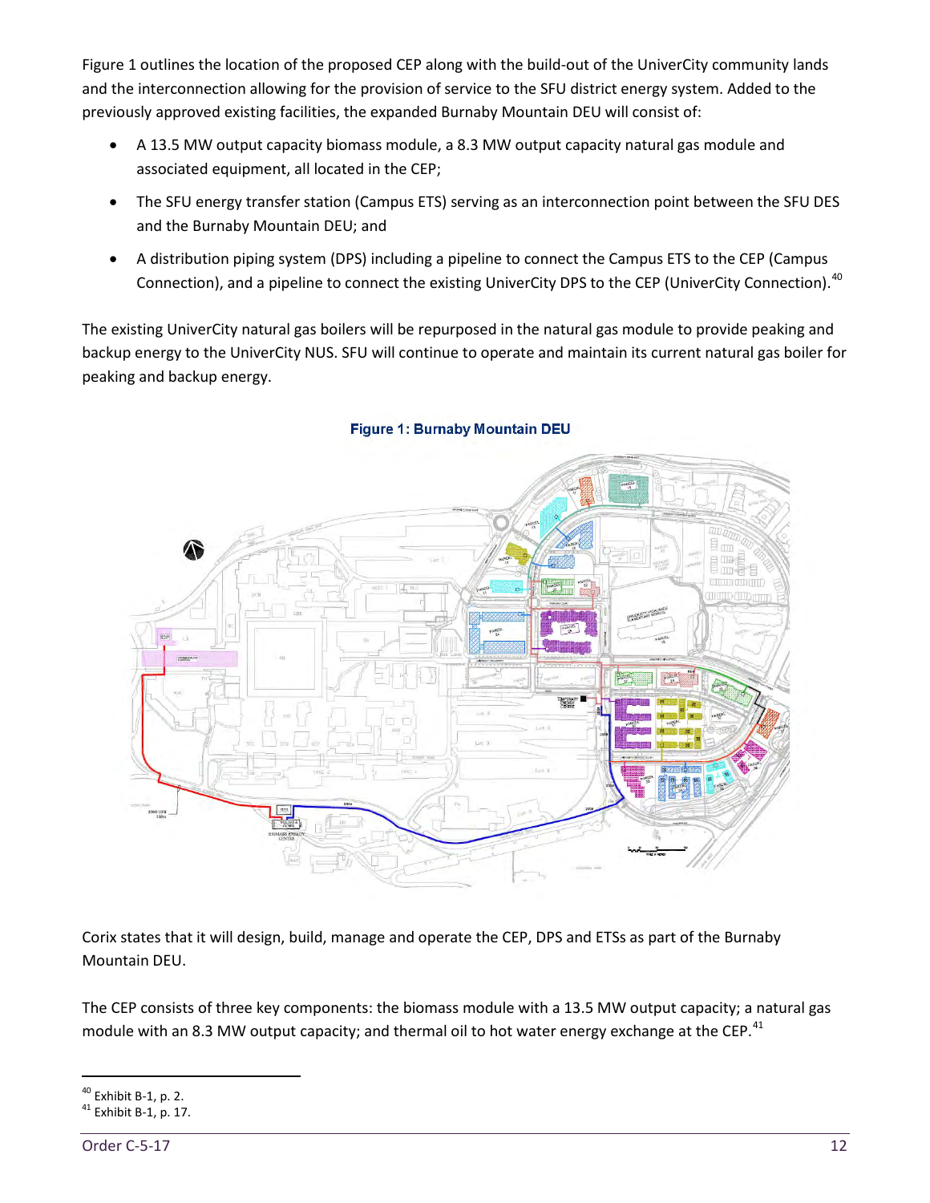Figure 1 outlines the location of the proposed CEP along with the build-out of the UniverCity community lands and the interconnection allowing for the provision of service to the SFU district energy system. Added to the previously approved existing facilities, the expanded Burnaby Mountain DEU will consist of:

- A 13.5 MW output capacity biomass module, a 8.3 MW output capacity natural gas module and associated equipment, all located in the CEP;
- The SFU energy transfer station (Campus ETS) serving as an interconnection point between the SFU DES and the Burnaby Mountain DEU; and
- A distribution piping system (DPS) including a pipeline to connect the Campus ETS to the CEP (Campus Connection), and a pipeline to connect the existing UniverCity DPS to the CEP (UniverCity Connection).[40]

The existing UniverCity natural gas boilers will be repurposed in the natural gas module to provide peaking and backup energy to the UniverCity NUS. SFU will continue to operate and maintain its current natural gas boiler for peaking and backup energy.

**Figure 1: Burnaby Mountain DEU**

Corix states that it will design, build, manage and operate the CEP, DPS and ETSs as part of the Burnaby Mountain DEU.

The CEP consists of three key components: the biomass module with a 13.5 MW output capacity; a natural gas module with an 8.3 MW output capacity; and thermal oil to hot water energy exchange at the CEP.[41]

---

[40] Exhibit B-1, p. 2.
[41] Exhibit B-1, p. 17.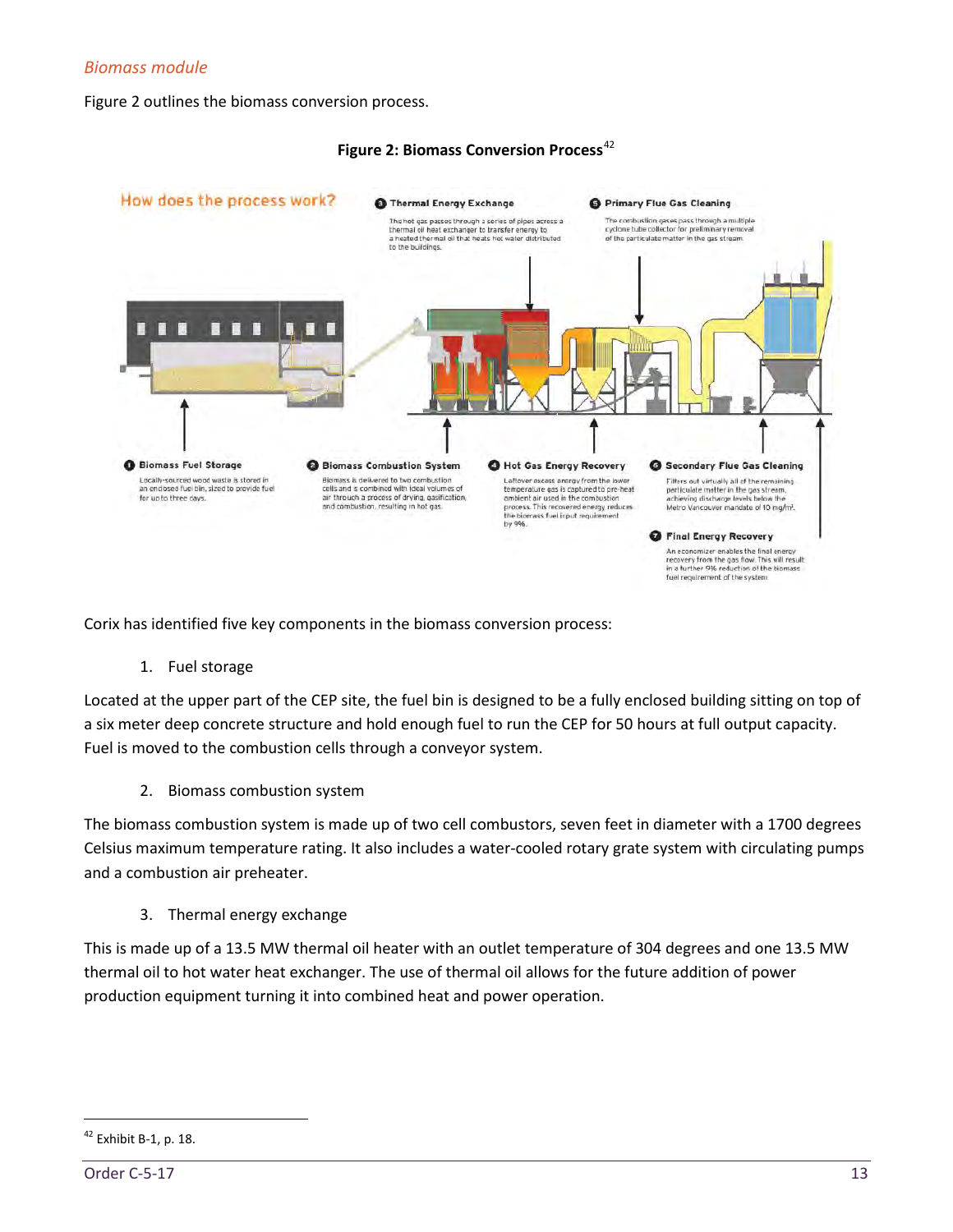*Biomass module*

Figure 2 outlines the biomass conversion process.

**Figure 2: Biomass Conversion Process**[42]

How does the process work?

❶ **Biomass Fuel Storage**
Locally-sourced wood waste is stored in an enclosed fuel bin, sized to provide fuel for up to three days.

❷ **Biomass Combustion System**
Biomass is delivered to two combustion cells and is combined with ideal volumes of air through a process of drying, gasification, and combustion, resulting in hot gas.

❸ **Thermal Energy Exchange**
The hot gas passes through a series of pipes across a thermal oil heat exchanger to transfer energy to a heated thermal oil that heats hot water distributed to the buildings.

❹ **Hot Gas Energy Recovery**
Leftover excess energy from the lower temperature gas is captured to pre-heat ambient air used in the combustion process. This recovered energy reduces the biomass fuel input requirement by 9%.

❺ **Primary Flue Gas Cleaning**
The combustion gases pass through a multiple cyclone tube collector for preliminary removal of the particulate matter in the gas stream.

❻ **Secondary Flue Gas Cleaning**
Filters out virtually all of the remaining particulate matter in the gas stream, achieving discharge levels below the Metro Vancouver mandate of 10 mg/m³.

❼ **Final Energy Recovery**
An economizer enables the final energy recovery from the gas flow. This will result in a further 9% reduction of the biomass fuel requirement of the system.

Corix has identified five key components in the biomass conversion process:

1. Fuel storage

Located at the upper part of the CEP site, the fuel bin is designed to be a fully enclosed building sitting on top of a six meter deep concrete structure and hold enough fuel to run the CEP for 50 hours at full output capacity. Fuel is moved to the combustion cells through a conveyor system.

2. Biomass combustion system

The biomass combustion system is made up of two cell combustors, seven feet in diameter with a 1700 degrees Celsius maximum temperature rating. It also includes a water-cooled rotary grate system with circulating pumps and a combustion air preheater.

3. Thermal energy exchange

This is made up of a 13.5 MW thermal oil heater with an outlet temperature of 304 degrees and one 13.5 MW thermal oil to hot water heat exchanger. The use of thermal oil allows for the future addition of power production equipment turning it into combined heat and power operation.

[42] Exhibit B-1, p. 18.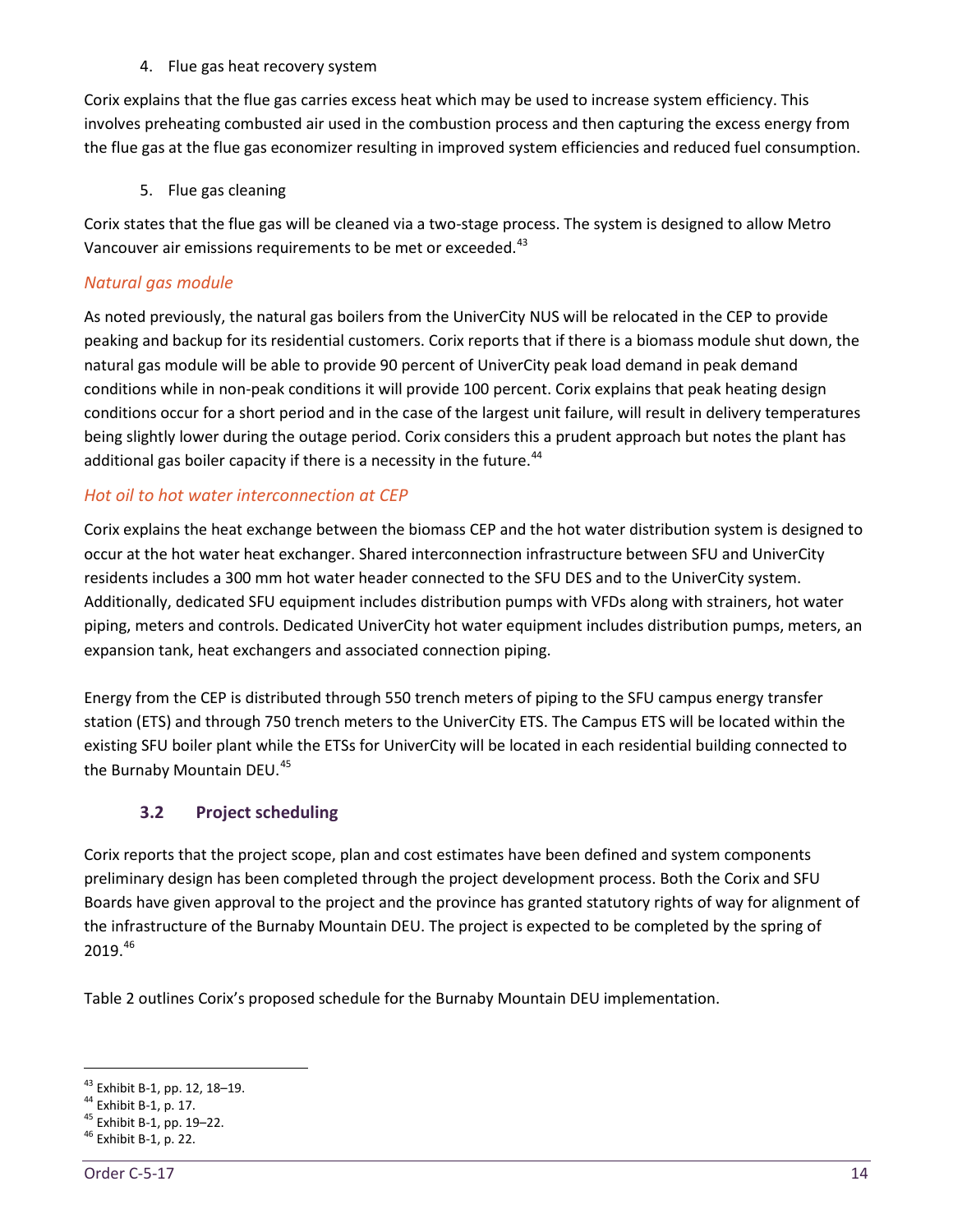4. Flue gas heat recovery system

Corix explains that the flue gas carries excess heat which may be used to increase system efficiency. This involves preheating combusted air used in the combustion process and then capturing the excess energy from the flue gas at the flue gas economizer resulting in improved system efficiencies and reduced fuel consumption.

5. Flue gas cleaning

Corix states that the flue gas will be cleaned via a two-stage process. The system is designed to allow Metro Vancouver air emissions requirements to be met or exceeded.[43]

*Natural gas module*

As noted previously, the natural gas boilers from the UniverCity NUS will be relocated in the CEP to provide peaking and backup for its residential customers. Corix reports that if there is a biomass module shut down, the natural gas module will be able to provide 90 percent of UniverCity peak load demand in peak demand conditions while in non-peak conditions it will provide 100 percent. Corix explains that peak heating design conditions occur for a short period and in the case of the largest unit failure, will result in delivery temperatures being slightly lower during the outage period. Corix considers this a prudent approach but notes the plant has additional gas boiler capacity if there is a necessity in the future.[44]

*Hot oil to hot water interconnection at CEP*

Corix explains the heat exchange between the biomass CEP and the hot water distribution system is designed to occur at the hot water heat exchanger. Shared interconnection infrastructure between SFU and UniverCity residents includes a 300 mm hot water header connected to the SFU DES and to the UniverCity system. Additionally, dedicated SFU equipment includes distribution pumps with VFDs along with strainers, hot water piping, meters and controls. Dedicated UniverCity hot water equipment includes distribution pumps, meters, an expansion tank, heat exchangers and associated connection piping.

Energy from the CEP is distributed through 550 trench meters of piping to the SFU campus energy transfer station (ETS) and through 750 trench meters to the UniverCity ETS. The Campus ETS will be located within the existing SFU boiler plant while the ETSs for UniverCity will be located in each residential building connected to the Burnaby Mountain DEU.[45]

### 3.2 Project scheduling

Corix reports that the project scope, plan and cost estimates have been defined and system components preliminary design has been completed through the project development process. Both the Corix and SFU Boards have given approval to the project and the province has granted statutory rights of way for alignment of the infrastructure of the Burnaby Mountain DEU. The project is expected to be completed by the spring of 2019.[46]

Table 2 outlines Corix's proposed schedule for the Burnaby Mountain DEU implementation.

[43] Exhibit B-1, pp. 12, 18–19.
[44] Exhibit B-1, p. 17.
[45] Exhibit B-1, pp. 19–22.
[46] Exhibit B-1, p. 22.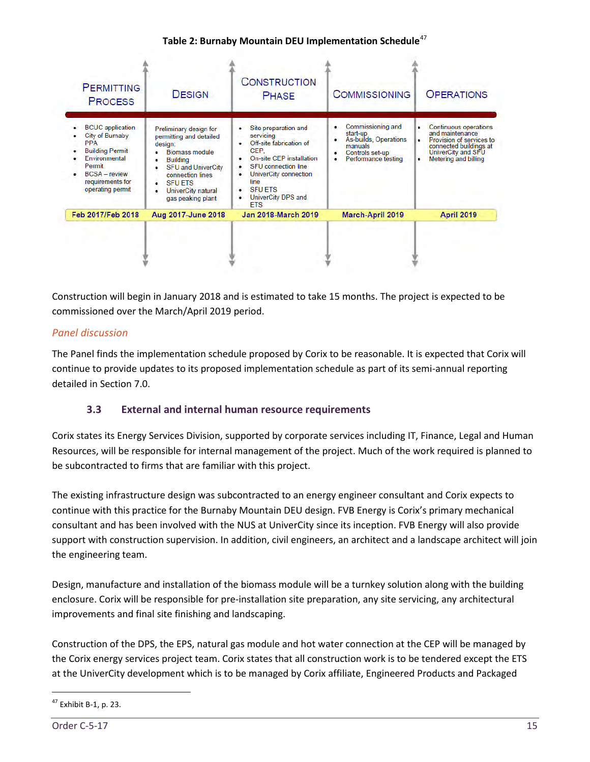**Table 2: Burnaby Mountain DEU Implementation Schedule**[47]

| Permitting Process | Design | Construction Phase | Commissioning | Operations |
|---|---|---|---|---|
| • BCUC application<br>• City of Burnaby PPA<br>• Building Permit<br>• Environmental Permit<br>• BCSA – review requirements for operating permit | Preliminary design for permitting and detailed design:<br>• Biomass module<br>• Building<br>• SFU and UniverCity connection lines<br>• SFU ETS<br>• UniverCity natural gas peaking plant | • Site preparation and servicing<br>• Off-site fabrication of CEP,<br>• On-site CEP installation<br>• SFU connection line<br>• UniverCity connection line<br>• SFU ETS<br>• UniverCity DPS and ETS | • Commissioning and start-up<br>• As-builds, Operations manuals<br>• Controls set-up<br>• Performance testing | • Continuous operations and maintenance<br>• Provision of services to connected buildings at UniverCity and SFU<br>• Metering and billing |
| Feb 2017/Feb 2018 | Aug 2017-June 2018 | Jan 2018-March 2019 | March-April 2019 | April 2019 |

Construction will begin in January 2018 and is estimated to take 15 months. The project is expected to be commissioned over the March/April 2019 period.

*Panel discussion*

The Panel finds the implementation schedule proposed by Corix to be reasonable. It is expected that Corix will continue to provide updates to its proposed implementation schedule as part of its semi-annual reporting detailed in Section 7.0.

### 3.3 External and internal human resource requirements

Corix states its Energy Services Division, supported by corporate services including IT, Finance, Legal and Human Resources, will be responsible for internal management of the project. Much of the work required is planned to be subcontracted to firms that are familiar with this project.

The existing infrastructure design was subcontracted to an energy engineer consultant and Corix expects to continue with this practice for the Burnaby Mountain DEU design. FVB Energy is Corix's primary mechanical consultant and has been involved with the NUS at UniverCity since its inception. FVB Energy will also provide support with construction supervision. In addition, civil engineers, an architect and a landscape architect will join the engineering team.

Design, manufacture and installation of the biomass module will be a turnkey solution along with the building enclosure. Corix will be responsible for pre-installation site preparation, any site servicing, any architectural improvements and final site finishing and landscaping.

Construction of the DPS, the EPS, natural gas module and hot water connection at the CEP will be managed by the Corix energy services project team. Corix states that all construction work is to be tendered except the ETS at the UniverCity development which is to be managed by Corix affiliate, Engineered Products and Packaged

[47] Exhibit B-1, p. 23.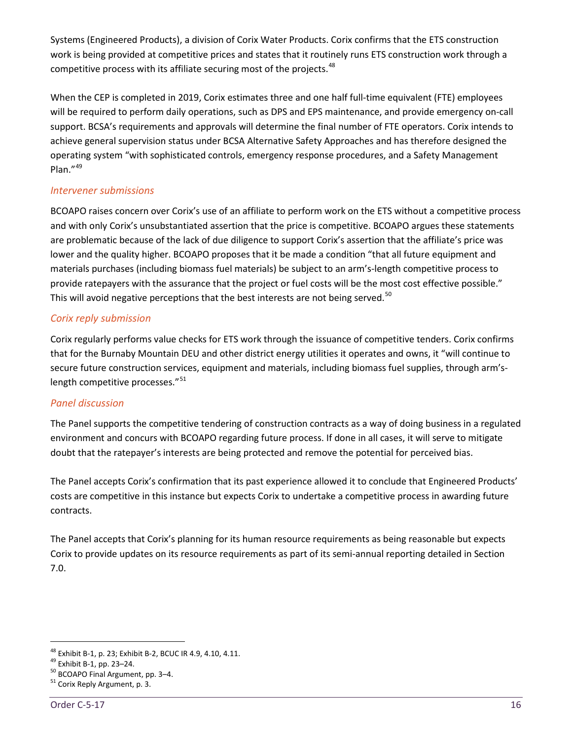Systems (Engineered Products), a division of Corix Water Products. Corix confirms that the ETS construction work is being provided at competitive prices and states that it routinely runs ETS construction work through a competitive process with its affiliate securing most of the projects.[48]

When the CEP is completed in 2019, Corix estimates three and one half full-time equivalent (FTE) employees will be required to perform daily operations, such as DPS and EPS maintenance, and provide emergency on-call support. BCSA's requirements and approvals will determine the final number of FTE operators. Corix intends to achieve general supervision status under BCSA Alternative Safety Approaches and has therefore designed the operating system "with sophisticated controls, emergency response procedures, and a Safety Management Plan."[49]

### *Intervener submissions*

BCOAPO raises concern over Corix's use of an affiliate to perform work on the ETS without a competitive process and with only Corix's unsubstantiated assertion that the price is competitive. BCOAPO argues these statements are problematic because of the lack of due diligence to support Corix's assertion that the affiliate's price was lower and the quality higher. BCOAPO proposes that it be made a condition "that all future equipment and materials purchases (including biomass fuel materials) be subject to an arm's-length competitive process to provide ratepayers with the assurance that the project or fuel costs will be the most cost effective possible." This will avoid negative perceptions that the best interests are not being served.[50]

### *Corix reply submission*

Corix regularly performs value checks for ETS work through the issuance of competitive tenders. Corix confirms that for the Burnaby Mountain DEU and other district energy utilities it operates and owns, it "will continue to secure future construction services, equipment and materials, including biomass fuel supplies, through arm's-length competitive processes."[51]

### *Panel discussion*

The Panel supports the competitive tendering of construction contracts as a way of doing business in a regulated environment and concurs with BCOAPO regarding future process. If done in all cases, it will serve to mitigate doubt that the ratepayer's interests are being protected and remove the potential for perceived bias.

The Panel accepts Corix's confirmation that its past experience allowed it to conclude that Engineered Products' costs are competitive in this instance but expects Corix to undertake a competitive process in awarding future contracts.

The Panel accepts that Corix's planning for its human resource requirements as being reasonable but expects Corix to provide updates on its resource requirements as part of its semi-annual reporting detailed in Section 7.0.

---

[48] Exhibit B-1, p. 23; Exhibit B-2, BCUC IR 4.9, 4.10, 4.11.
[49] Exhibit B-1, pp. 23–24.
[50] BCOAPO Final Argument, pp. 3–4.
[51] Corix Reply Argument, p. 3.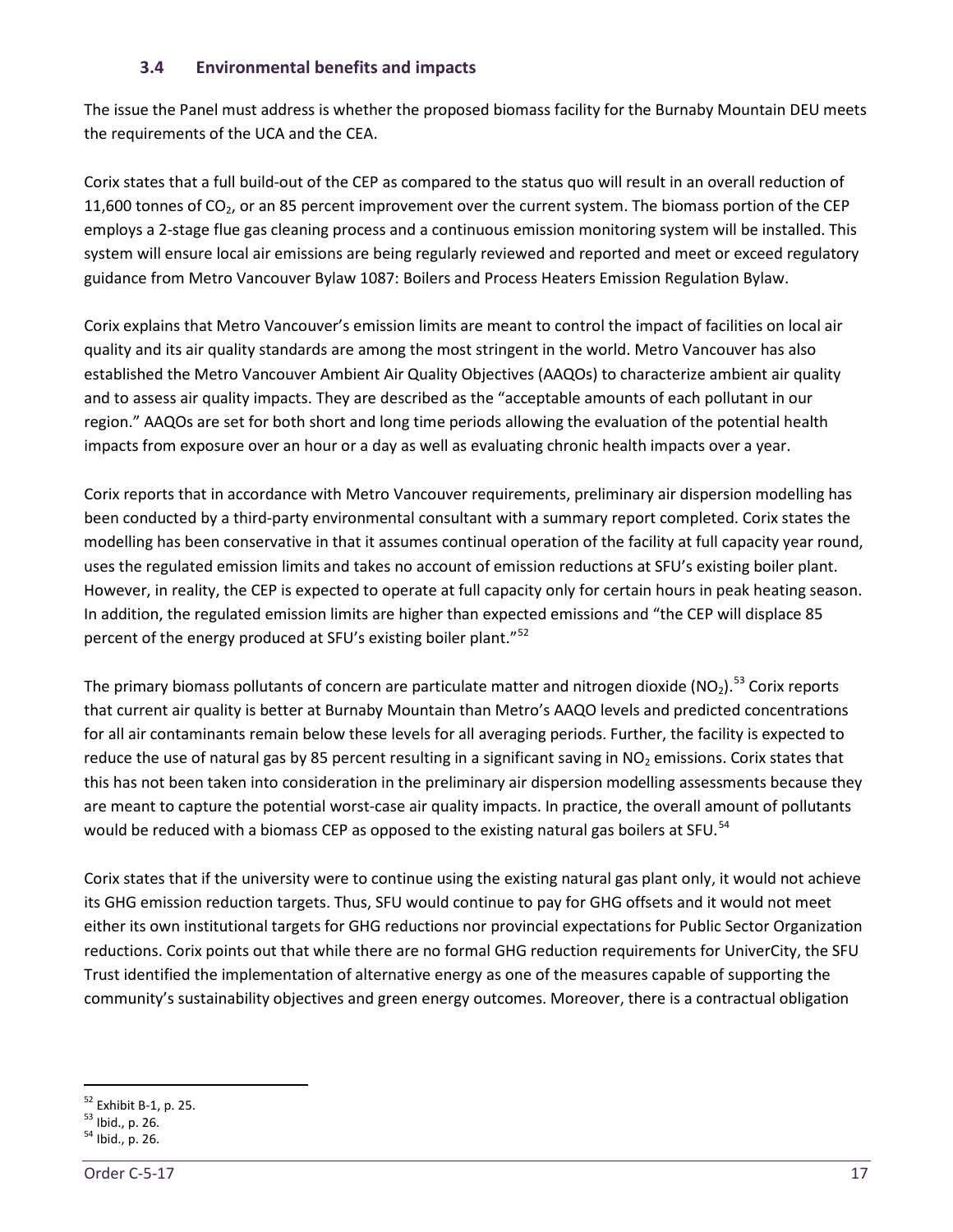### 3.4 Environmental benefits and impacts

The issue the Panel must address is whether the proposed biomass facility for the Burnaby Mountain DEU meets the requirements of the UCA and the CEA.

Corix states that a full build-out of the CEP as compared to the status quo will result in an overall reduction of 11,600 tonnes of $CO_2$, or an 85 percent improvement over the current system. The biomass portion of the CEP employs a 2-stage flue gas cleaning process and a continuous emission monitoring system will be installed. This system will ensure local air emissions are being regularly reviewed and reported and meet or exceed regulatory guidance from Metro Vancouver Bylaw 1087: Boilers and Process Heaters Emission Regulation Bylaw.

Corix explains that Metro Vancouver's emission limits are meant to control the impact of facilities on local air quality and its air quality standards are among the most stringent in the world. Metro Vancouver has also established the Metro Vancouver Ambient Air Quality Objectives (AAQOs) to characterize ambient air quality and to assess air quality impacts. They are described as the "acceptable amounts of each pollutant in our region." AAQOs are set for both short and long time periods allowing the evaluation of the potential health impacts from exposure over an hour or a day as well as evaluating chronic health impacts over a year.

Corix reports that in accordance with Metro Vancouver requirements, preliminary air dispersion modelling has been conducted by a third-party environmental consultant with a summary report completed. Corix states the modelling has been conservative in that it assumes continual operation of the facility at full capacity year round, uses the regulated emission limits and takes no account of emission reductions at SFU's existing boiler plant. However, in reality, the CEP is expected to operate at full capacity only for certain hours in peak heating season. In addition, the regulated emission limits are higher than expected emissions and "the CEP will displace 85 percent of the energy produced at SFU's existing boiler plant."[52]

The primary biomass pollutants of concern are particulate matter and nitrogen dioxide ($NO_2$).[53] Corix reports that current air quality is better at Burnaby Mountain than Metro's AAQO levels and predicted concentrations for all air contaminants remain below these levels for all averaging periods. Further, the facility is expected to reduce the use of natural gas by 85 percent resulting in a significant saving in $NO_2$ emissions. Corix states that this has not been taken into consideration in the preliminary air dispersion modelling assessments because they are meant to capture the potential worst-case air quality impacts. In practice, the overall amount of pollutants would be reduced with a biomass CEP as opposed to the existing natural gas boilers at SFU.[54]

Corix states that if the university were to continue using the existing natural gas plant only, it would not achieve its GHG emission reduction targets. Thus, SFU would continue to pay for GHG offsets and it would not meet either its own institutional targets for GHG reductions nor provincial expectations for Public Sector Organization reductions. Corix points out that while there are no formal GHG reduction requirements for UniverCity, the SFU Trust identified the implementation of alternative energy as one of the measures capable of supporting the community's sustainability objectives and green energy outcomes. Moreover, there is a contractual obligation

---

[52] Exhibit B-1, p. 25.
[53] Ibid., p. 26.
[54] Ibid., p. 26.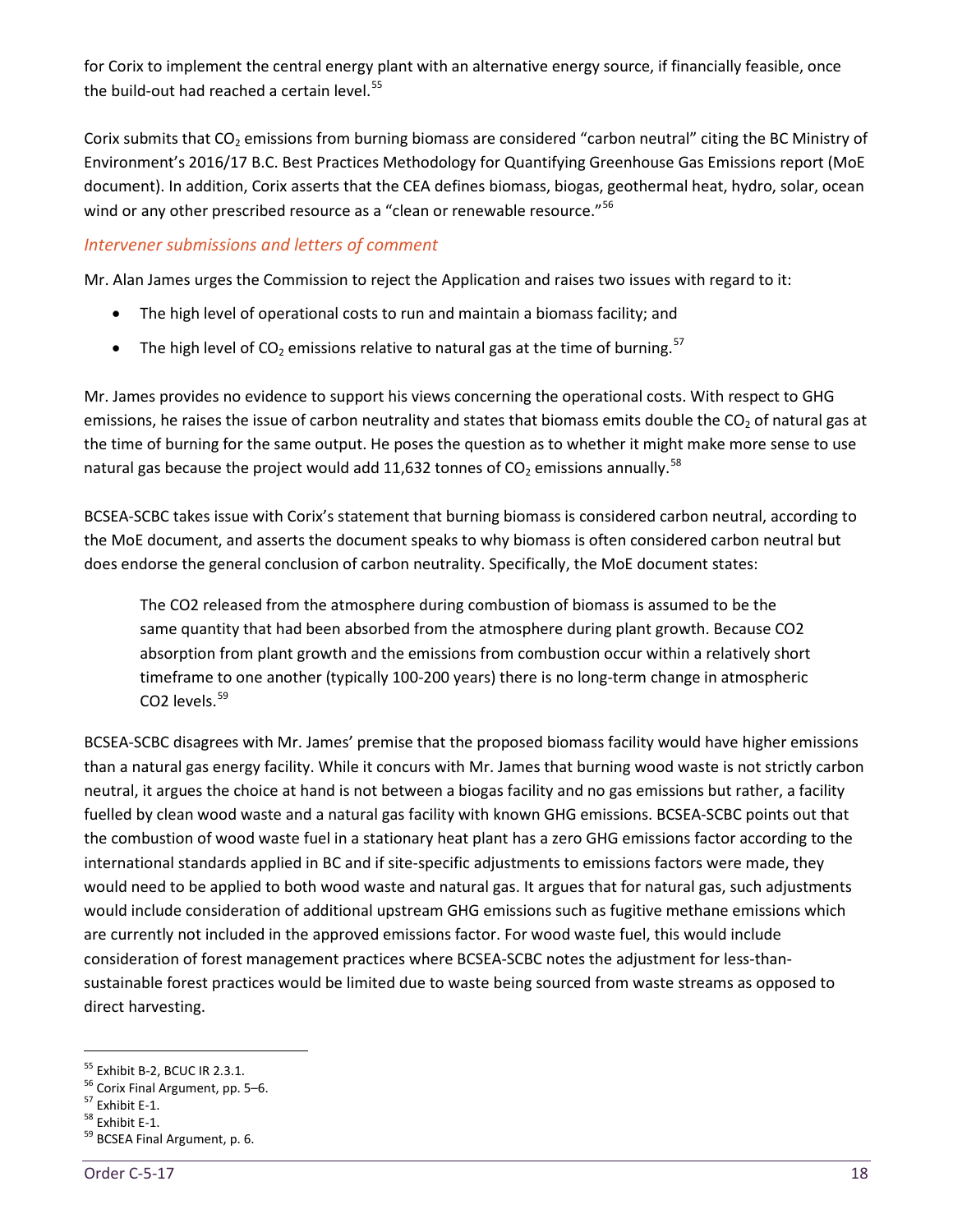for Corix to implement the central energy plant with an alternative energy source, if financially feasible, once the build-out had reached a certain level.[55]

Corix submits that $CO_2$ emissions from burning biomass are considered "carbon neutral" citing the BC Ministry of Environment's 2016/17 B.C. Best Practices Methodology for Quantifying Greenhouse Gas Emissions report (MoE document). In addition, Corix asserts that the CEA defines biomass, biogas, geothermal heat, hydro, solar, ocean wind or any other prescribed resource as a "clean or renewable resource."[56]

### *Intervener submissions and letters of comment*

Mr. Alan James urges the Commission to reject the Application and raises two issues with regard to it:

- The high level of operational costs to run and maintain a biomass facility; and
- The high level of $CO_2$ emissions relative to natural gas at the time of burning.[57]

Mr. James provides no evidence to support his views concerning the operational costs. With respect to GHG emissions, he raises the issue of carbon neutrality and states that biomass emits double the $CO_2$ of natural gas at the time of burning for the same output. He poses the question as to whether it might make more sense to use natural gas because the project would add 11,632 tonnes of $CO_2$ emissions annually.[58]

BCSEA-SCBC takes issue with Corix's statement that burning biomass is considered carbon neutral, according to the MoE document, and asserts the document speaks to why biomass is often considered carbon neutral but does endorse the general conclusion of carbon neutrality. Specifically, the MoE document states:

> The CO2 released from the atmosphere during combustion of biomass is assumed to be the same quantity that had been absorbed from the atmosphere during plant growth. Because CO2 absorption from plant growth and the emissions from combustion occur within a relatively short timeframe to one another (typically 100-200 years) there is no long-term change in atmospheric CO2 levels.[59]

BCSEA-SCBC disagrees with Mr. James' premise that the proposed biomass facility would have higher emissions than a natural gas energy facility. While it concurs with Mr. James that burning wood waste is not strictly carbon neutral, it argues the choice at hand is not between a biogas facility and no gas emissions but rather, a facility fuelled by clean wood waste and a natural gas facility with known GHG emissions. BCSEA-SCBC points out that the combustion of wood waste fuel in a stationary heat plant has a zero GHG emissions factor according to the international standards applied in BC and if site-specific adjustments to emissions factors were made, they would need to be applied to both wood waste and natural gas. It argues that for natural gas, such adjustments would include consideration of additional upstream GHG emissions such as fugitive methane emissions which are currently not included in the approved emissions factor. For wood waste fuel, this would include consideration of forest management practices where BCSEA-SCBC notes the adjustment for less-than-sustainable forest practices would be limited due to waste being sourced from waste streams as opposed to direct harvesting.

---

[55] Exhibit B-2, BCUC IR 2.3.1.
[56] Corix Final Argument, pp. 5–6.
[57] Exhibit E-1.
[58] Exhibit E-1.
[59] BCSEA Final Argument, p. 6.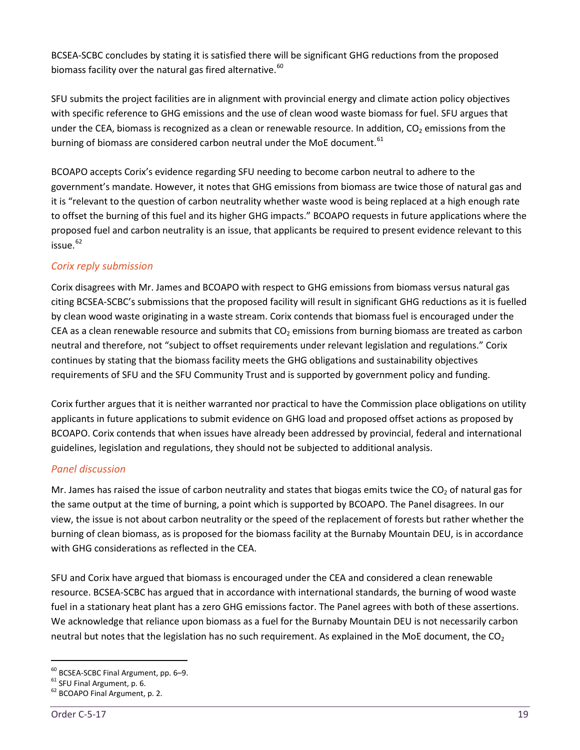BCSEA-SCBC concludes by stating it is satisfied there will be significant GHG reductions from the proposed biomass facility over the natural gas fired alternative.[60]

SFU submits the project facilities are in alignment with provincial energy and climate action policy objectives with specific reference to GHG emissions and the use of clean wood waste biomass for fuel. SFU argues that under the CEA, biomass is recognized as a clean or renewable resource. In addition, $CO_2$ emissions from the burning of biomass are considered carbon neutral under the MoE document.[61]

BCOAPO accepts Corix's evidence regarding SFU needing to become carbon neutral to adhere to the government's mandate. However, it notes that GHG emissions from biomass are twice those of natural gas and it is "relevant to the question of carbon neutrality whether waste wood is being replaced at a high enough rate to offset the burning of this fuel and its higher GHG impacts." BCOAPO requests in future applications where the proposed fuel and carbon neutrality is an issue, that applicants be required to present evidence relevant to this issue.[62]

### *Corix reply submission*

Corix disagrees with Mr. James and BCOAPO with respect to GHG emissions from biomass versus natural gas citing BCSEA-SCBC's submissions that the proposed facility will result in significant GHG reductions as it is fuelled by clean wood waste originating in a waste stream. Corix contends that biomass fuel is encouraged under the CEA as a clean renewable resource and submits that $CO_2$ emissions from burning biomass are treated as carbon neutral and therefore, not "subject to offset requirements under relevant legislation and regulations." Corix continues by stating that the biomass facility meets the GHG obligations and sustainability objectives requirements of SFU and the SFU Community Trust and is supported by government policy and funding.

Corix further argues that it is neither warranted nor practical to have the Commission place obligations on utility applicants in future applications to submit evidence on GHG load and proposed offset actions as proposed by BCOAPO. Corix contends that when issues have already been addressed by provincial, federal and international guidelines, legislation and regulations, they should not be subjected to additional analysis.

### *Panel discussion*

Mr. James has raised the issue of carbon neutrality and states that biogas emits twice the $CO_2$ of natural gas for the same output at the time of burning, a point which is supported by BCOAPO. The Panel disagrees. In our view, the issue is not about carbon neutrality or the speed of the replacement of forests but rather whether the burning of clean biomass, as is proposed for the biomass facility at the Burnaby Mountain DEU, is in accordance with GHG considerations as reflected in the CEA.

SFU and Corix have argued that biomass is encouraged under the CEA and considered a clean renewable resource. BCSEA-SCBC has argued that in accordance with international standards, the burning of wood waste fuel in a stationary heat plant has a zero GHG emissions factor. The Panel agrees with both of these assertions. We acknowledge that reliance upon biomass as a fuel for the Burnaby Mountain DEU is not necessarily carbon neutral but notes that the legislation has no such requirement. As explained in the MoE document, the $CO_2$

---

[60] BCSEA-SCBC Final Argument, pp. 6–9.

[61] SFU Final Argument, p. 6.

[62] BCOAPO Final Argument, p. 2.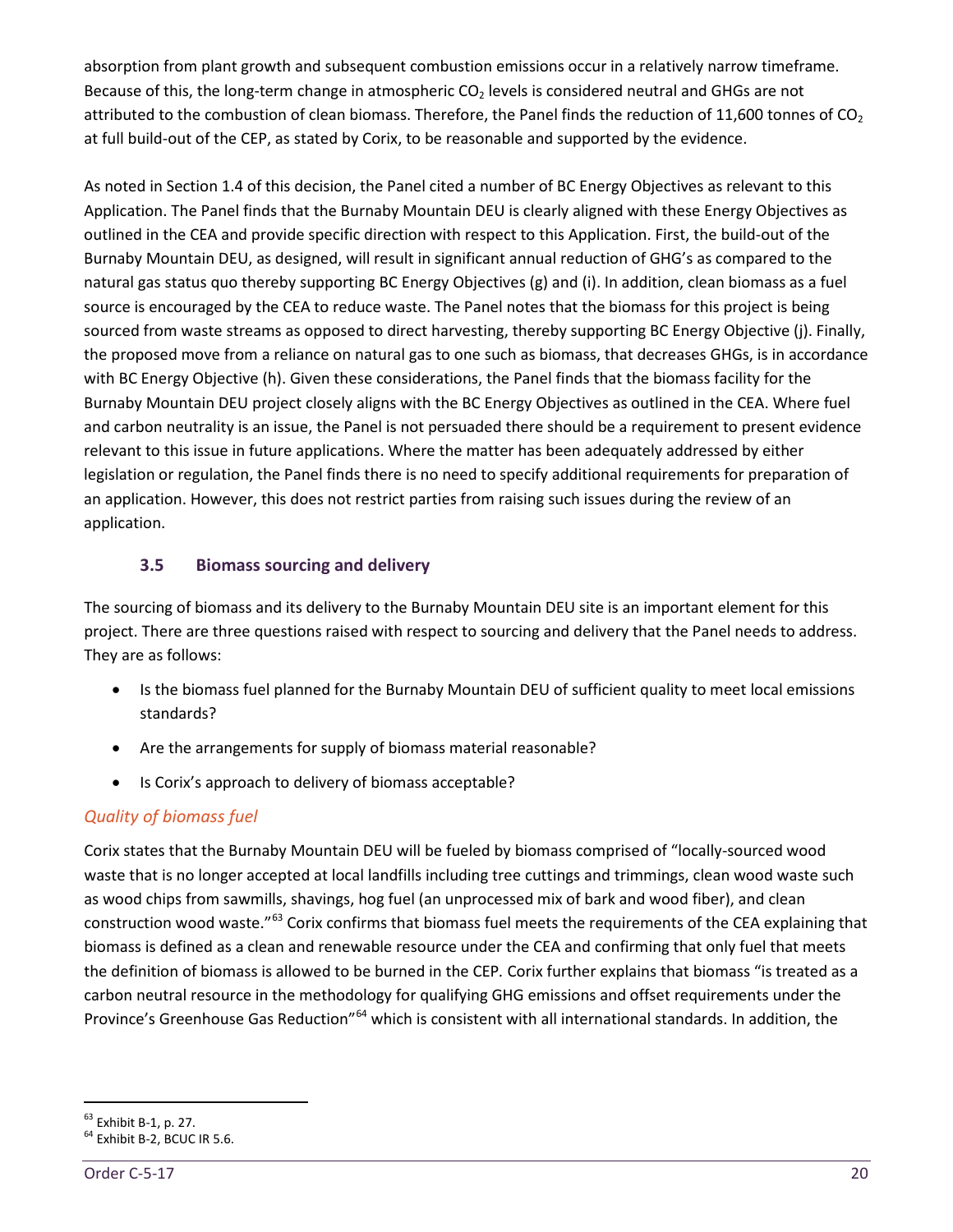absorption from plant growth and subsequent combustion emissions occur in a relatively narrow timeframe. Because of this, the long-term change in atmospheric $CO_2$ levels is considered neutral and GHGs are not attributed to the combustion of clean biomass. Therefore, the Panel finds the reduction of 11,600 tonnes of $CO_2$ at full build-out of the CEP, as stated by Corix, to be reasonable and supported by the evidence.

As noted in Section 1.4 of this decision, the Panel cited a number of BC Energy Objectives as relevant to this Application. The Panel finds that the Burnaby Mountain DEU is clearly aligned with these Energy Objectives as outlined in the CEA and provide specific direction with respect to this Application. First, the build-out of the Burnaby Mountain DEU, as designed, will result in significant annual reduction of GHG's as compared to the natural gas status quo thereby supporting BC Energy Objectives (g) and (i). In addition, clean biomass as a fuel source is encouraged by the CEA to reduce waste. The Panel notes that the biomass for this project is being sourced from waste streams as opposed to direct harvesting, thereby supporting BC Energy Objective (j). Finally, the proposed move from a reliance on natural gas to one such as biomass, that decreases GHGs, is in accordance with BC Energy Objective (h). Given these considerations, the Panel finds that the biomass facility for the Burnaby Mountain DEU project closely aligns with the BC Energy Objectives as outlined in the CEA. Where fuel and carbon neutrality is an issue, the Panel is not persuaded there should be a requirement to present evidence relevant to this issue in future applications. Where the matter has been adequately addressed by either legislation or regulation, the Panel finds there is no need to specify additional requirements for preparation of an application. However, this does not restrict parties from raising such issues during the review of an application.

### 3.5 Biomass sourcing and delivery

The sourcing of biomass and its delivery to the Burnaby Mountain DEU site is an important element for this project. There are three questions raised with respect to sourcing and delivery that the Panel needs to address. They are as follows:

- Is the biomass fuel planned for the Burnaby Mountain DEU of sufficient quality to meet local emissions standards?
- Are the arrangements for supply of biomass material reasonable?
- Is Corix's approach to delivery of biomass acceptable?

*Quality of biomass fuel*

Corix states that the Burnaby Mountain DEU will be fueled by biomass comprised of "locally-sourced wood waste that is no longer accepted at local landfills including tree cuttings and trimmings, clean wood waste such as wood chips from sawmills, shavings, hog fuel (an unprocessed mix of bark and wood fiber), and clean construction wood waste."[63] Corix confirms that biomass fuel meets the requirements of the CEA explaining that biomass is defined as a clean and renewable resource under the CEA and confirming that only fuel that meets the definition of biomass is allowed to be burned in the CEP. Corix further explains that biomass "is treated as a carbon neutral resource in the methodology for qualifying GHG emissions and offset requirements under the Province's Greenhouse Gas Reduction"[64] which is consistent with all international standards. In addition, the

[63] Exhibit B-1, p. 27.
[64] Exhibit B-2, BCUC IR 5.6.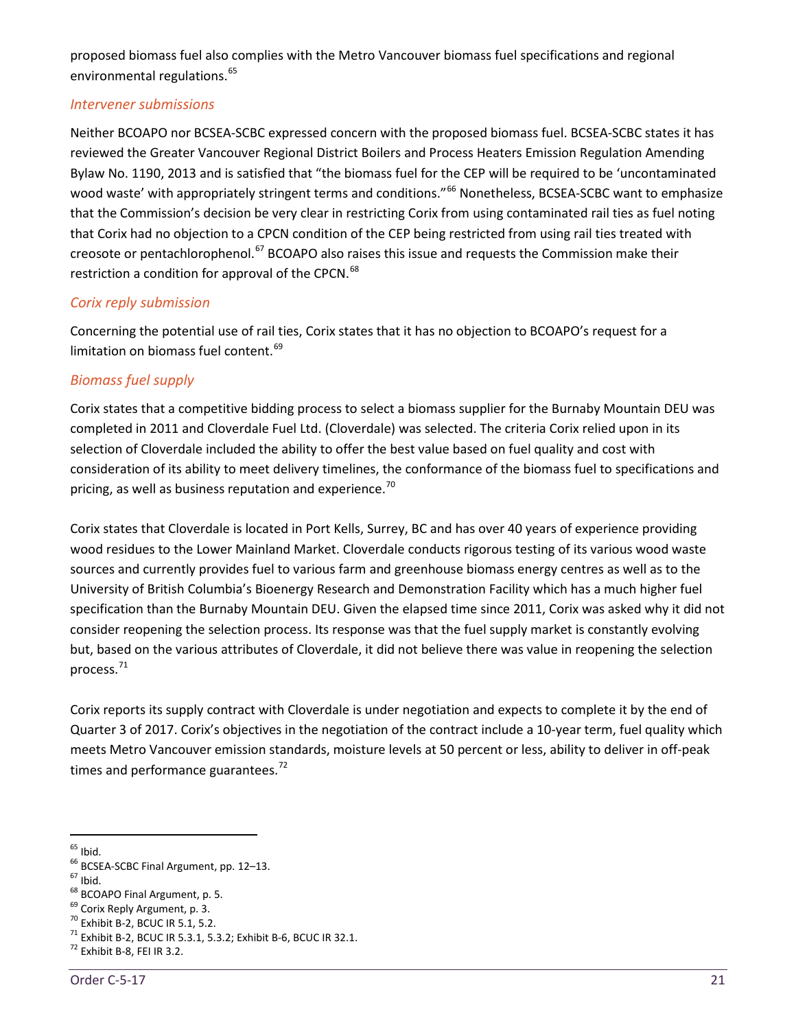proposed biomass fuel also complies with the Metro Vancouver biomass fuel specifications and regional environmental regulations.[65]

### *Intervener submissions*

Neither BCOAPO nor BCSEA-SCBC expressed concern with the proposed biomass fuel. BCSEA-SCBC states it has reviewed the Greater Vancouver Regional District Boilers and Process Heaters Emission Regulation Amending Bylaw No. 1190, 2013 and is satisfied that "the biomass fuel for the CEP will be required to be 'uncontaminated wood waste' with appropriately stringent terms and conditions."[66] Nonetheless, BCSEA-SCBC want to emphasize that the Commission's decision be very clear in restricting Corix from using contaminated rail ties as fuel noting that Corix had no objection to a CPCN condition of the CEP being restricted from using rail ties treated with creosote or pentachlorophenol.[67] BCOAPO also raises this issue and requests the Commission make their restriction a condition for approval of the CPCN.[68]

### *Corix reply submission*

Concerning the potential use of rail ties, Corix states that it has no objection to BCOAPO's request for a limitation on biomass fuel content.[69]

### *Biomass fuel supply*

Corix states that a competitive bidding process to select a biomass supplier for the Burnaby Mountain DEU was completed in 2011 and Cloverdale Fuel Ltd. (Cloverdale) was selected. The criteria Corix relied upon in its selection of Cloverdale included the ability to offer the best value based on fuel quality and cost with consideration of its ability to meet delivery timelines, the conformance of the biomass fuel to specifications and pricing, as well as business reputation and experience.[70]

Corix states that Cloverdale is located in Port Kells, Surrey, BC and has over 40 years of experience providing wood residues to the Lower Mainland Market. Cloverdale conducts rigorous testing of its various wood waste sources and currently provides fuel to various farm and greenhouse biomass energy centres as well as to the University of British Columbia's Bioenergy Research and Demonstration Facility which has a much higher fuel specification than the Burnaby Mountain DEU. Given the elapsed time since 2011, Corix was asked why it did not consider reopening the selection process. Its response was that the fuel supply market is constantly evolving but, based on the various attributes of Cloverdale, it did not believe there was value in reopening the selection process.[71]

Corix reports its supply contract with Cloverdale is under negotiation and expects to complete it by the end of Quarter 3 of 2017. Corix's objectives in the negotiation of the contract include a 10-year term, fuel quality which meets Metro Vancouver emission standards, moisture levels at 50 percent or less, ability to deliver in off-peak times and performance guarantees.[72]

---

[65] Ibid.
[66] BCSEA-SCBC Final Argument, pp. 12–13.
[67] Ibid.
[68] BCOAPO Final Argument, p. 5.
[69] Corix Reply Argument, p. 3.
[70] Exhibit B-2, BCUC IR 5.1, 5.2.
[71] Exhibit B-2, BCUC IR 5.3.1, 5.3.2; Exhibit B-6, BCUC IR 32.1.
[72] Exhibit B-8, FEI IR 3.2.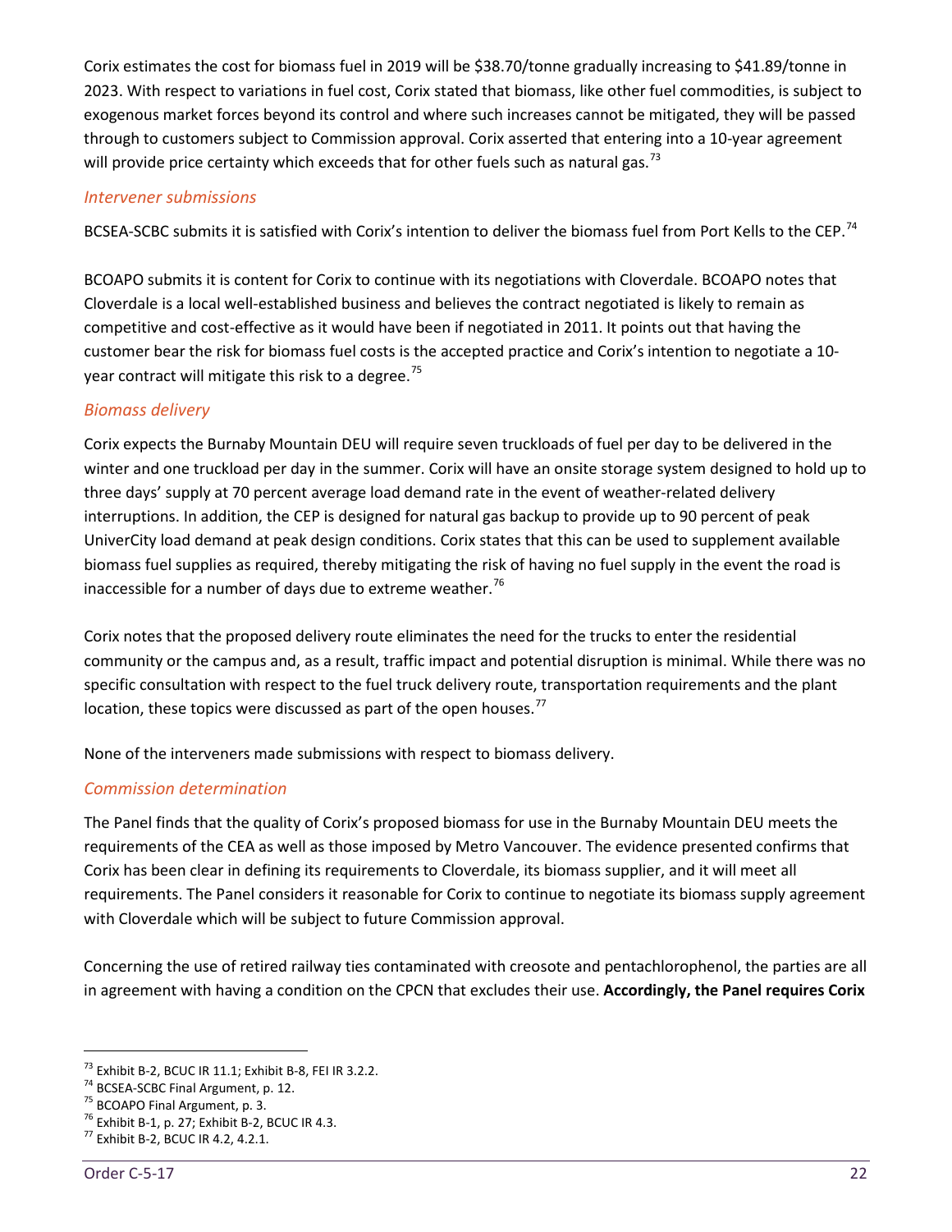Corix estimates the cost for biomass fuel in 2019 will be $38.70/tonne gradually increasing to $41.89/tonne in 2023. With respect to variations in fuel cost, Corix stated that biomass, like other fuel commodities, is subject to exogenous market forces beyond its control and where such increases cannot be mitigated, they will be passed through to customers subject to Commission approval. Corix asserted that entering into a 10-year agreement will provide price certainty which exceeds that for other fuels such as natural gas.[73]

### *Intervener submissions*

BCSEA-SCBC submits it is satisfied with Corix's intention to deliver the biomass fuel from Port Kells to the CEP.[74]

BCOAPO submits it is content for Corix to continue with its negotiations with Cloverdale. BCOAPO notes that Cloverdale is a local well-established business and believes the contract negotiated is likely to remain as competitive and cost-effective as it would have been if negotiated in 2011. It points out that having the customer bear the risk for biomass fuel costs is the accepted practice and Corix's intention to negotiate a 10-year contract will mitigate this risk to a degree.[75]

### *Biomass delivery*

Corix expects the Burnaby Mountain DEU will require seven truckloads of fuel per day to be delivered in the winter and one truckload per day in the summer. Corix will have an onsite storage system designed to hold up to three days' supply at 70 percent average load demand rate in the event of weather-related delivery interruptions. In addition, the CEP is designed for natural gas backup to provide up to 90 percent of peak UniverCity load demand at peak design conditions. Corix states that this can be used to supplement available biomass fuel supplies as required, thereby mitigating the risk of having no fuel supply in the event the road is inaccessible for a number of days due to extreme weather.[76]

Corix notes that the proposed delivery route eliminates the need for the trucks to enter the residential community or the campus and, as a result, traffic impact and potential disruption is minimal. While there was no specific consultation with respect to the fuel truck delivery route, transportation requirements and the plant location, these topics were discussed as part of the open houses.[77]

None of the interveners made submissions with respect to biomass delivery.

### *Commission determination*

The Panel finds that the quality of Corix's proposed biomass for use in the Burnaby Mountain DEU meets the requirements of the CEA as well as those imposed by Metro Vancouver. The evidence presented confirms that Corix has been clear in defining its requirements to Cloverdale, its biomass supplier, and it will meet all requirements. The Panel considers it reasonable for Corix to continue to negotiate its biomass supply agreement with Cloverdale which will be subject to future Commission approval.

Concerning the use of retired railway ties contaminated with creosote and pentachlorophenol, the parties are all in agreement with having a condition on the CPCN that excludes their use. **Accordingly, the Panel requires Corix**

---

[73] Exhibit B-2, BCUC IR 11.1; Exhibit B-8, FEI IR 3.2.2.
[74] BCSEA-SCBC Final Argument, p. 12.
[75] BCOAPO Final Argument, p. 3.
[76] Exhibit B-1, p. 27; Exhibit B-2, BCUC IR 4.3.
[77] Exhibit B-2, BCUC IR 4.2, 4.2.1.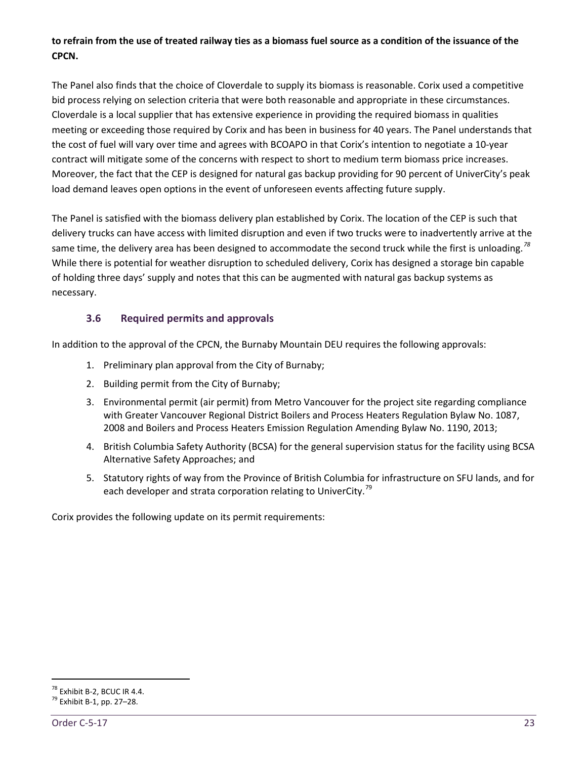**to refrain from the use of treated railway ties as a biomass fuel source as a condition of the issuance of the CPCN.**

The Panel also finds that the choice of Cloverdale to supply its biomass is reasonable. Corix used a competitive bid process relying on selection criteria that were both reasonable and appropriate in these circumstances. Cloverdale is a local supplier that has extensive experience in providing the required biomass in qualities meeting or exceeding those required by Corix and has been in business for 40 years. The Panel understands that the cost of fuel will vary over time and agrees with BCOAPO in that Corix's intention to negotiate a 10-year contract will mitigate some of the concerns with respect to short to medium term biomass price increases. Moreover, the fact that the CEP is designed for natural gas backup providing for 90 percent of UniverCity's peak load demand leaves open options in the event of unforeseen events affecting future supply.

The Panel is satisfied with the biomass delivery plan established by Corix. The location of the CEP is such that delivery trucks can have access with limited disruption and even if two trucks were to inadvertently arrive at the same time, the delivery area has been designed to accommodate the second truck while the first is unloading.[78] While there is potential for weather disruption to scheduled delivery, Corix has designed a storage bin capable of holding three days' supply and notes that this can be augmented with natural gas backup systems as necessary.

### 3.6 Required permits and approvals

In addition to the approval of the CPCN, the Burnaby Mountain DEU requires the following approvals:

1. Preliminary plan approval from the City of Burnaby;
2. Building permit from the City of Burnaby;
3. Environmental permit (air permit) from Metro Vancouver for the project site regarding compliance with Greater Vancouver Regional District Boilers and Process Heaters Regulation Bylaw No. 1087, 2008 and Boilers and Process Heaters Emission Regulation Amending Bylaw No. 1190, 2013;
4. British Columbia Safety Authority (BCSA) for the general supervision status for the facility using BCSA Alternative Safety Approaches; and
5. Statutory rights of way from the Province of British Columbia for infrastructure on SFU lands, and for each developer and strata corporation relating to UniverCity.[79]

Corix provides the following update on its permit requirements:

[78] Exhibit B-2, BCUC IR 4.4.
[79] Exhibit B-1, pp. 27–28.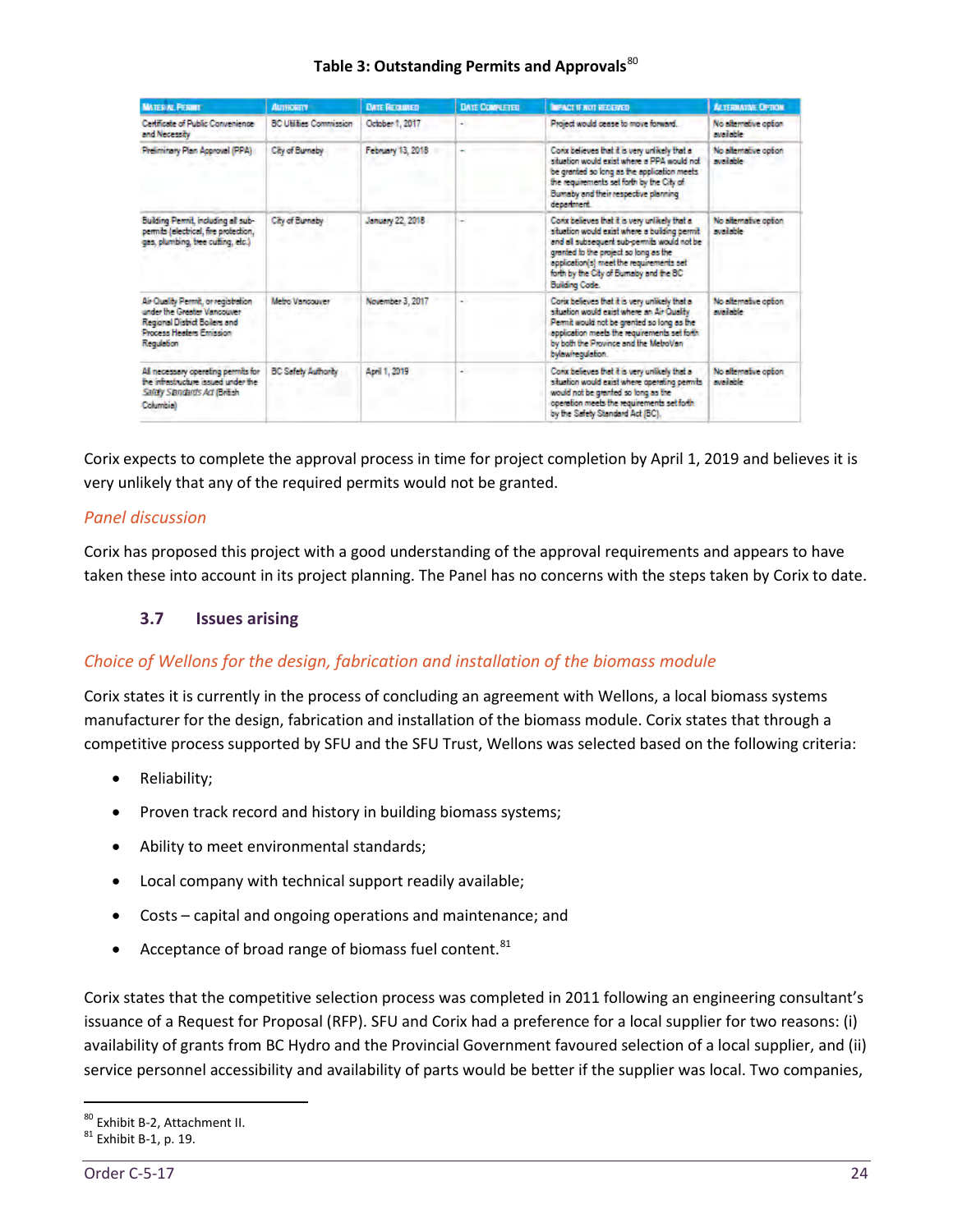**Table 3: Outstanding Permits and Approvals**[80]

| Material Permit | Authority | Date Required | Date Completed | Impact if not received | Alternative Option |
|---|---|---|---|---|---|
| Certificate of Public Convenience and Necessity | BC Utilities Commission | October 1, 2017 | - | Project would cease to move forward. | No alternative option available |
| Preliminary Plan Approval (PPA) | City of Burnaby | February 13, 2018 | - | Corix believes that it is very unlikely that a situation would exist where a PPA would not be granted so long as the application meets the requirements set forth by the City of Burnaby and their respective planning department. | No alternative option available |
| Building Permit, including all sub-permits (electrical, fire protection, gas, plumbing, tree cutting, etc.) | City of Burnaby | January 22, 2018 | - | Corix believes that it is very unlikely that a situation would exist where a building permit and all subsequent sub-permits would not be granted to the project so long as the application(s) meet the requirements set forth by the City of Burnaby and the BC Building Code. | No alternative option available |
| Air Quality Permit, or registration under the Greater Vancouver Regional District Boilers and Process Heaters Emission Regulation | Metro Vancouver | November 3, 2017 | - | Corix believes that it is very unlikely that a situation would exist where an Air Quality Permit would not be granted so long as the application meets the requirements set forth by both the Province and the MetroVan bylaw/regulation. | No alternative option available |
| All necessary operating permits for the infrastructure issued under the *Safety Standards Act* (British Columbia) | BC Safety Authority | April 1, 2019 | - | Corix believes that it is very unlikely that a situation would exist where operating permits would not be granted so long as the operation meets the requirements set forth by the Safety Standard Act (BC). | No alternative option available |

Corix expects to complete the approval process in time for project completion by April 1, 2019 and believes it is very unlikely that any of the required permits would not be granted.

*Panel discussion*

Corix has proposed this project with a good understanding of the approval requirements and appears to have taken these into account in its project planning. The Panel has no concerns with the steps taken by Corix to date.

### 3.7 Issues arising

*Choice of Wellons for the design, fabrication and installation of the biomass module*

Corix states it is currently in the process of concluding an agreement with Wellons, a local biomass systems manufacturer for the design, fabrication and installation of the biomass module. Corix states that through a competitive process supported by SFU and the SFU Trust, Wellons was selected based on the following criteria:

- Reliability;
- Proven track record and history in building biomass systems;
- Ability to meet environmental standards;
- Local company with technical support readily available;
- Costs – capital and ongoing operations and maintenance; and
- Acceptance of broad range of biomass fuel content.[81]

Corix states that the competitive selection process was completed in 2011 following an engineering consultant's issuance of a Request for Proposal (RFP). SFU and Corix had a preference for a local supplier for two reasons: (i) availability of grants from BC Hydro and the Provincial Government favoured selection of a local supplier, and (ii) service personnel accessibility and availability of parts would be better if the supplier was local. Two companies,

---

[80] Exhibit B-2, Attachment II.
[81] Exhibit B-1, p. 19.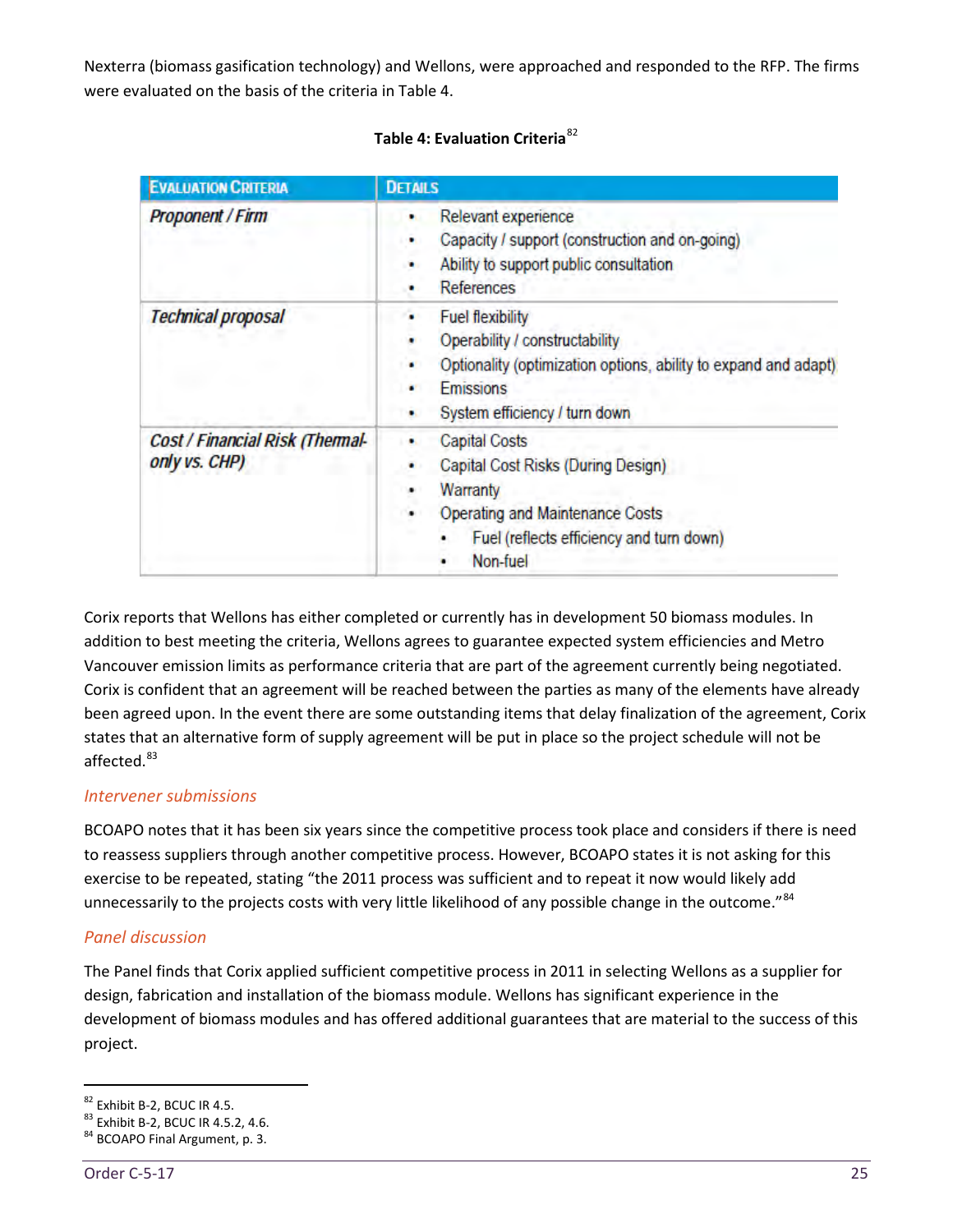Nexterra (biomass gasification technology) and Wellons, were approached and responded to the RFP. The firms were evaluated on the basis of the criteria in Table 4.

**Table 4: Evaluation Criteria**[82]

| Evaluation Criteria | Details |
| --- | --- |
| *Proponent / Firm* | • Relevant experience<br>• Capacity / support (construction and on-going)<br>• Ability to support public consultation<br>• References |
| *Technical proposal* | • Fuel flexibility<br>• Operability / constructability<br>• Optionality (optimization options, ability to expand and adapt)<br>• Emissions<br>• System efficiency / turn down |
| *Cost / Financial Risk (Thermal-only vs. CHP)* | • Capital Costs<br>• Capital Cost Risks (During Design)<br>• Warranty<br>• Operating and Maintenance Costs<br>  ◦ Fuel (reflects efficiency and turn down)<br>  ◦ Non-fuel |

Corix reports that Wellons has either completed or currently has in development 50 biomass modules. In addition to best meeting the criteria, Wellons agrees to guarantee expected system efficiencies and Metro Vancouver emission limits as performance criteria that are part of the agreement currently being negotiated. Corix is confident that an agreement will be reached between the parties as many of the elements have already been agreed upon. In the event there are some outstanding items that delay finalization of the agreement, Corix states that an alternative form of supply agreement will be put in place so the project schedule will not be affected.[83]

### *Intervener submissions*

BCOAPO notes that it has been six years since the competitive process took place and considers if there is need to reassess suppliers through another competitive process. However, BCOAPO states it is not asking for this exercise to be repeated, stating "the 2011 process was sufficient and to repeat it now would likely add unnecessarily to the projects costs with very little likelihood of any possible change in the outcome."[84]

### *Panel discussion*

The Panel finds that Corix applied sufficient competitive process in 2011 in selecting Wellons as a supplier for design, fabrication and installation of the biomass module. Wellons has significant experience in the development of biomass modules and has offered additional guarantees that are material to the success of this project.

---

[82] Exhibit B-2, BCUC IR 4.5.
[83] Exhibit B-2, BCUC IR 4.5.2, 4.6.
[84] BCOAPO Final Argument, p. 3.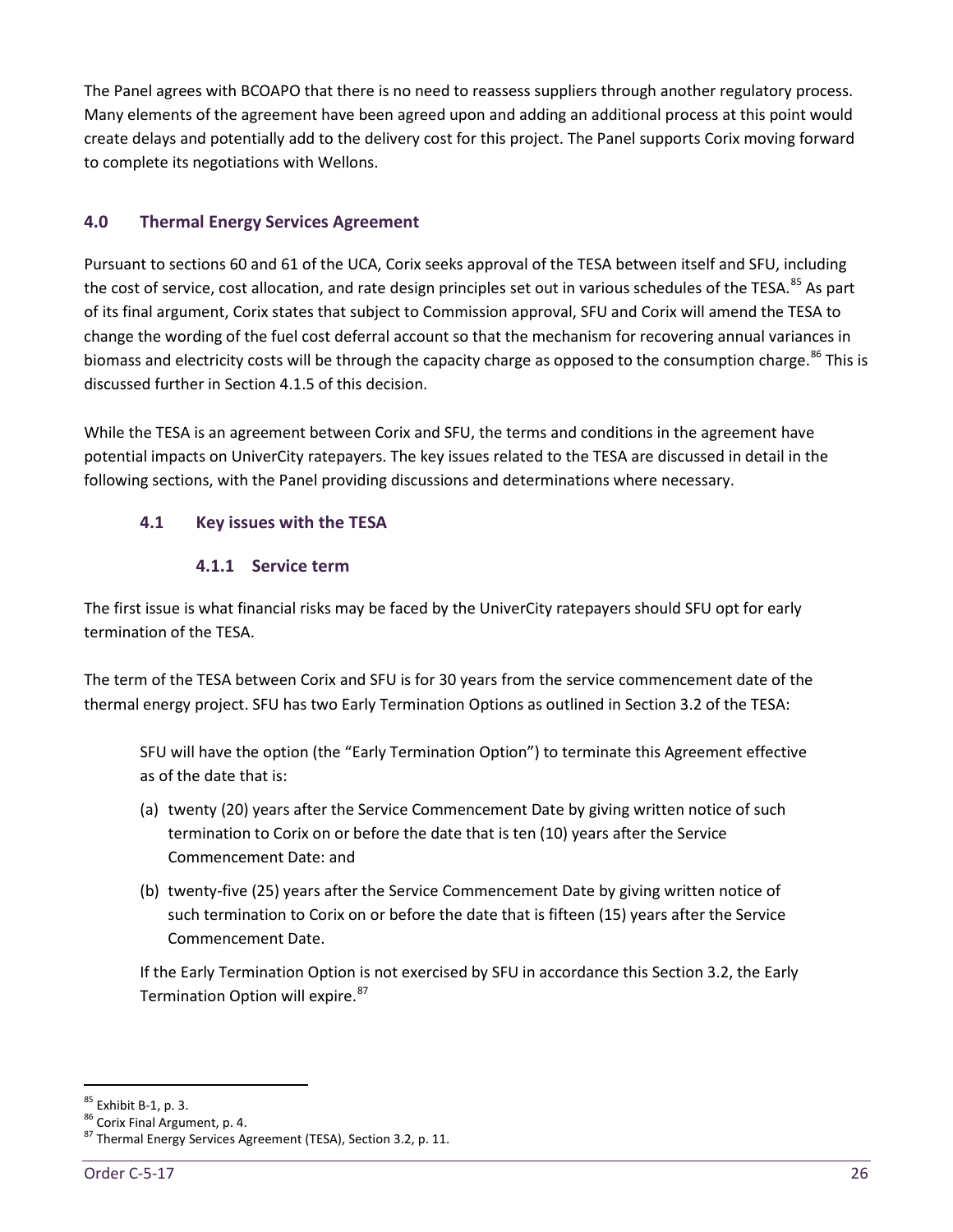The Panel agrees with BCOAPO that there is no need to reassess suppliers through another regulatory process. Many elements of the agreement have been agreed upon and adding an additional process at this point would create delays and potentially add to the delivery cost for this project. The Panel supports Corix moving forward to complete its negotiations with Wellons.

## 4.0 Thermal Energy Services Agreement

Pursuant to sections 60 and 61 of the UCA, Corix seeks approval of the TESA between itself and SFU, including the cost of service, cost allocation, and rate design principles set out in various schedules of the TESA.[85] As part of its final argument, Corix states that subject to Commission approval, SFU and Corix will amend the TESA to change the wording of the fuel cost deferral account so that the mechanism for recovering annual variances in biomass and electricity costs will be through the capacity charge as opposed to the consumption charge.[86] This is discussed further in Section 4.1.5 of this decision.

While the TESA is an agreement between Corix and SFU, the terms and conditions in the agreement have potential impacts on UniverCity ratepayers. The key issues related to the TESA are discussed in detail in the following sections, with the Panel providing discussions and determinations where necessary.

### 4.1 Key issues with the TESA

#### 4.1.1 Service term

The first issue is what financial risks may be faced by the UniverCity ratepayers should SFU opt for early termination of the TESA.

The term of the TESA between Corix and SFU is for 30 years from the service commencement date of the thermal energy project. SFU has two Early Termination Options as outlined in Section 3.2 of the TESA:

> SFU will have the option (the "Early Termination Option") to terminate this Agreement effective as of the date that is:
>
> (a) twenty (20) years after the Service Commencement Date by giving written notice of such termination to Corix on or before the date that is ten (10) years after the Service Commencement Date: and
>
> (b) twenty-five (25) years after the Service Commencement Date by giving written notice of such termination to Corix on or before the date that is fifteen (15) years after the Service Commencement Date.
>
> If the Early Termination Option is not exercised by SFU in accordance this Section 3.2, the Early Termination Option will expire.[87]

---

[85] Exhibit B-1, p. 3.

[86] Corix Final Argument, p. 4.

[87] Thermal Energy Services Agreement (TESA), Section 3.2, p. 11.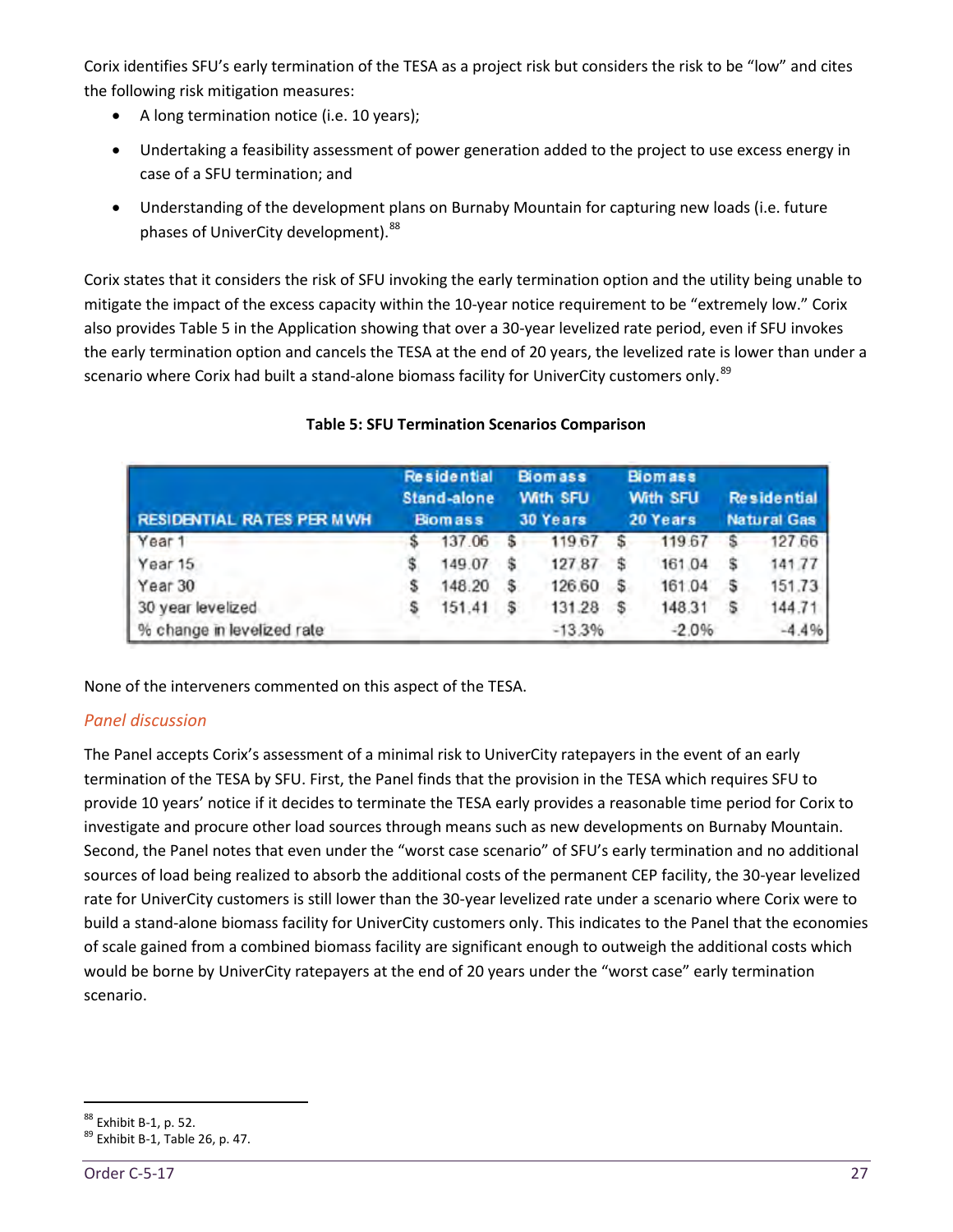Corix identifies SFU's early termination of the TESA as a project risk but considers the risk to be "low" and cites the following risk mitigation measures:

- A long termination notice (i.e. 10 years);
- Undertaking a feasibility assessment of power generation added to the project to use excess energy in case of a SFU termination; and
- Understanding of the development plans on Burnaby Mountain for capturing new loads (i.e. future phases of UniverCity development).[88]

Corix states that it considers the risk of SFU invoking the early termination option and the utility being unable to mitigate the impact of the excess capacity within the 10-year notice requirement to be "extremely low." Corix also provides Table 5 in the Application showing that over a 30-year levelized rate period, even if SFU invokes the early termination option and cancels the TESA at the end of 20 years, the levelized rate is lower than under a scenario where Corix had built a stand-alone biomass facility for UniverCity customers only.[89]

**Table 5: SFU Termination Scenarios Comparison**

| RESIDENTIAL RATES PER MWH | Residential Stand-alone Biomass | Biomass With SFU 30 Years | Biomass With SFU 20 Years | Residential Natural Gas |
|---|---|---|---|---|
| Year 1 | $ 137.06 | $ 119.67 | $ 119.67 | $ 127.66 |
| Year 15 | $ 149.07 | $ 127.87 | $ 161.04 | $ 141.77 |
| Year 30 | $ 148.20 | $ 126.60 | $ 161.04 | $ 151.73 |
| 30 year levelized | $ 151.41 | $ 131.28 | $ 148.31 | $ 144.71 |
| % change in levelized rate | | -13.3% | -2.0% | -4.4% |

None of the interveners commented on this aspect of the TESA.

### *Panel discussion*

The Panel accepts Corix's assessment of a minimal risk to UniverCity ratepayers in the event of an early termination of the TESA by SFU. First, the Panel finds that the provision in the TESA which requires SFU to provide 10 years' notice if it decides to terminate the TESA early provides a reasonable time period for Corix to investigate and procure other load sources through means such as new developments on Burnaby Mountain. Second, the Panel notes that even under the "worst case scenario" of SFU's early termination and no additional sources of load being realized to absorb the additional costs of the permanent CEP facility, the 30-year levelized rate for UniverCity customers is still lower than the 30-year levelized rate under a scenario where Corix were to build a stand-alone biomass facility for UniverCity customers only. This indicates to the Panel that the economies of scale gained from a combined biomass facility are significant enough to outweigh the additional costs which would be borne by UniverCity ratepayers at the end of 20 years under the "worst case" early termination scenario.

[88] Exhibit B-1, p. 52.
[89] Exhibit B-1, Table 26, p. 47.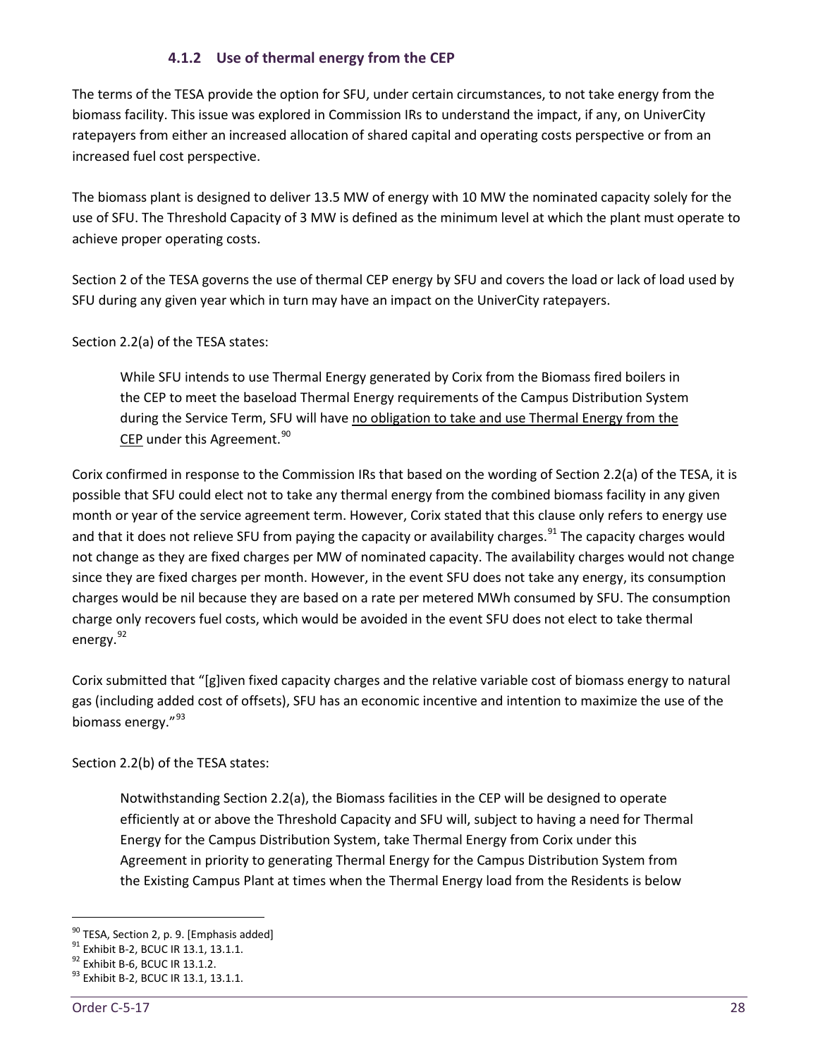### 4.1.2 Use of thermal energy from the CEP

The terms of the TESA provide the option for SFU, under certain circumstances, to not take energy from the biomass facility. This issue was explored in Commission IRs to understand the impact, if any, on UniverCity ratepayers from either an increased allocation of shared capital and operating costs perspective or from an increased fuel cost perspective.

The biomass plant is designed to deliver 13.5 MW of energy with 10 MW the nominated capacity solely for the use of SFU. The Threshold Capacity of 3 MW is defined as the minimum level at which the plant must operate to achieve proper operating costs.

Section 2 of the TESA governs the use of thermal CEP energy by SFU and covers the load or lack of load used by SFU during any given year which in turn may have an impact on the UniverCity ratepayers.

Section 2.2(a) of the TESA states:

> While SFU intends to use Thermal Energy generated by Corix from the Biomass fired boilers in the CEP to meet the baseload Thermal Energy requirements of the Campus Distribution System during the Service Term, SFU will have <u>no obligation to take and use Thermal Energy from the CEP</u> under this Agreement.[90]

Corix confirmed in response to the Commission IRs that based on the wording of Section 2.2(a) of the TESA, it is possible that SFU could elect not to take any thermal energy from the combined biomass facility in any given month or year of the service agreement term. However, Corix stated that this clause only refers to energy use and that it does not relieve SFU from paying the capacity or availability charges.[91] The capacity charges would not change as they are fixed charges per MW of nominated capacity. The availability charges would not change since they are fixed charges per month. However, in the event SFU does not take any energy, its consumption charges would be nil because they are based on a rate per metered MWh consumed by SFU. The consumption charge only recovers fuel costs, which would be avoided in the event SFU does not elect to take thermal energy.[92]

Corix submitted that "[g]iven fixed capacity charges and the relative variable cost of biomass energy to natural gas (including added cost of offsets), SFU has an economic incentive and intention to maximize the use of the biomass energy."[93]

Section 2.2(b) of the TESA states:

> Notwithstanding Section 2.2(a), the Biomass facilities in the CEP will be designed to operate efficiently at or above the Threshold Capacity and SFU will, subject to having a need for Thermal Energy for the Campus Distribution System, take Thermal Energy from Corix under this Agreement in priority to generating Thermal Energy for the Campus Distribution System from the Existing Campus Plant at times when the Thermal Energy load from the Residents is below

---

[90] TESA, Section 2, p. 9. [Emphasis added]

[91] Exhibit B-2, BCUC IR 13.1, 13.1.1.

[92] Exhibit B-6, BCUC IR 13.1.2.

[93] Exhibit B-2, BCUC IR 13.1, 13.1.1.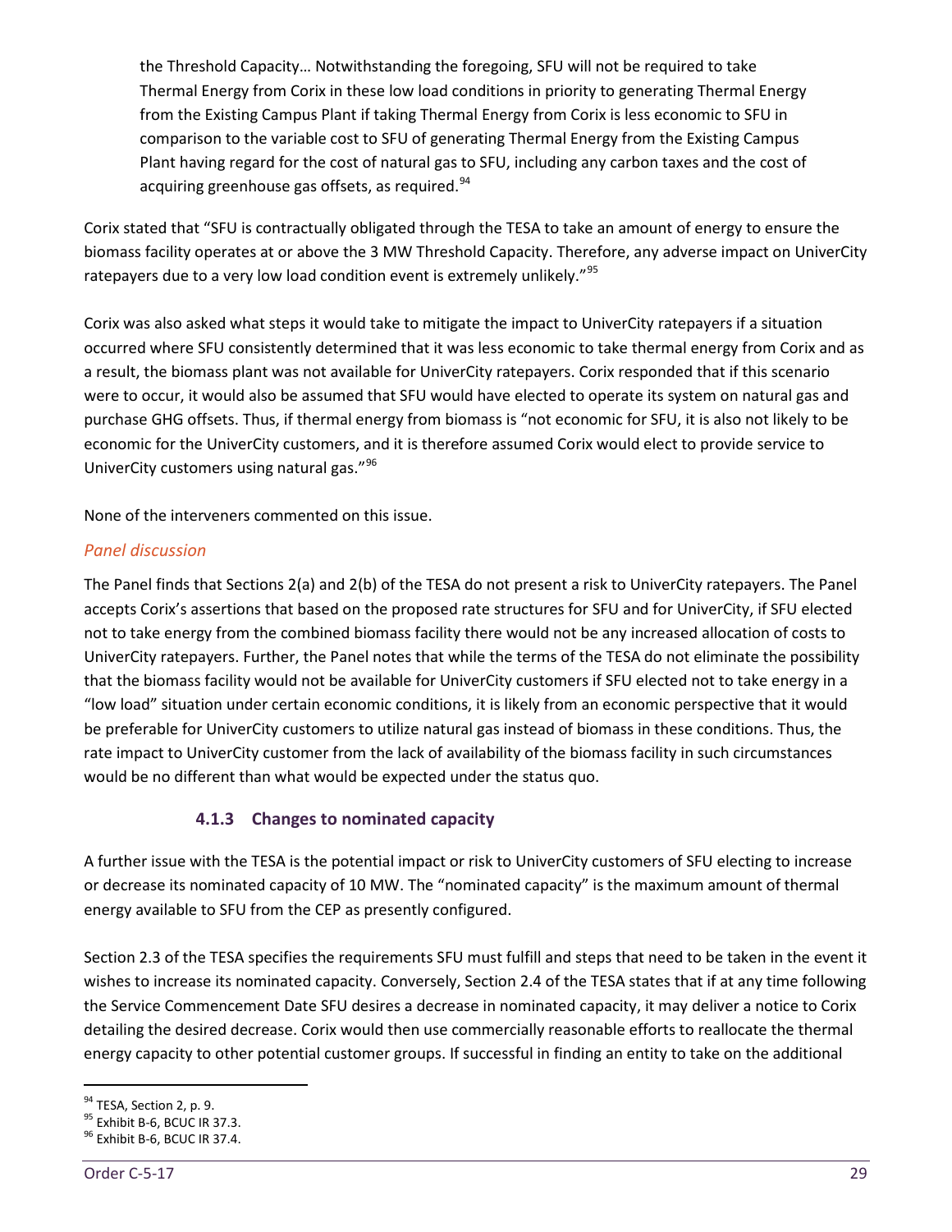> the Threshold Capacity… Notwithstanding the foregoing, SFU will not be required to take Thermal Energy from Corix in these low load conditions in priority to generating Thermal Energy from the Existing Campus Plant if taking Thermal Energy from Corix is less economic to SFU in comparison to the variable cost to SFU of generating Thermal Energy from the Existing Campus Plant having regard for the cost of natural gas to SFU, including any carbon taxes and the cost of acquiring greenhouse gas offsets, as required.[94]

Corix stated that "SFU is contractually obligated through the TESA to take an amount of energy to ensure the biomass facility operates at or above the 3 MW Threshold Capacity. Therefore, any adverse impact on UniverCity ratepayers due to a very low load condition event is extremely unlikely."[95]

Corix was also asked what steps it would take to mitigate the impact to UniverCity ratepayers if a situation occurred where SFU consistently determined that it was less economic to take thermal energy from Corix and as a result, the biomass plant was not available for UniverCity ratepayers. Corix responded that if this scenario were to occur, it would also be assumed that SFU would have elected to operate its system on natural gas and purchase GHG offsets. Thus, if thermal energy from biomass is "not economic for SFU, it is also not likely to be economic for the UniverCity customers, and it is therefore assumed Corix would elect to provide service to UniverCity customers using natural gas."[96]

None of the interveners commented on this issue.

*Panel discussion*

The Panel finds that Sections 2(a) and 2(b) of the TESA do not present a risk to UniverCity ratepayers. The Panel accepts Corix's assertions that based on the proposed rate structures for SFU and for UniverCity, if SFU elected not to take energy from the combined biomass facility there would not be any increased allocation of costs to UniverCity ratepayers. Further, the Panel notes that while the terms of the TESA do not eliminate the possibility that the biomass facility would not be available for UniverCity customers if SFU elected not to take energy in a "low load" situation under certain economic conditions, it is likely from an economic perspective that it would be preferable for UniverCity customers to utilize natural gas instead of biomass in these conditions. Thus, the rate impact to UniverCity customer from the lack of availability of the biomass facility in such circumstances would be no different than what would be expected under the status quo.

### 4.1.3 Changes to nominated capacity

A further issue with the TESA is the potential impact or risk to UniverCity customers of SFU electing to increase or decrease its nominated capacity of 10 MW. The "nominated capacity" is the maximum amount of thermal energy available to SFU from the CEP as presently configured.

Section 2.3 of the TESA specifies the requirements SFU must fulfill and steps that need to be taken in the event it wishes to increase its nominated capacity. Conversely, Section 2.4 of the TESA states that if at any time following the Service Commencement Date SFU desires a decrease in nominated capacity, it may deliver a notice to Corix detailing the desired decrease. Corix would then use commercially reasonable efforts to reallocate the thermal energy capacity to other potential customer groups. If successful in finding an entity to take on the additional

---

[94] TESA, Section 2, p. 9.
[95] Exhibit B-6, BCUC IR 37.3.
[96] Exhibit B-6, BCUC IR 37.4.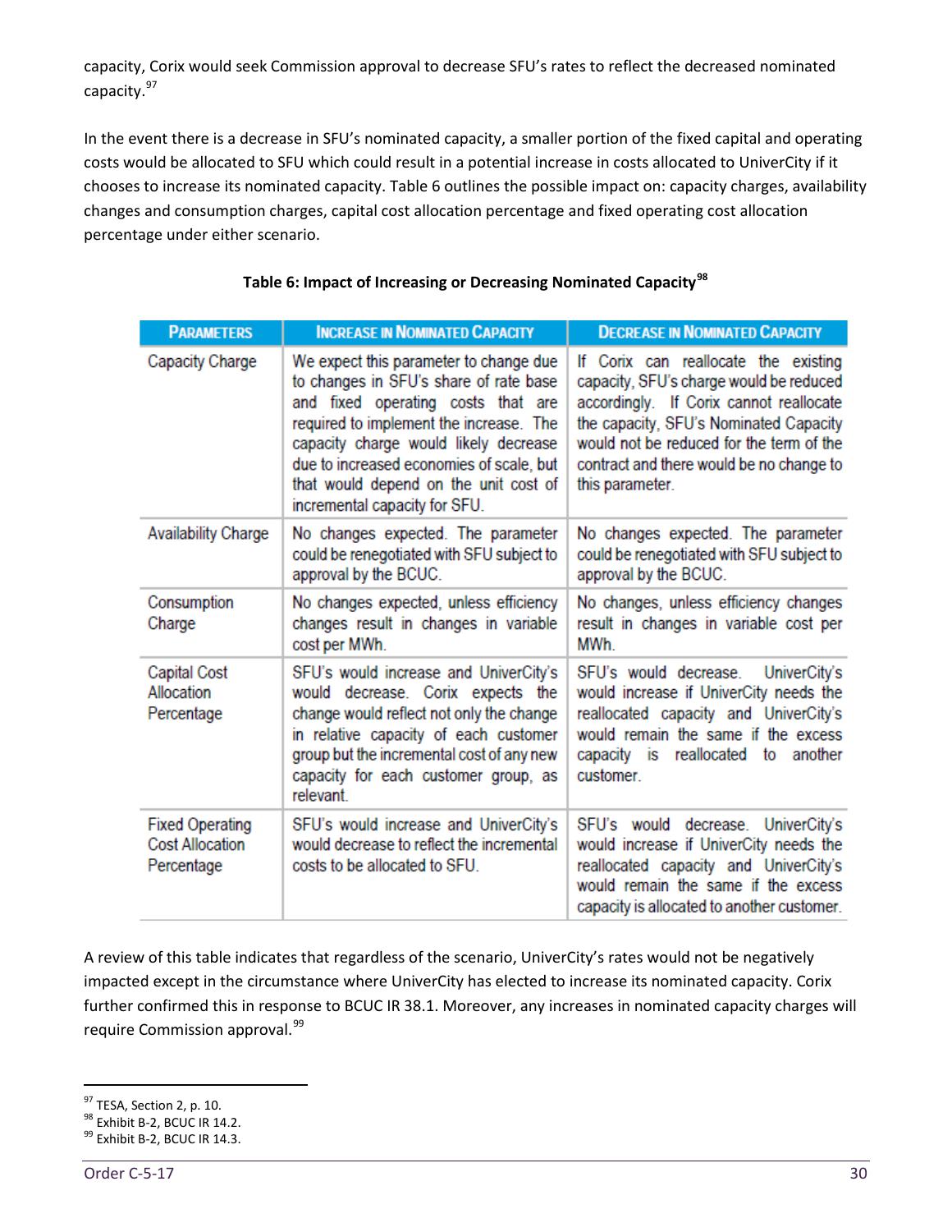capacity, Corix would seek Commission approval to decrease SFU's rates to reflect the decreased nominated capacity.[97]

In the event there is a decrease in SFU's nominated capacity, a smaller portion of the fixed capital and operating costs would be allocated to SFU which could result in a potential increase in costs allocated to UniverCity if it chooses to increase its nominated capacity. Table 6 outlines the possible impact on: capacity charges, availability changes and consumption charges, capital cost allocation percentage and fixed operating cost allocation percentage under either scenario.

**Table 6: Impact of Increasing or Decreasing Nominated Capacity[98]**

| Parameters | Increase in Nominated Capacity | Decrease in Nominated Capacity |
|---|---|---|
| Capacity Charge | We expect this parameter to change due to changes in SFU's share of rate base and fixed operating costs that are required to implement the increase. The capacity charge would likely decrease due to increased economies of scale, but that would depend on the unit cost of incremental capacity for SFU. | If Corix can reallocate the existing capacity, SFU's charge would be reduced accordingly. If Corix cannot reallocate the capacity, SFU's Nominated Capacity would not be reduced for the term of the contract and there would be no change to this parameter. |
| Availability Charge | No changes expected. The parameter could be renegotiated with SFU subject to approval by the BCUC. | No changes expected. The parameter could be renegotiated with SFU subject to approval by the BCUC. |
| Consumption Charge | No changes expected, unless efficiency changes result in changes in variable cost per MWh. | No changes, unless efficiency changes result in changes in variable cost per MWh. |
| Capital Cost Allocation Percentage | SFU's would increase and UniverCity's would decrease. Corix expects the change would reflect not only the change in relative capacity of each customer group but the incremental cost of any new capacity for each customer group, as relevant. | SFU's would decrease. UniverCity's would increase if UniverCity needs the reallocated capacity and UniverCity's would remain the same if the excess capacity is reallocated to another customer. |
| Fixed Operating Cost Allocation Percentage | SFU's would increase and UniverCity's would decrease to reflect the incremental costs to be allocated to SFU. | SFU's would decrease. UniverCity's would increase if UniverCity needs the reallocated capacity and UniverCity's would remain the same if the excess capacity is allocated to another customer. |

A review of this table indicates that regardless of the scenario, UniverCity's rates would not be negatively impacted except in the circumstance where UniverCity has elected to increase its nominated capacity. Corix further confirmed this in response to BCUC IR 38.1. Moreover, any increases in nominated capacity charges will require Commission approval.[99]

[97] TESA, Section 2, p. 10.
[98] Exhibit B-2, BCUC IR 14.2.
[99] Exhibit B-2, BCUC IR 14.3.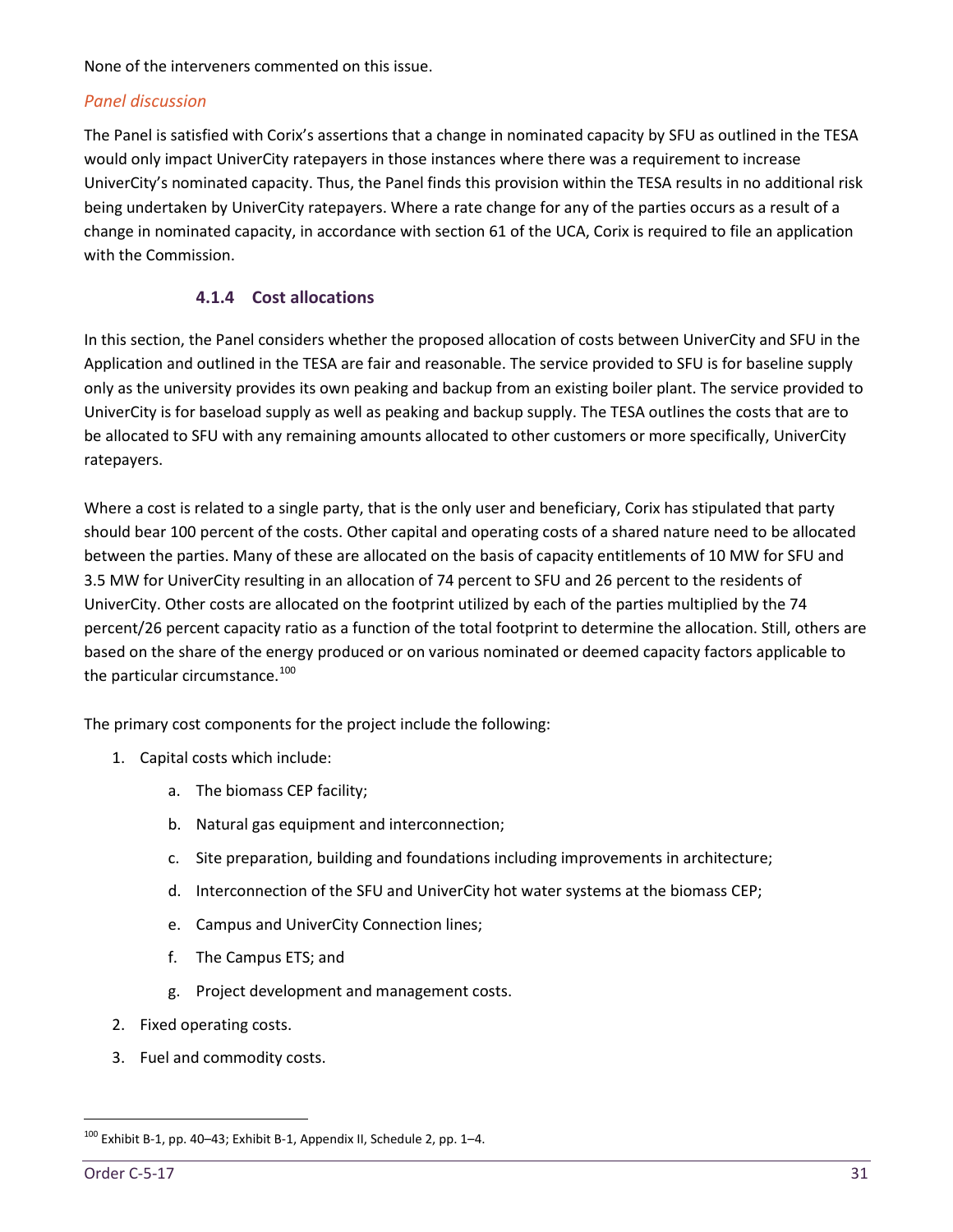None of the interveners commented on this issue.

*Panel discussion*

The Panel is satisfied with Corix's assertions that a change in nominated capacity by SFU as outlined in the TESA would only impact UniverCity ratepayers in those instances where there was a requirement to increase UniverCity's nominated capacity. Thus, the Panel finds this provision within the TESA results in no additional risk being undertaken by UniverCity ratepayers. Where a rate change for any of the parties occurs as a result of a change in nominated capacity, in accordance with section 61 of the UCA, Corix is required to file an application with the Commission.

### 4.1.4 Cost allocations

In this section, the Panel considers whether the proposed allocation of costs between UniverCity and SFU in the Application and outlined in the TESA are fair and reasonable. The service provided to SFU is for baseline supply only as the university provides its own peaking and backup from an existing boiler plant. The service provided to UniverCity is for baseload supply as well as peaking and backup supply. The TESA outlines the costs that are to be allocated to SFU with any remaining amounts allocated to other customers or more specifically, UniverCity ratepayers.

Where a cost is related to a single party, that is the only user and beneficiary, Corix has stipulated that party should bear 100 percent of the costs. Other capital and operating costs of a shared nature need to be allocated between the parties. Many of these are allocated on the basis of capacity entitlements of 10 MW for SFU and 3.5 MW for UniverCity resulting in an allocation of 74 percent to SFU and 26 percent to the residents of UniverCity. Other costs are allocated on the footprint utilized by each of the parties multiplied by the 74 percent/26 percent capacity ratio as a function of the total footprint to determine the allocation. Still, others are based on the share of the energy produced or on various nominated or deemed capacity factors applicable to the particular circumstance.[100]

The primary cost components for the project include the following:

1. Capital costs which include:
    a. The biomass CEP facility;
    b. Natural gas equipment and interconnection;
    c. Site preparation, building and foundations including improvements in architecture;
    d. Interconnection of the SFU and UniverCity hot water systems at the biomass CEP;
    e. Campus and UniverCity Connection lines;
    f. The Campus ETS; and
    g. Project development and management costs.
2. Fixed operating costs.
3. Fuel and commodity costs.

[100] Exhibit B-1, pp. 40–43; Exhibit B-1, Appendix II, Schedule 2, pp. 1–4.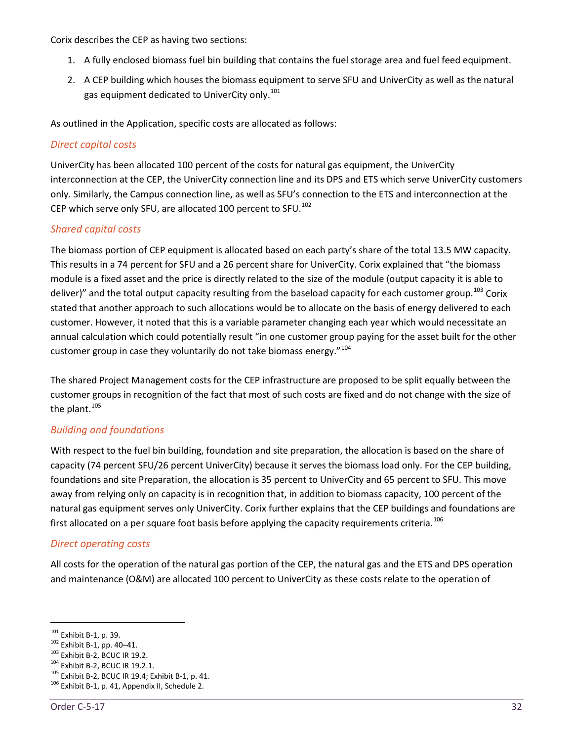Corix describes the CEP as having two sections:

1. A fully enclosed biomass fuel bin building that contains the fuel storage area and fuel feed equipment.
2. A CEP building which houses the biomass equipment to serve SFU and UniverCity as well as the natural gas equipment dedicated to UniverCity only.[101]

As outlined in the Application, specific costs are allocated as follows:

*Direct capital costs*

UniverCity has been allocated 100 percent of the costs for natural gas equipment, the UniverCity interconnection at the CEP, the UniverCity connection line and its DPS and ETS which serve UniverCity customers only. Similarly, the Campus connection line, as well as SFU's connection to the ETS and interconnection at the CEP which serve only SFU, are allocated 100 percent to SFU.[102]

*Shared capital costs*

The biomass portion of CEP equipment is allocated based on each party's share of the total 13.5 MW capacity. This results in a 74 percent for SFU and a 26 percent share for UniverCity. Corix explained that "the biomass module is a fixed asset and the price is directly related to the size of the module (output capacity it is able to deliver)" and the total output capacity resulting from the baseload capacity for each customer group.[103] Corix stated that another approach to such allocations would be to allocate on the basis of energy delivered to each customer. However, it noted that this is a variable parameter changing each year which would necessitate an annual calculation which could potentially result "in one customer group paying for the asset built for the other customer group in case they voluntarily do not take biomass energy."[104]

The shared Project Management costs for the CEP infrastructure are proposed to be split equally between the customer groups in recognition of the fact that most of such costs are fixed and do not change with the size of the plant.[105]

*Building and foundations*

With respect to the fuel bin building, foundation and site preparation, the allocation is based on the share of capacity (74 percent SFU/26 percent UniverCity) because it serves the biomass load only. For the CEP building, foundations and site Preparation, the allocation is 35 percent to UniverCity and 65 percent to SFU. This move away from relying only on capacity is in recognition that, in addition to biomass capacity, 100 percent of the natural gas equipment serves only UniverCity. Corix further explains that the CEP buildings and foundations are first allocated on a per square foot basis before applying the capacity requirements criteria.[106]

*Direct operating costs*

All costs for the operation of the natural gas portion of the CEP, the natural gas and the ETS and DPS operation and maintenance (O&M) are allocated 100 percent to UniverCity as these costs relate to the operation of

---

[101] Exhibit B-1, p. 39.
[102] Exhibit B-1, pp. 40–41.
[103] Exhibit B-2, BCUC IR 19.2.
[104] Exhibit B-2, BCUC IR 19.2.1.
[105] Exhibit B-2, BCUC IR 19.4; Exhibit B-1, p. 41.
[106] Exhibit B-1, p. 41, Appendix II, Schedule 2.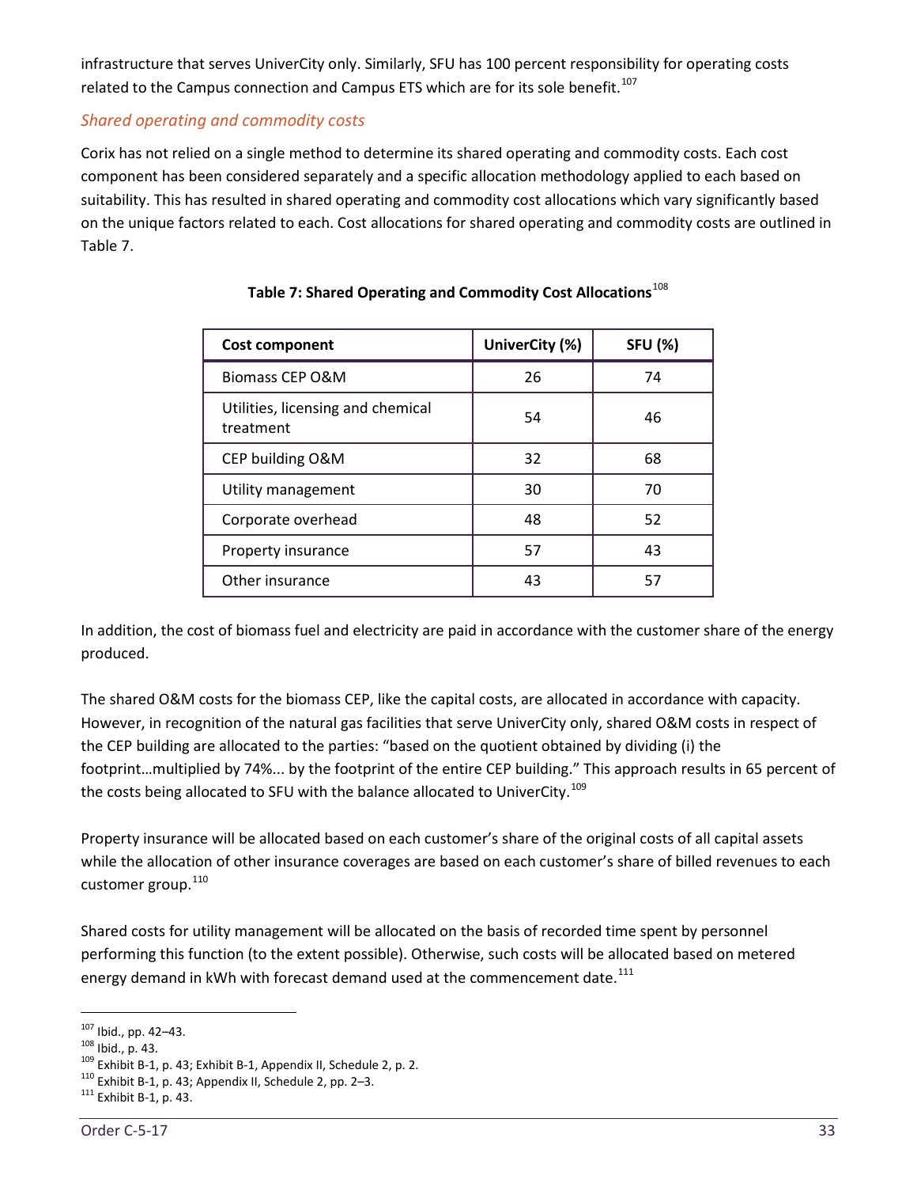infrastructure that serves UniverCity only. Similarly, SFU has 100 percent responsibility for operating costs related to the Campus connection and Campus ETS which are for its sole benefit.[107]

### *Shared operating and commodity costs*

Corix has not relied on a single method to determine its shared operating and commodity costs. Each cost component has been considered separately and a specific allocation methodology applied to each based on suitability. This has resulted in shared operating and commodity cost allocations which vary significantly based on the unique factors related to each. Cost allocations for shared operating and commodity costs are outlined in Table 7.

**Table 7: Shared Operating and Commodity Cost Allocations**[108]

| Cost component | UniverCity (%) | SFU (%) |
|---|---|---|
| Biomass CEP O&M | 26 | 74 |
| Utilities, licensing and chemical treatment | 54 | 46 |
| CEP building O&M | 32 | 68 |
| Utility management | 30 | 70 |
| Corporate overhead | 48 | 52 |
| Property insurance | 57 | 43 |
| Other insurance | 43 | 57 |

In addition, the cost of biomass fuel and electricity are paid in accordance with the customer share of the energy produced.

The shared O&M costs for the biomass CEP, like the capital costs, are allocated in accordance with capacity. However, in recognition of the natural gas facilities that serve UniverCity only, shared O&M costs in respect of the CEP building are allocated to the parties: "based on the quotient obtained by dividing (i) the footprint…multiplied by 74%... by the footprint of the entire CEP building." This approach results in 65 percent of the costs being allocated to SFU with the balance allocated to UniverCity.[109]

Property insurance will be allocated based on each customer's share of the original costs of all capital assets while the allocation of other insurance coverages are based on each customer's share of billed revenues to each customer group.[110]

Shared costs for utility management will be allocated on the basis of recorded time spent by personnel performing this function (to the extent possible). Otherwise, such costs will be allocated based on metered energy demand in kWh with forecast demand used at the commencement date.[111]

[107] Ibid., pp. 42–43.
[108] Ibid., p. 43.
[109] Exhibit B-1, p. 43; Exhibit B-1, Appendix II, Schedule 2, p. 2.
[110] Exhibit B-1, p. 43; Appendix II, Schedule 2, pp. 2–3.
[111] Exhibit B-1, p. 43.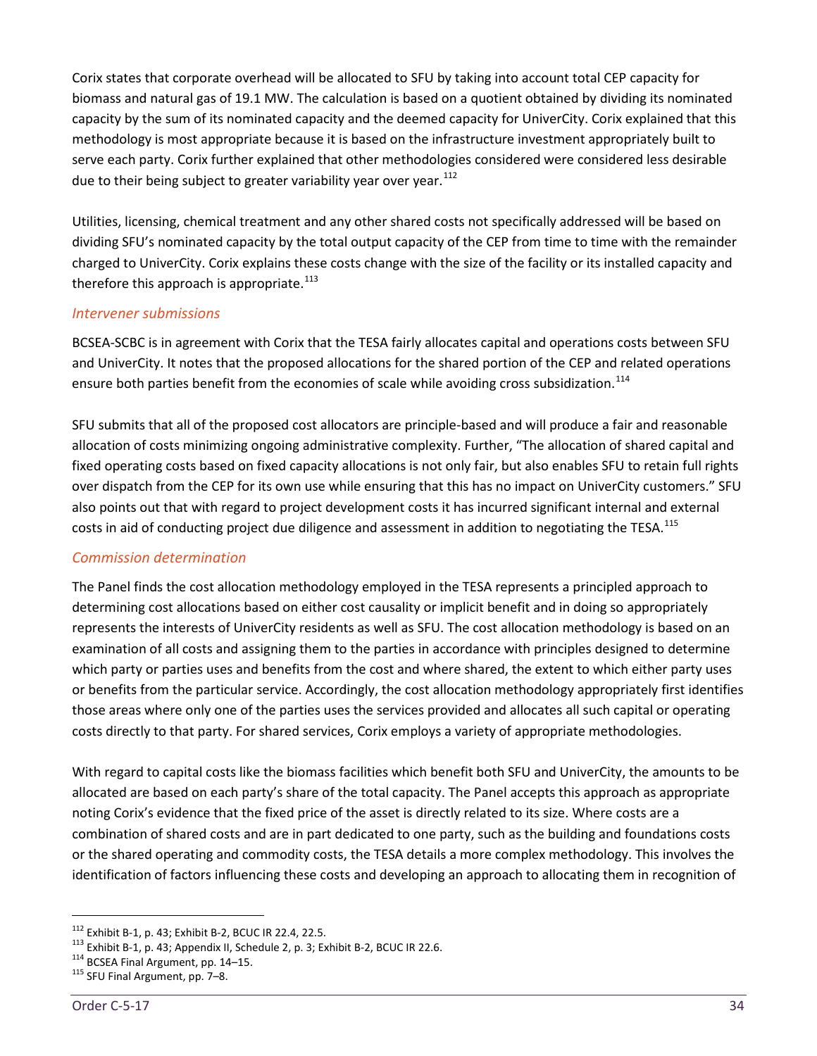Corix states that corporate overhead will be allocated to SFU by taking into account total CEP capacity for biomass and natural gas of 19.1 MW. The calculation is based on a quotient obtained by dividing its nominated capacity by the sum of its nominated capacity and the deemed capacity for UniverCity. Corix explained that this methodology is most appropriate because it is based on the infrastructure investment appropriately built to serve each party. Corix further explained that other methodologies considered were considered less desirable due to their being subject to greater variability year over year.[112]

Utilities, licensing, chemical treatment and any other shared costs not specifically addressed will be based on dividing SFU's nominated capacity by the total output capacity of the CEP from time to time with the remainder charged to UniverCity. Corix explains these costs change with the size of the facility or its installed capacity and therefore this approach is appropriate.[113]

### *Intervener submissions*

BCSEA-SCBC is in agreement with Corix that the TESA fairly allocates capital and operations costs between SFU and UniverCity. It notes that the proposed allocations for the shared portion of the CEP and related operations ensure both parties benefit from the economies of scale while avoiding cross subsidization.[114]

SFU submits that all of the proposed cost allocators are principle-based and will produce a fair and reasonable allocation of costs minimizing ongoing administrative complexity. Further, "The allocation of shared capital and fixed operating costs based on fixed capacity allocations is not only fair, but also enables SFU to retain full rights over dispatch from the CEP for its own use while ensuring that this has no impact on UniverCity customers." SFU also points out that with regard to project development costs it has incurred significant internal and external costs in aid of conducting project due diligence and assessment in addition to negotiating the TESA.[115]

### *Commission determination*

The Panel finds the cost allocation methodology employed in the TESA represents a principled approach to determining cost allocations based on either cost causality or implicit benefit and in doing so appropriately represents the interests of UniverCity residents as well as SFU. The cost allocation methodology is based on an examination of all costs and assigning them to the parties in accordance with principles designed to determine which party or parties uses and benefits from the cost and where shared, the extent to which either party uses or benefits from the particular service. Accordingly, the cost allocation methodology appropriately first identifies those areas where only one of the parties uses the services provided and allocates all such capital or operating costs directly to that party. For shared services, Corix employs a variety of appropriate methodologies.

With regard to capital costs like the biomass facilities which benefit both SFU and UniverCity, the amounts to be allocated are based on each party's share of the total capacity. The Panel accepts this approach as appropriate noting Corix's evidence that the fixed price of the asset is directly related to its size. Where costs are a combination of shared costs and are in part dedicated to one party, such as the building and foundations costs or the shared operating and commodity costs, the TESA details a more complex methodology. This involves the identification of factors influencing these costs and developing an approach to allocating them in recognition of

---

[112] Exhibit B-1, p. 43; Exhibit B-2, BCUC IR 22.4, 22.5.
[113] Exhibit B-1, p. 43; Appendix II, Schedule 2, p. 3; Exhibit B-2, BCUC IR 22.6.
[114] BCSEA Final Argument, pp. 14–15.
[115] SFU Final Argument, pp. 7–8.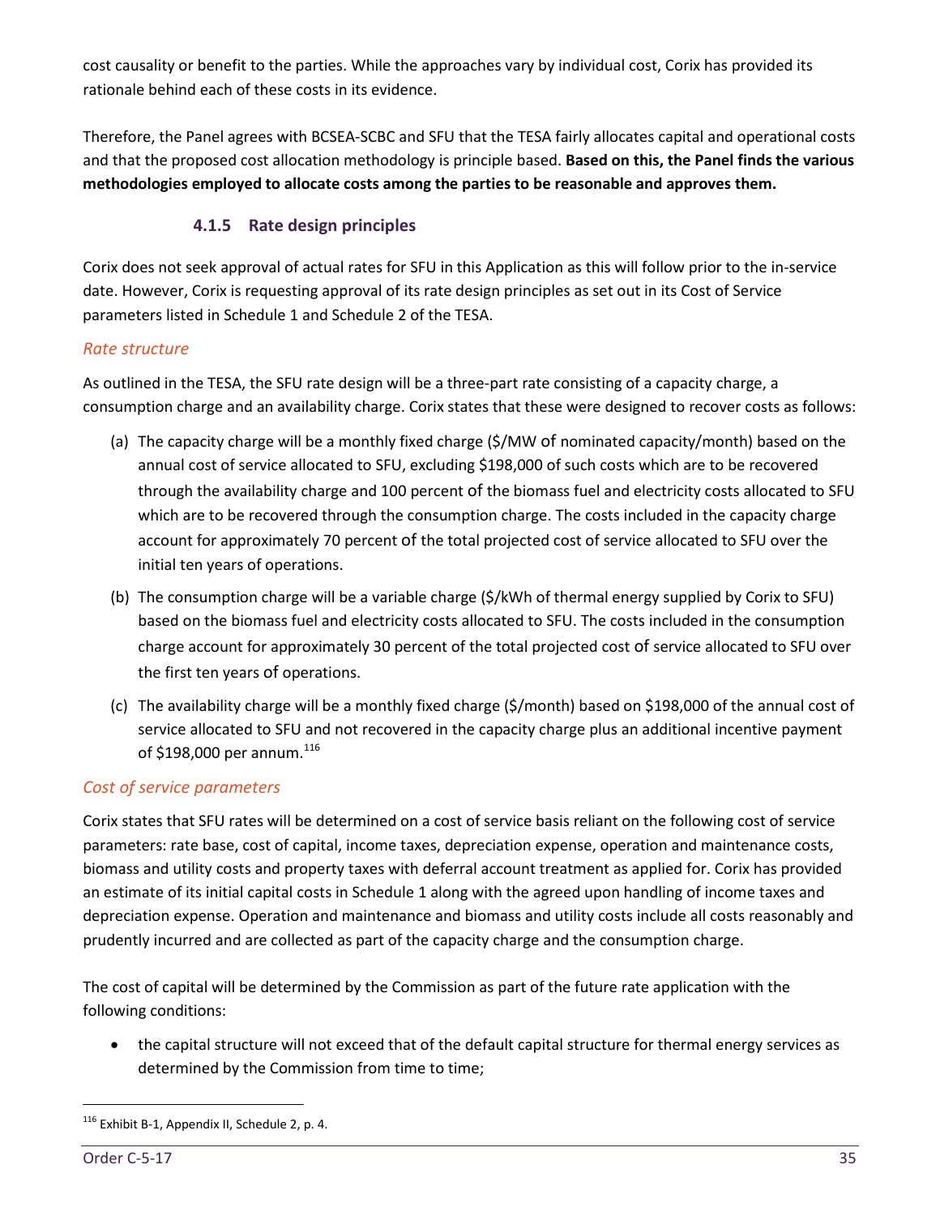cost causality or benefit to the parties. While the approaches vary by individual cost, Corix has provided its rationale behind each of these costs in its evidence.

Therefore, the Panel agrees with BCSEA-SCBC and SFU that the TESA fairly allocates capital and operational costs and that the proposed cost allocation methodology is principle based. **Based on this, the Panel finds the various methodologies employed to allocate costs among the parties to be reasonable and approves them.**

### 4.1.5 Rate design principles

Corix does not seek approval of actual rates for SFU in this Application as this will follow prior to the in-service date. However, Corix is requesting approval of its rate design principles as set out in its Cost of Service parameters listed in Schedule 1 and Schedule 2 of the TESA.

*Rate structure*

As outlined in the TESA, the SFU rate design will be a three-part rate consisting of a capacity charge, a consumption charge and an availability charge. Corix states that these were designed to recover costs as follows:

(a) The capacity charge will be a monthly fixed charge ($/MW of nominated capacity/month) based on the annual cost of service allocated to SFU, excluding $198,000 of such costs which are to be recovered through the availability charge and 100 percent of the biomass fuel and electricity costs allocated to SFU which are to be recovered through the consumption charge. The costs included in the capacity charge account for approximately 70 percent of the total projected cost of service allocated to SFU over the initial ten years of operations.

(b) The consumption charge will be a variable charge ($/kWh of thermal energy supplied by Corix to SFU) based on the biomass fuel and electricity costs allocated to SFU. The costs included in the consumption charge account for approximately 30 percent of the total projected cost of service allocated to SFU over the first ten years of operations.

(c) The availability charge will be a monthly fixed charge ($/month) based on $198,000 of the annual cost of service allocated to SFU and not recovered in the capacity charge plus an additional incentive payment of $198,000 per annum.[116]

*Cost of service parameters*

Corix states that SFU rates will be determined on a cost of service basis reliant on the following cost of service parameters: rate base, cost of capital, income taxes, depreciation expense, operation and maintenance costs, biomass and utility costs and property taxes with deferral account treatment as applied for. Corix has provided an estimate of its initial capital costs in Schedule 1 along with the agreed upon handling of income taxes and depreciation expense. Operation and maintenance and biomass and utility costs include all costs reasonably and prudently incurred and are collected as part of the capacity charge and the consumption charge.

The cost of capital will be determined by the Commission as part of the future rate application with the following conditions:

- the capital structure will not exceed that of the default capital structure for thermal energy services as determined by the Commission from time to time;

---

[116] Exhibit B-1, Appendix II, Schedule 2, p. 4.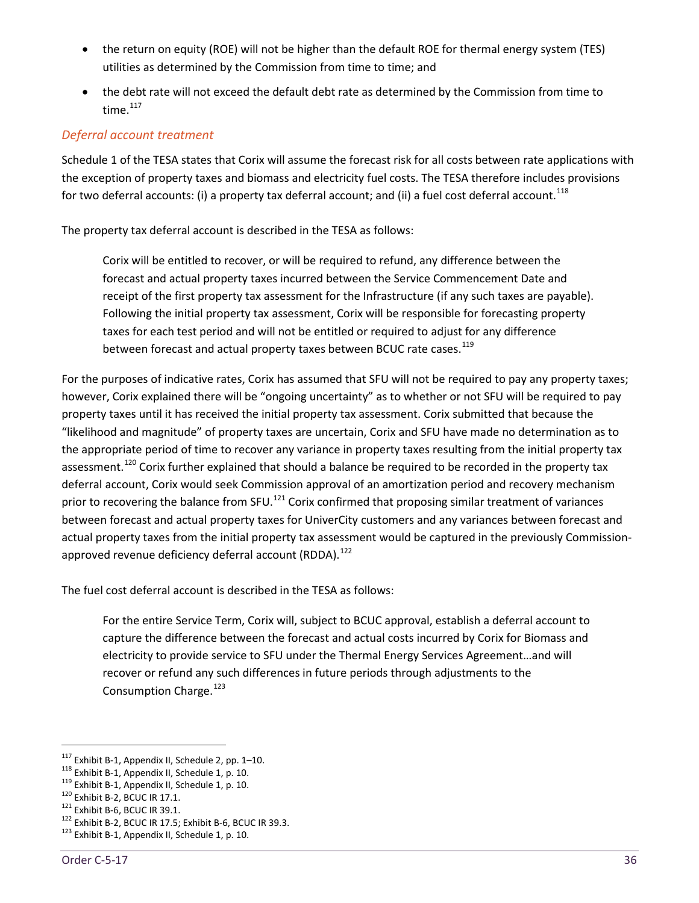- the return on equity (ROE) will not be higher than the default ROE for thermal energy system (TES) utilities as determined by the Commission from time to time; and
- the debt rate will not exceed the default debt rate as determined by the Commission from time to time.[117]

### *Deferral account treatment*

Schedule 1 of the TESA states that Corix will assume the forecast risk for all costs between rate applications with the exception of property taxes and biomass and electricity fuel costs. The TESA therefore includes provisions for two deferral accounts: (i) a property tax deferral account; and (ii) a fuel cost deferral account.[118]

The property tax deferral account is described in the TESA as follows:

> Corix will be entitled to recover, or will be required to refund, any difference between the forecast and actual property taxes incurred between the Service Commencement Date and receipt of the first property tax assessment for the Infrastructure (if any such taxes are payable). Following the initial property tax assessment, Corix will be responsible for forecasting property taxes for each test period and will not be entitled or required to adjust for any difference between forecast and actual property taxes between BCUC rate cases.[119]

For the purposes of indicative rates, Corix has assumed that SFU will not be required to pay any property taxes; however, Corix explained there will be "ongoing uncertainty" as to whether or not SFU will be required to pay property taxes until it has received the initial property tax assessment. Corix submitted that because the "likelihood and magnitude" of property taxes are uncertain, Corix and SFU have made no determination as to the appropriate period of time to recover any variance in property taxes resulting from the initial property tax assessment.[120] Corix further explained that should a balance be required to be recorded in the property tax deferral account, Corix would seek Commission approval of an amortization period and recovery mechanism prior to recovering the balance from SFU.[121] Corix confirmed that proposing similar treatment of variances between forecast and actual property taxes for UniverCity customers and any variances between forecast and actual property taxes from the initial property tax assessment would be captured in the previously Commission-approved revenue deficiency deferral account (RDDA).[122]

The fuel cost deferral account is described in the TESA as follows:

> For the entire Service Term, Corix will, subject to BCUC approval, establish a deferral account to capture the difference between the forecast and actual costs incurred by Corix for Biomass and electricity to provide service to SFU under the Thermal Energy Services Agreement…and will recover or refund any such differences in future periods through adjustments to the Consumption Charge.[123]

---

[117] Exhibit B-1, Appendix II, Schedule 2, pp. 1–10.
[118] Exhibit B-1, Appendix II, Schedule 1, p. 10.
[119] Exhibit B-1, Appendix II, Schedule 1, p. 10.
[120] Exhibit B-2, BCUC IR 17.1.
[121] Exhibit B-6, BCUC IR 39.1.
[122] Exhibit B-2, BCUC IR 17.5; Exhibit B-6, BCUC IR 39.3.
[123] Exhibit B-1, Appendix II, Schedule 1, p. 10.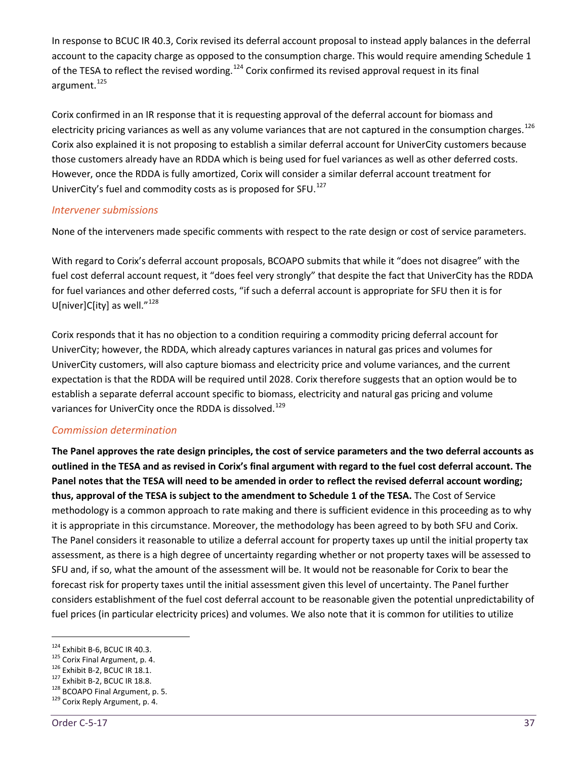In response to BCUC IR 40.3, Corix revised its deferral account proposal to instead apply balances in the deferral account to the capacity charge as opposed to the consumption charge. This would require amending Schedule 1 of the TESA to reflect the revised wording.[124] Corix confirmed its revised approval request in its final argument.[125]

Corix confirmed in an IR response that it is requesting approval of the deferral account for biomass and electricity pricing variances as well as any volume variances that are not captured in the consumption charges.[126] Corix also explained it is not proposing to establish a similar deferral account for UniverCity customers because those customers already have an RDDA which is being used for fuel variances as well as other deferred costs. However, once the RDDA is fully amortized, Corix will consider a similar deferral account treatment for UniverCity's fuel and commodity costs as is proposed for SFU.[127]

### *Intervener submissions*

None of the interveners made specific comments with respect to the rate design or cost of service parameters.

With regard to Corix's deferral account proposals, BCOAPO submits that while it "does not disagree" with the fuel cost deferral account request, it "does feel very strongly" that despite the fact that UniverCity has the RDDA for fuel variances and other deferred costs, "if such a deferral account is appropriate for SFU then it is for U[niver]C[ity] as well."[128]

Corix responds that it has no objection to a condition requiring a commodity pricing deferral account for UniverCity; however, the RDDA, which already captures variances in natural gas prices and volumes for UniverCity customers, will also capture biomass and electricity price and volume variances, and the current expectation is that the RDDA will be required until 2028. Corix therefore suggests that an option would be to establish a separate deferral account specific to biomass, electricity and natural gas pricing and volume variances for UniverCity once the RDDA is dissolved.[129]

### *Commission determination*

**The Panel approves the rate design principles, the cost of service parameters and the two deferral accounts as outlined in the TESA and as revised in Corix's final argument with regard to the fuel cost deferral account. The Panel notes that the TESA will need to be amended in order to reflect the revised deferral account wording; thus, approval of the TESA is subject to the amendment to Schedule 1 of the TESA.** The Cost of Service methodology is a common approach to rate making and there is sufficient evidence in this proceeding as to why it is appropriate in this circumstance. Moreover, the methodology has been agreed to by both SFU and Corix. The Panel considers it reasonable to utilize a deferral account for property taxes up until the initial property tax assessment, as there is a high degree of uncertainty regarding whether or not property taxes will be assessed to SFU and, if so, what the amount of the assessment will be. It would not be reasonable for Corix to bear the forecast risk for property taxes until the initial assessment given this level of uncertainty. The Panel further considers establishment of the fuel cost deferral account to be reasonable given the potential unpredictability of fuel prices (in particular electricity prices) and volumes. We also note that it is common for utilities to utilize

---

[124] Exhibit B-6, BCUC IR 40.3.
[125] Corix Final Argument, p. 4.
[126] Exhibit B-2, BCUC IR 18.1.
[127] Exhibit B-2, BCUC IR 18.8.
[128] BCOAPO Final Argument, p. 5.
[129] Corix Reply Argument, p. 4.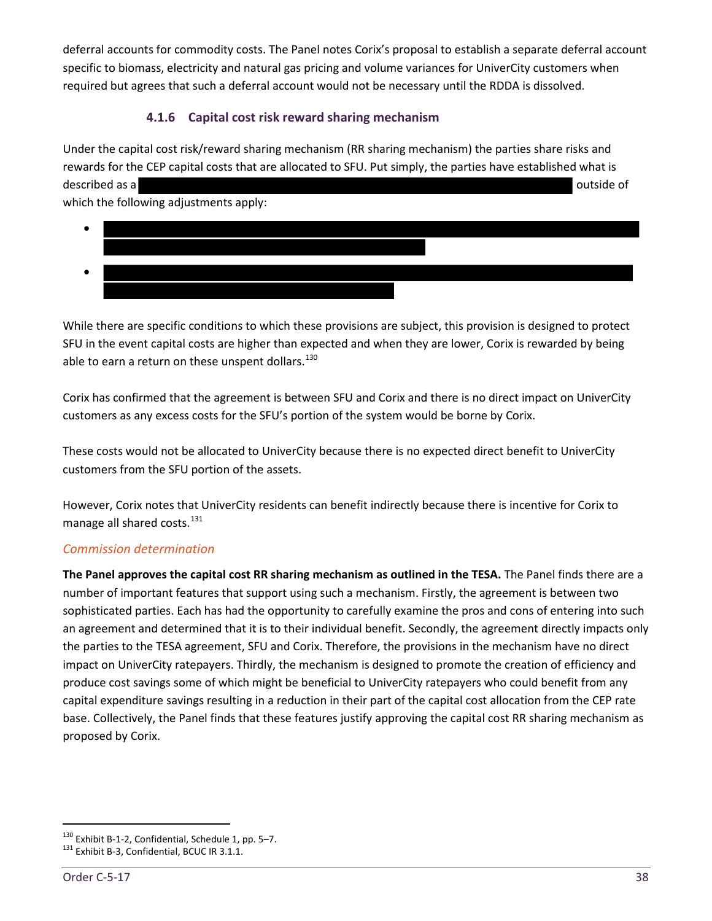deferral accounts for commodity costs. The Panel notes Corix's proposal to establish a separate deferral account specific to biomass, electricity and natural gas pricing and volume variances for UniverCity customers when required but agrees that such a deferral account would not be necessary until the RDDA is dissolved.

### 4.1.6 Capital cost risk reward sharing mechanism

Under the capital cost risk/reward sharing mechanism (RR sharing mechanism) the parties share risks and rewards for the CEP capital costs that are allocated to SFU. Put simply, the parties have established what is described as a [REDACTED] outside of which the following adjustments apply:

- [REDACTED]
- [REDACTED]

While there are specific conditions to which these provisions are subject, this provision is designed to protect SFU in the event capital costs are higher than expected and when they are lower, Corix is rewarded by being able to earn a return on these unspent dollars.[130]

Corix has confirmed that the agreement is between SFU and Corix and there is no direct impact on UniverCity customers as any excess costs for the SFU's portion of the system would be borne by Corix.

These costs would not be allocated to UniverCity because there is no expected direct benefit to UniverCity customers from the SFU portion of the assets.

However, Corix notes that UniverCity residents can benefit indirectly because there is incentive for Corix to manage all shared costs.[131]

*Commission determination*

**The Panel approves the capital cost RR sharing mechanism as outlined in the TESA.** The Panel finds there are a number of important features that support using such a mechanism. Firstly, the agreement is between two sophisticated parties. Each has had the opportunity to carefully examine the pros and cons of entering into such an agreement and determined that it is to their individual benefit. Secondly, the agreement directly impacts only the parties to the TESA agreement, SFU and Corix. Therefore, the provisions in the mechanism have no direct impact on UniverCity ratepayers. Thirdly, the mechanism is designed to promote the creation of efficiency and produce cost savings some of which might be beneficial to UniverCity ratepayers who could benefit from any capital expenditure savings resulting in a reduction in their part of the capital cost allocation from the CEP rate base. Collectively, the Panel finds that these features justify approving the capital cost RR sharing mechanism as proposed by Corix.

---

[130] Exhibit B-1-2, Confidential, Schedule 1, pp. 5–7.
[131] Exhibit B-3, Confidential, BCUC IR 3.1.1.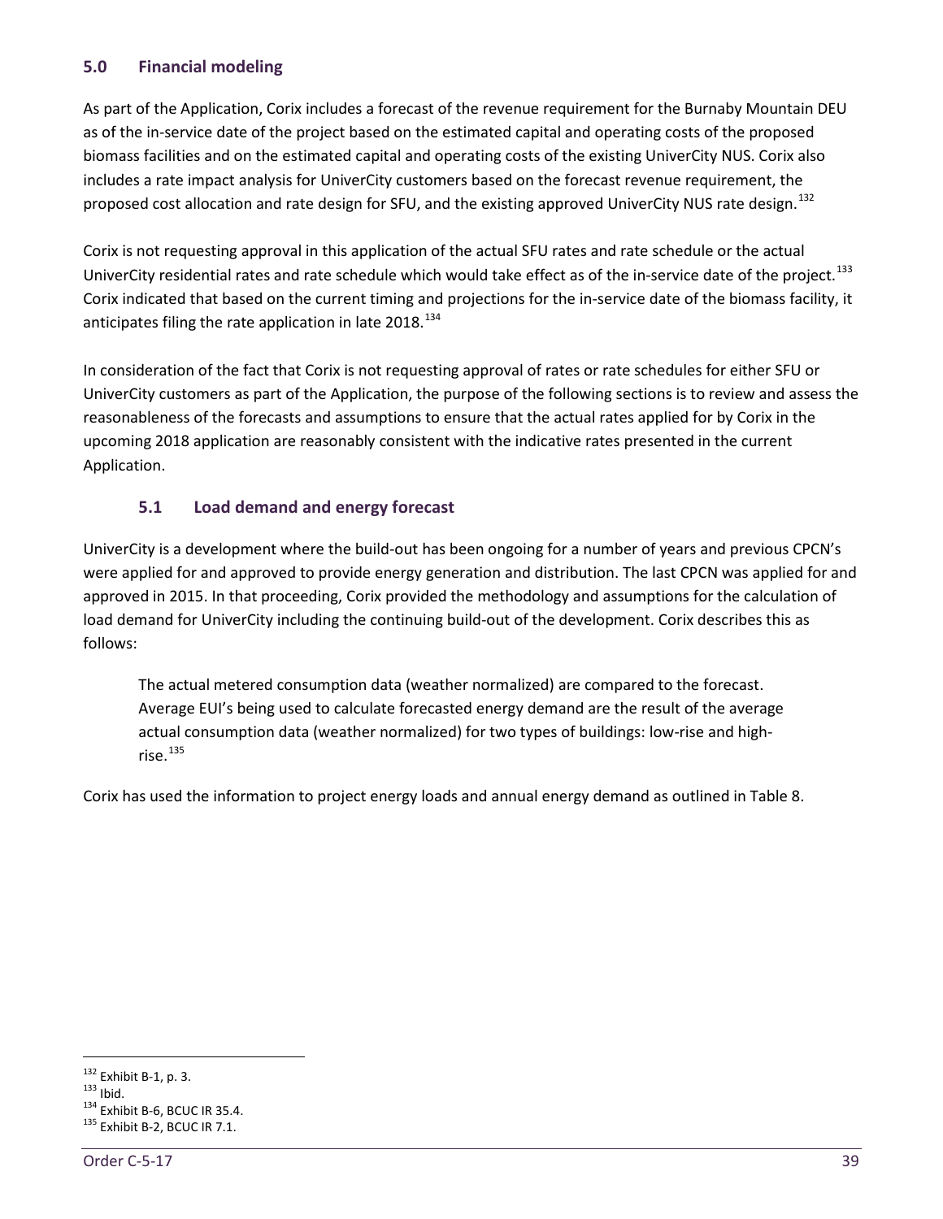## 5.0 Financial modeling

As part of the Application, Corix includes a forecast of the revenue requirement for the Burnaby Mountain DEU as of the in-service date of the project based on the estimated capital and operating costs of the proposed biomass facilities and on the estimated capital and operating costs of the existing UniverCity NUS. Corix also includes a rate impact analysis for UniverCity customers based on the forecast revenue requirement, the proposed cost allocation and rate design for SFU, and the existing approved UniverCity NUS rate design.[132]

Corix is not requesting approval in this application of the actual SFU rates and rate schedule or the actual UniverCity residential rates and rate schedule which would take effect as of the in-service date of the project.[133] Corix indicated that based on the current timing and projections for the in-service date of the biomass facility, it anticipates filing the rate application in late 2018.[134]

In consideration of the fact that Corix is not requesting approval of rates or rate schedules for either SFU or UniverCity customers as part of the Application, the purpose of the following sections is to review and assess the reasonableness of the forecasts and assumptions to ensure that the actual rates applied for by Corix in the upcoming 2018 application are reasonably consistent with the indicative rates presented in the current Application.

### 5.1 Load demand and energy forecast

UniverCity is a development where the build-out has been ongoing for a number of years and previous CPCN's were applied for and approved to provide energy generation and distribution. The last CPCN was applied for and approved in 2015. In that proceeding, Corix provided the methodology and assumptions for the calculation of load demand for UniverCity including the continuing build-out of the development. Corix describes this as follows:

> The actual metered consumption data (weather normalized) are compared to the forecast. Average EUI's being used to calculate forecasted energy demand are the result of the average actual consumption data (weather normalized) for two types of buildings: low-rise and high-rise.[135]

Corix has used the information to project energy loads and annual energy demand as outlined in Table 8.

---

[132] Exhibit B-1, p. 3.
[133] Ibid.
[134] Exhibit B-6, BCUC IR 35.4.
[135] Exhibit B-2, BCUC IR 7.1.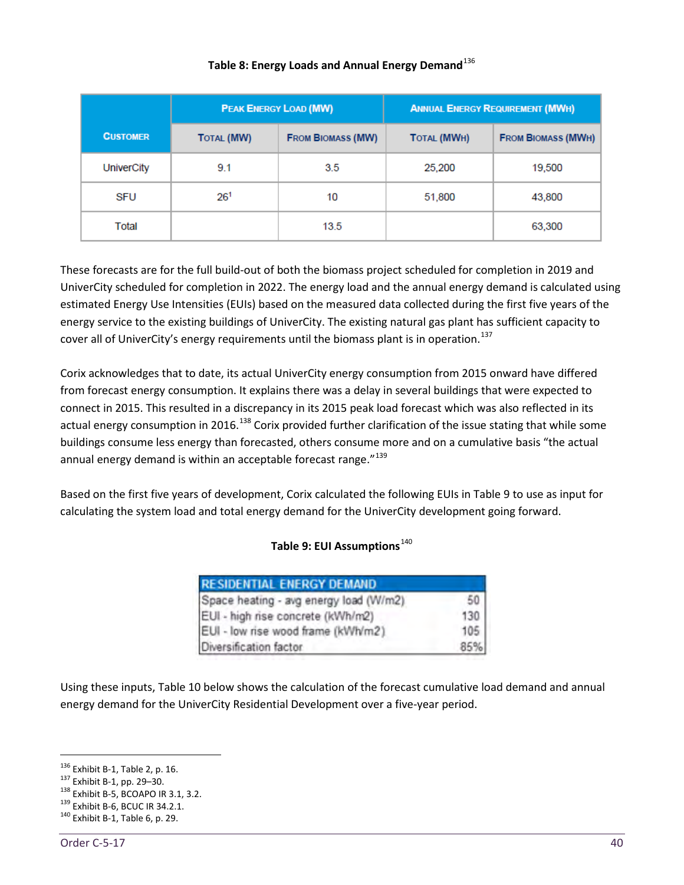**Table 8: Energy Loads and Annual Energy Demand**[136]

| Customer | Peak Energy Load (MW) | | Annual Energy Requirement (MWh) | |
|---|---|---|---|---|
| | Total (MW) | From Biomass (MW) | Total (MWh) | From Biomass (MWh) |
| UniverCity | 9.1 | 3.5 | 25,200 | 19,500 |
| SFU | 26[1] | 10 | 51,800 | 43,800 |
| Total | | 13.5 | | 63,300 |

These forecasts are for the full build-out of both the biomass project scheduled for completion in 2019 and UniverCity scheduled for completion in 2022. The energy load and the annual energy demand is calculated using estimated Energy Use Intensities (EUIs) based on the measured data collected during the first five years of the energy service to the existing buildings of UniverCity. The existing natural gas plant has sufficient capacity to cover all of UniverCity's energy requirements until the biomass plant is in operation.[137]

Corix acknowledges that to date, its actual UniverCity energy consumption from 2015 onward have differed from forecast energy consumption. It explains there was a delay in several buildings that were expected to connect in 2015. This resulted in a discrepancy in its 2015 peak load forecast which was also reflected in its actual energy consumption in 2016.[138] Corix provided further clarification of the issue stating that while some buildings consume less energy than forecasted, others consume more and on a cumulative basis "the actual annual energy demand is within an acceptable forecast range."[139]

Based on the first five years of development, Corix calculated the following EUIs in Table 9 to use as input for calculating the system load and total energy demand for the UniverCity development going forward.

**Table 9: EUI Assumptions**[140]

| RESIDENTIAL ENERGY DEMAND | |
|---|---|
| Space heating - avg energy load (W/m2) | 50 |
| EUI - high rise concrete (kWh/m2) | 130 |
| EUI - low rise wood frame (kWh/m2) | 105 |
| Diversification factor | 85% |

Using these inputs, Table 10 below shows the calculation of the forecast cumulative load demand and annual energy demand for the UniverCity Residential Development over a five-year period.

---

[136] Exhibit B-1, Table 2, p. 16.
[137] Exhibit B-1, pp. 29–30.
[138] Exhibit B-5, BCOAPO IR 3.1, 3.2.
[139] Exhibit B-6, BCUC IR 34.2.1.
[140] Exhibit B-1, Table 6, p. 29.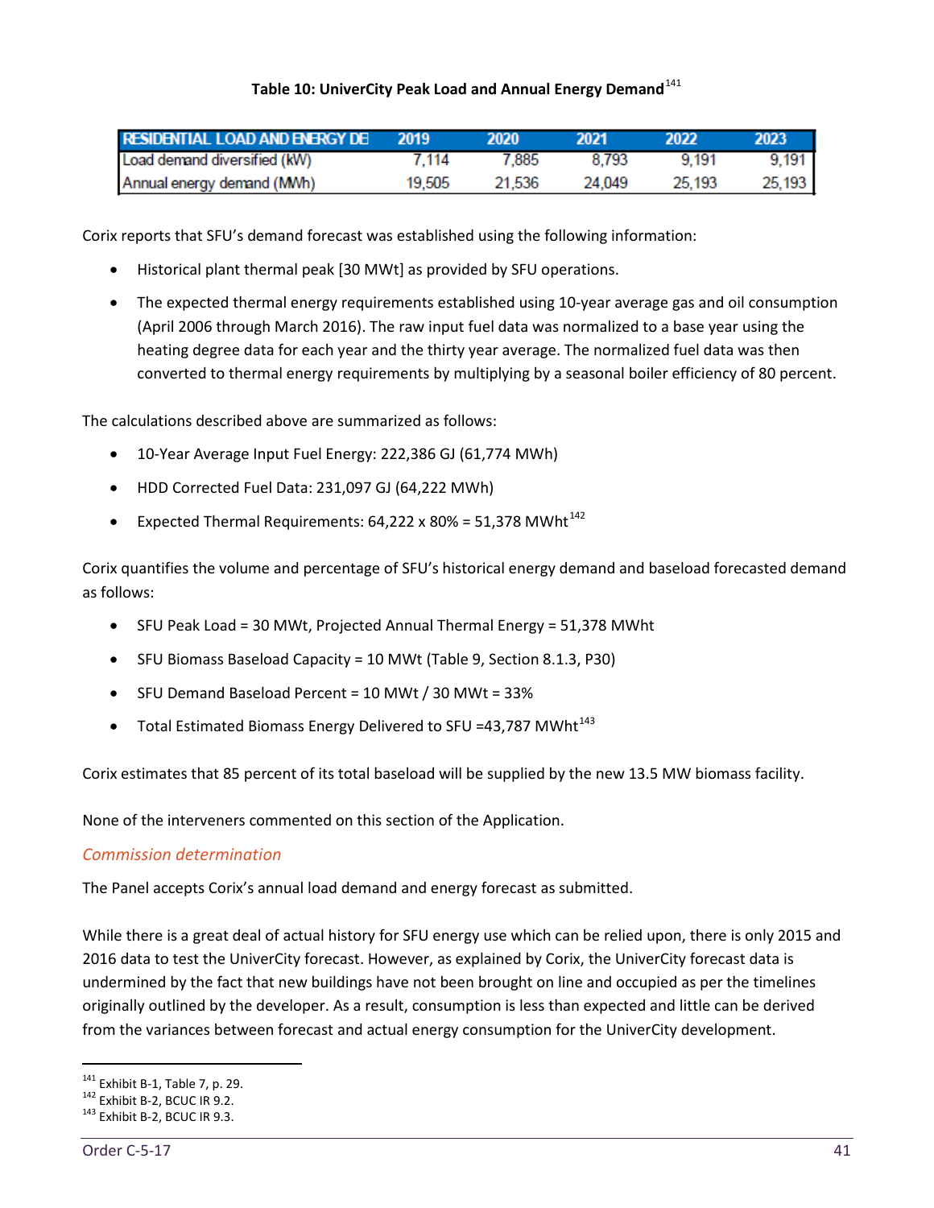**Table 10: UniverCity Peak Load and Annual Energy Demand**[141]

| RESIDENTIAL LOAD AND ENERGY DE | 2019 | 2020 | 2021 | 2022 | 2023 |
|---|---|---|---|---|---|
| Load demand diversified (kW) | 7,114 | 7,885 | 8,793 | 9,191 | 9,191 |
| Annual energy demand (MWh) | 19,505 | 21,536 | 24,049 | 25,193 | 25,193 |

Corix reports that SFU's demand forecast was established using the following information:

- Historical plant thermal peak [30 MWt] as provided by SFU operations.
- The expected thermal energy requirements established using 10-year average gas and oil consumption (April 2006 through March 2016). The raw input fuel data was normalized to a base year using the heating degree data for each year and the thirty year average. The normalized fuel data was then converted to thermal energy requirements by multiplying by a seasonal boiler efficiency of 80 percent.

The calculations described above are summarized as follows:

- 10-Year Average Input Fuel Energy: 222,386 GJ (61,774 MWh)
- HDD Corrected Fuel Data: 231,097 GJ (64,222 MWh)
- Expected Thermal Requirements: 64,222 x 80% = 51,378 MWht[142]

Corix quantifies the volume and percentage of SFU's historical energy demand and baseload forecasted demand as follows:

- SFU Peak Load = 30 MWt, Projected Annual Thermal Energy = 51,378 MWht
- SFU Biomass Baseload Capacity = 10 MWt (Table 9, Section 8.1.3, P30)
- SFU Demand Baseload Percent = 10 MWt / 30 MWt = 33%
- Total Estimated Biomass Energy Delivered to SFU =43,787 MWht[143]

Corix estimates that 85 percent of its total baseload will be supplied by the new 13.5 MW biomass facility.

None of the interveners commented on this section of the Application.

*Commission determination*

The Panel accepts Corix's annual load demand and energy forecast as submitted.

While there is a great deal of actual history for SFU energy use which can be relied upon, there is only 2015 and 2016 data to test the UniverCity forecast. However, as explained by Corix, the UniverCity forecast data is undermined by the fact that new buildings have not been brought on line and occupied as per the timelines originally outlined by the developer. As a result, consumption is less than expected and little can be derived from the variances between forecast and actual energy consumption for the UniverCity development.

---

[141] Exhibit B-1, Table 7, p. 29.
[142] Exhibit B-2, BCUC IR 9.2.
[143] Exhibit B-2, BCUC IR 9.3.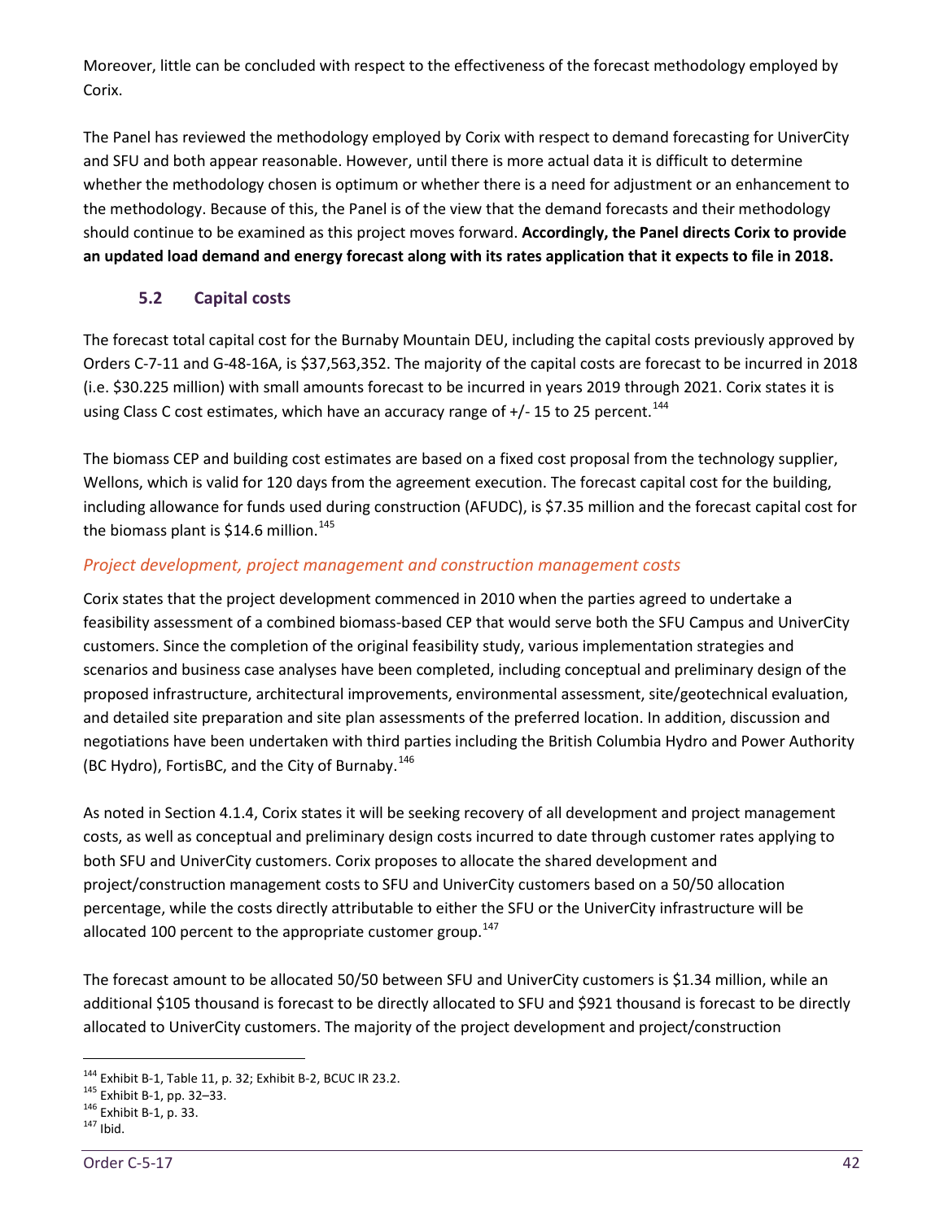Moreover, little can be concluded with respect to the effectiveness of the forecast methodology employed by Corix.

The Panel has reviewed the methodology employed by Corix with respect to demand forecasting for UniverCity and SFU and both appear reasonable. However, until there is more actual data it is difficult to determine whether the methodology chosen is optimum or whether there is a need for adjustment or an enhancement to the methodology. Because of this, the Panel is of the view that the demand forecasts and their methodology should continue to be examined as this project moves forward. **Accordingly, the Panel directs Corix to provide an updated load demand and energy forecast along with its rates application that it expects to file in 2018.**

### 5.2 Capital costs

The forecast total capital cost for the Burnaby Mountain DEU, including the capital costs previously approved by Orders C-7-11 and G-48-16A, is $37,563,352. The majority of the capital costs are forecast to be incurred in 2018 (i.e. $30.225 million) with small amounts forecast to be incurred in years 2019 through 2021. Corix states it is using Class C cost estimates, which have an accuracy range of +/- 15 to 25 percent.[144]

The biomass CEP and building cost estimates are based on a fixed cost proposal from the technology supplier, Wellons, which is valid for 120 days from the agreement execution. The forecast capital cost for the building, including allowance for funds used during construction (AFUDC), is $7.35 million and the forecast capital cost for the biomass plant is $14.6 million.[145]

*Project development, project management and construction management costs*

Corix states that the project development commenced in 2010 when the parties agreed to undertake a feasibility assessment of a combined biomass-based CEP that would serve both the SFU Campus and UniverCity customers. Since the completion of the original feasibility study, various implementation strategies and scenarios and business case analyses have been completed, including conceptual and preliminary design of the proposed infrastructure, architectural improvements, environmental assessment, site/geotechnical evaluation, and detailed site preparation and site plan assessments of the preferred location. In addition, discussion and negotiations have been undertaken with third parties including the British Columbia Hydro and Power Authority (BC Hydro), FortisBC, and the City of Burnaby.[146]

As noted in Section 4.1.4, Corix states it will be seeking recovery of all development and project management costs, as well as conceptual and preliminary design costs incurred to date through customer rates applying to both SFU and UniverCity customers. Corix proposes to allocate the shared development and project/construction management costs to SFU and UniverCity customers based on a 50/50 allocation percentage, while the costs directly attributable to either the SFU or the UniverCity infrastructure will be allocated 100 percent to the appropriate customer group.[147]

The forecast amount to be allocated 50/50 between SFU and UniverCity customers is $1.34 million, while an additional $105 thousand is forecast to be directly allocated to SFU and $921 thousand is forecast to be directly allocated to UniverCity customers. The majority of the project development and project/construction

---

[144] Exhibit B-1, Table 11, p. 32; Exhibit B-2, BCUC IR 23.2.
[145] Exhibit B-1, pp. 32–33.
[146] Exhibit B-1, p. 33.
[147] Ibid.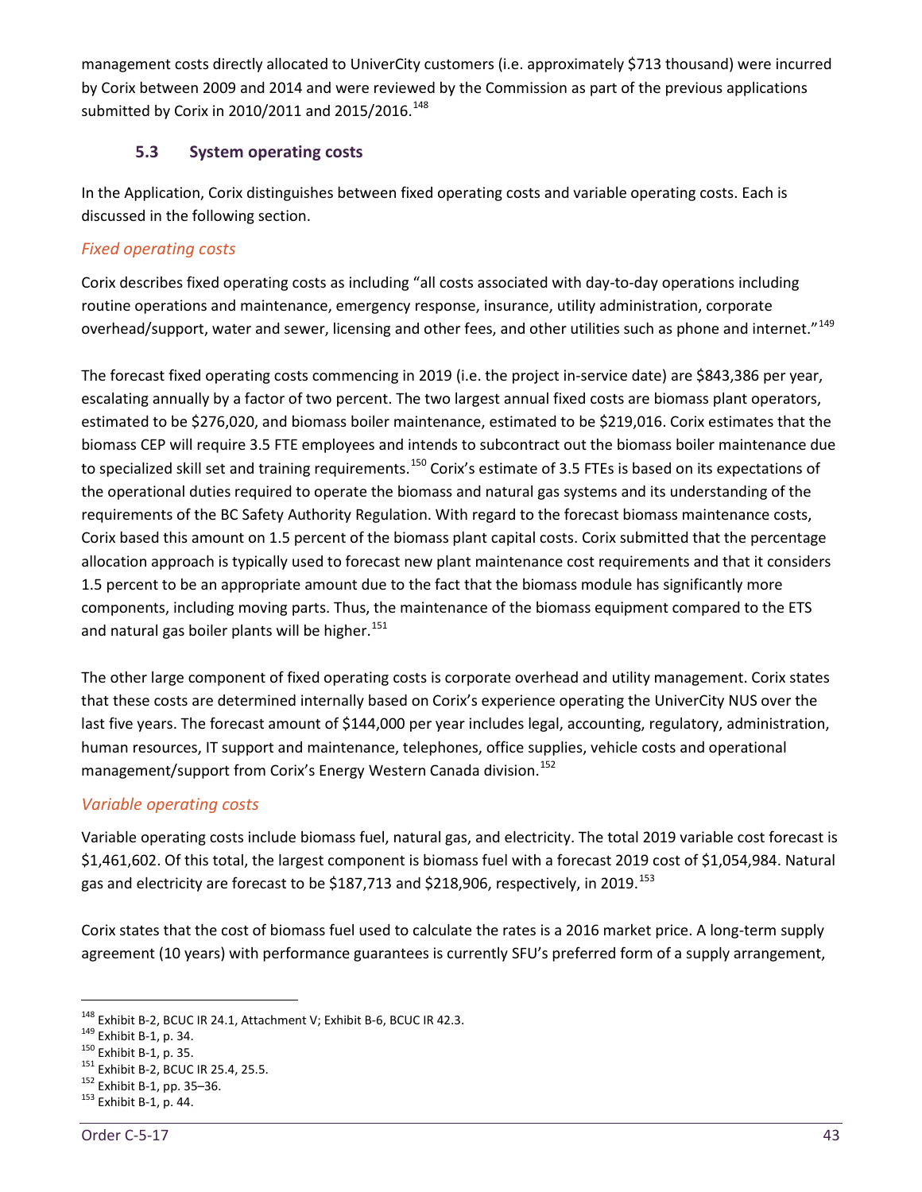management costs directly allocated to UniverCity customers (i.e. approximately $713 thousand) were incurred by Corix between 2009 and 2014 and were reviewed by the Commission as part of the previous applications submitted by Corix in 2010/2011 and 2015/2016.[148]

### 5.3 System operating costs

In the Application, Corix distinguishes between fixed operating costs and variable operating costs. Each is discussed in the following section.

*Fixed operating costs*

Corix describes fixed operating costs as including "all costs associated with day-to-day operations including routine operations and maintenance, emergency response, insurance, utility administration, corporate overhead/support, water and sewer, licensing and other fees, and other utilities such as phone and internet."[149]

The forecast fixed operating costs commencing in 2019 (i.e. the project in-service date) are $843,386 per year, escalating annually by a factor of two percent. The two largest annual fixed costs are biomass plant operators, estimated to be $276,020, and biomass boiler maintenance, estimated to be $219,016. Corix estimates that the biomass CEP will require 3.5 FTE employees and intends to subcontract out the biomass boiler maintenance due to specialized skill set and training requirements.[150] Corix's estimate of 3.5 FTEs is based on its expectations of the operational duties required to operate the biomass and natural gas systems and its understanding of the requirements of the BC Safety Authority Regulation. With regard to the forecast biomass maintenance costs, Corix based this amount on 1.5 percent of the biomass plant capital costs. Corix submitted that the percentage allocation approach is typically used to forecast new plant maintenance cost requirements and that it considers 1.5 percent to be an appropriate amount due to the fact that the biomass module has significantly more components, including moving parts. Thus, the maintenance of the biomass equipment compared to the ETS and natural gas boiler plants will be higher.[151]

The other large component of fixed operating costs is corporate overhead and utility management. Corix states that these costs are determined internally based on Corix's experience operating the UniverCity NUS over the last five years. The forecast amount of $144,000 per year includes legal, accounting, regulatory, administration, human resources, IT support and maintenance, telephones, office supplies, vehicle costs and operational management/support from Corix's Energy Western Canada division.[152]

*Variable operating costs*

Variable operating costs include biomass fuel, natural gas, and electricity. The total 2019 variable cost forecast is $1,461,602. Of this total, the largest component is biomass fuel with a forecast 2019 cost of $1,054,984. Natural gas and electricity are forecast to be $187,713 and $218,906, respectively, in 2019.[153]

Corix states that the cost of biomass fuel used to calculate the rates is a 2016 market price. A long-term supply agreement (10 years) with performance guarantees is currently SFU's preferred form of a supply arrangement,

---

[148] Exhibit B-2, BCUC IR 24.1, Attachment V; Exhibit B-6, BCUC IR 42.3.
[149] Exhibit B-1, p. 34.
[150] Exhibit B-1, p. 35.
[151] Exhibit B-2, BCUC IR 25.4, 25.5.
[152] Exhibit B-1, pp. 35–36.
[153] Exhibit B-1, p. 44.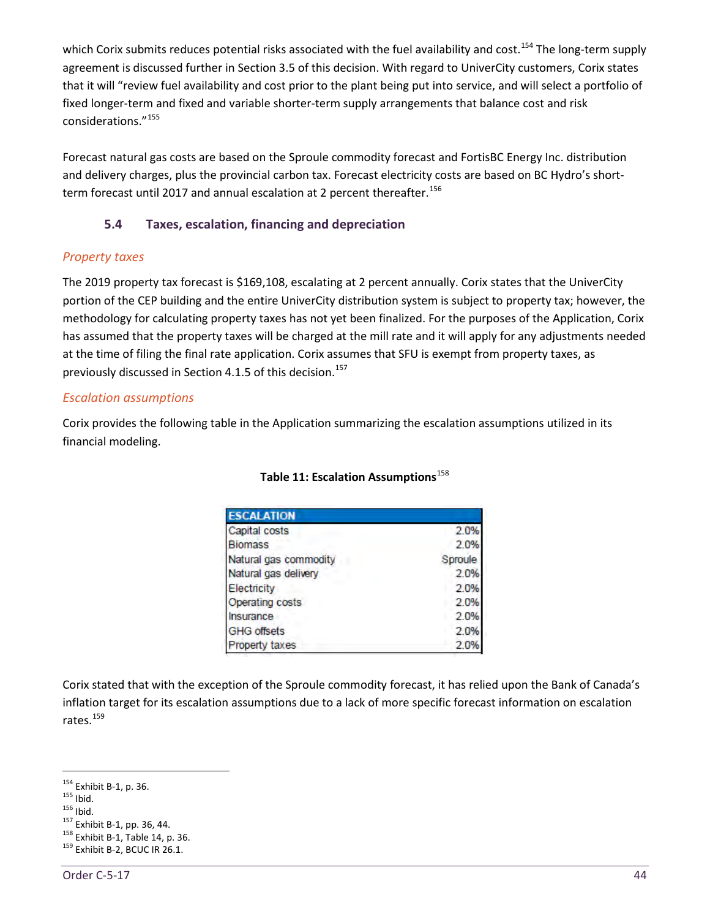which Corix submits reduces potential risks associated with the fuel availability and cost.[154] The long-term supply agreement is discussed further in Section 3.5 of this decision. With regard to UniverCity customers, Corix states that it will "review fuel availability and cost prior to the plant being put into service, and will select a portfolio of fixed longer-term and fixed and variable shorter-term supply arrangements that balance cost and risk considerations."[155]

Forecast natural gas costs are based on the Sproule commodity forecast and FortisBC Energy Inc. distribution and delivery charges, plus the provincial carbon tax. Forecast electricity costs are based on BC Hydro's short-term forecast until 2017 and annual escalation at 2 percent thereafter.[156]

### 5.4 Taxes, escalation, financing and depreciation

*Property taxes*

The 2019 property tax forecast is $169,108, escalating at 2 percent annually. Corix states that the UniverCity portion of the CEP building and the entire UniverCity distribution system is subject to property tax; however, the methodology for calculating property taxes has not yet been finalized. For the purposes of the Application, Corix has assumed that the property taxes will be charged at the mill rate and it will apply for any adjustments needed at the time of filing the final rate application. Corix assumes that SFU is exempt from property taxes, as previously discussed in Section 4.1.5 of this decision.[157]

*Escalation assumptions*

Corix provides the following table in the Application summarizing the escalation assumptions utilized in its financial modeling.

**Table 11: Escalation Assumptions**[158]

| ESCALATION | |
|---|---|
| Capital costs | 2.0% |
| Biomass | 2.0% |
| Natural gas commodity | Sproule |
| Natural gas delivery | 2.0% |
| Electricity | 2.0% |
| Operating costs | 2.0% |
| Insurance | 2.0% |
| GHG offsets | 2.0% |
| Property taxes | 2.0% |

Corix stated that with the exception of the Sproule commodity forecast, it has relied upon the Bank of Canada's inflation target for its escalation assumptions due to a lack of more specific forecast information on escalation rates.[159]

---

[154] Exhibit B-1, p. 36.
[155] Ibid.
[156] Ibid.
[157] Exhibit B-1, pp. 36, 44.
[158] Exhibit B-1, Table 14, p. 36.
[159] Exhibit B-2, BCUC IR 26.1.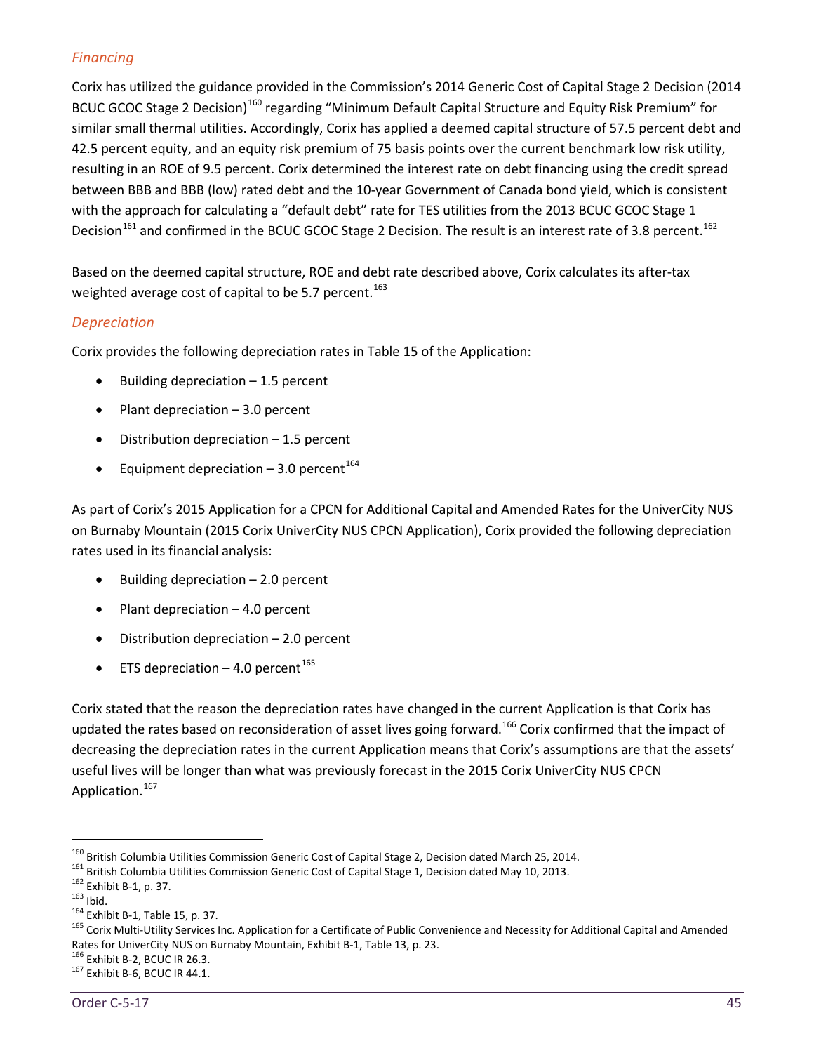### *Financing*

Corix has utilized the guidance provided in the Commission's 2014 Generic Cost of Capital Stage 2 Decision (2014 BCUC GCOC Stage 2 Decision)[160] regarding "Minimum Default Capital Structure and Equity Risk Premium" for similar small thermal utilities. Accordingly, Corix has applied a deemed capital structure of 57.5 percent debt and 42.5 percent equity, and an equity risk premium of 75 basis points over the current benchmark low risk utility, resulting in an ROE of 9.5 percent. Corix determined the interest rate on debt financing using the credit spread between BBB and BBB (low) rated debt and the 10-year Government of Canada bond yield, which is consistent with the approach for calculating a "default debt" rate for TES utilities from the 2013 BCUC GCOC Stage 1 Decision[161] and confirmed in the BCUC GCOC Stage 2 Decision. The result is an interest rate of 3.8 percent.[162]

Based on the deemed capital structure, ROE and debt rate described above, Corix calculates its after-tax weighted average cost of capital to be 5.7 percent.[163]

### *Depreciation*

Corix provides the following depreciation rates in Table 15 of the Application:

- Building depreciation – 1.5 percent
- Plant depreciation – 3.0 percent
- Distribution depreciation – 1.5 percent
- Equipment depreciation – 3.0 percent[164]

As part of Corix's 2015 Application for a CPCN for Additional Capital and Amended Rates for the UniverCity NUS on Burnaby Mountain (2015 Corix UniverCity NUS CPCN Application), Corix provided the following depreciation rates used in its financial analysis:

- Building depreciation – 2.0 percent
- Plant depreciation – 4.0 percent
- Distribution depreciation – 2.0 percent
- ETS depreciation – 4.0 percent[165]

Corix stated that the reason the depreciation rates have changed in the current Application is that Corix has updated the rates based on reconsideration of asset lives going forward.[166] Corix confirmed that the impact of decreasing the depreciation rates in the current Application means that Corix's assumptions are that the assets' useful lives will be longer than what was previously forecast in the 2015 Corix UniverCity NUS CPCN Application.[167]

---

[160] British Columbia Utilities Commission Generic Cost of Capital Stage 2, Decision dated March 25, 2014.
[161] British Columbia Utilities Commission Generic Cost of Capital Stage 1, Decision dated May 10, 2013.
[162] Exhibit B-1, p. 37.
[163] Ibid.
[164] Exhibit B-1, Table 15, p. 37.
[165] Corix Multi-Utility Services Inc. Application for a Certificate of Public Convenience and Necessity for Additional Capital and Amended Rates for UniverCity NUS on Burnaby Mountain, Exhibit B-1, Table 13, p. 23.
[166] Exhibit B-2, BCUC IR 26.3.
[167] Exhibit B-6, BCUC IR 44.1.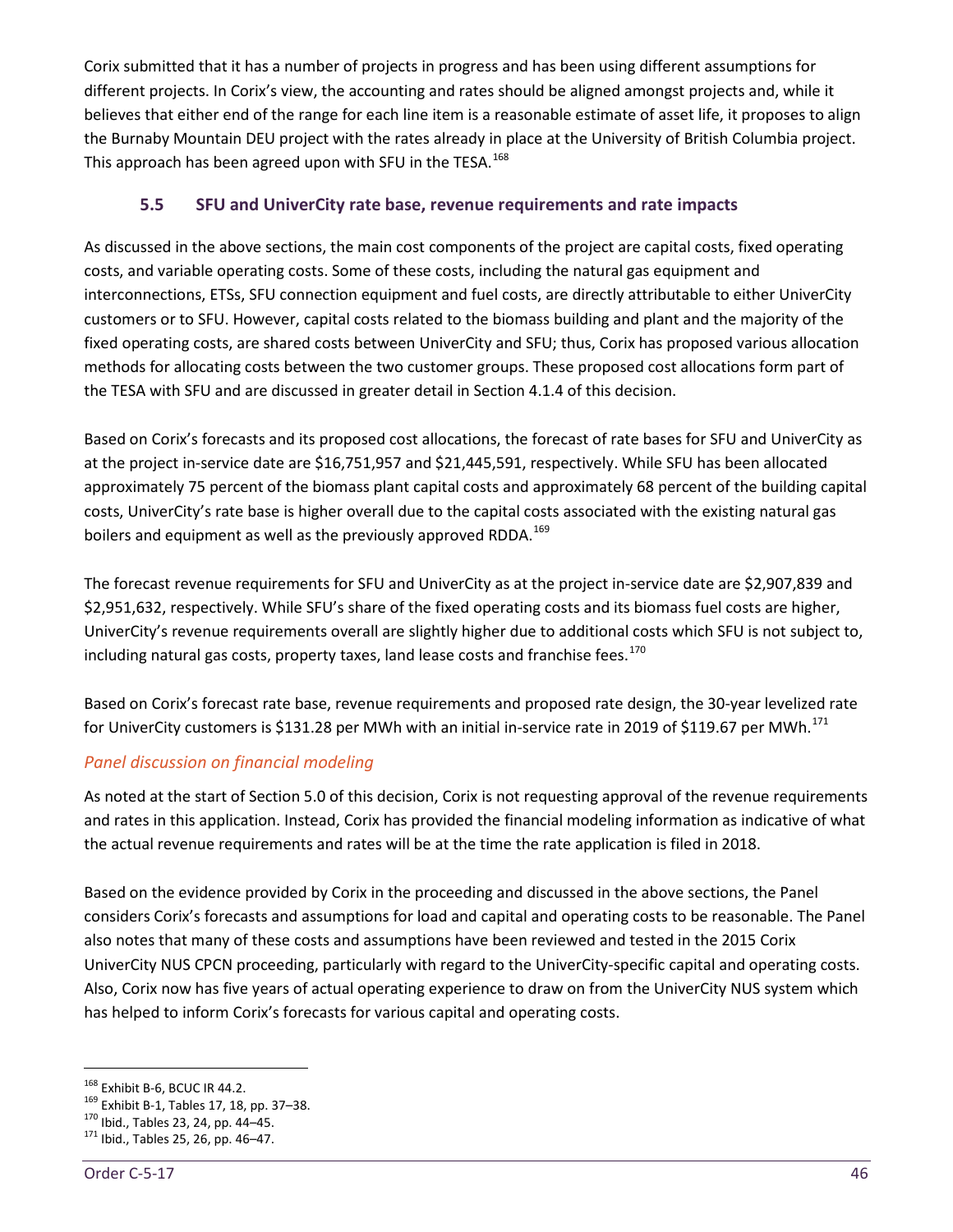Corix submitted that it has a number of projects in progress and has been using different assumptions for different projects. In Corix's view, the accounting and rates should be aligned amongst projects and, while it believes that either end of the range for each line item is a reasonable estimate of asset life, it proposes to align the Burnaby Mountain DEU project with the rates already in place at the University of British Columbia project. This approach has been agreed upon with SFU in the TESA.[168]

### 5.5 SFU and UniverCity rate base, revenue requirements and rate impacts

As discussed in the above sections, the main cost components of the project are capital costs, fixed operating costs, and variable operating costs. Some of these costs, including the natural gas equipment and interconnections, ETSs, SFU connection equipment and fuel costs, are directly attributable to either UniverCity customers or to SFU. However, capital costs related to the biomass building and plant and the majority of the fixed operating costs, are shared costs between UniverCity and SFU; thus, Corix has proposed various allocation methods for allocating costs between the two customer groups. These proposed cost allocations form part of the TESA with SFU and are discussed in greater detail in Section 4.1.4 of this decision.

Based on Corix's forecasts and its proposed cost allocations, the forecast of rate bases for SFU and UniverCity as at the project in-service date are $16,751,957 and $21,445,591, respectively. While SFU has been allocated approximately 75 percent of the biomass plant capital costs and approximately 68 percent of the building capital costs, UniverCity's rate base is higher overall due to the capital costs associated with the existing natural gas boilers and equipment as well as the previously approved RDDA.[169]

The forecast revenue requirements for SFU and UniverCity as at the project in-service date are $2,907,839 and $2,951,632, respectively. While SFU's share of the fixed operating costs and its biomass fuel costs are higher, UniverCity's revenue requirements overall are slightly higher due to additional costs which SFU is not subject to, including natural gas costs, property taxes, land lease costs and franchise fees.[170]

Based on Corix's forecast rate base, revenue requirements and proposed rate design, the 30-year levelized rate for UniverCity customers is $131.28 per MWh with an initial in-service rate in 2019 of $119.67 per MWh.[171]

*Panel discussion on financial modeling*

As noted at the start of Section 5.0 of this decision, Corix is not requesting approval of the revenue requirements and rates in this application. Instead, Corix has provided the financial modeling information as indicative of what the actual revenue requirements and rates will be at the time the rate application is filed in 2018.

Based on the evidence provided by Corix in the proceeding and discussed in the above sections, the Panel considers Corix's forecasts and assumptions for load and capital and operating costs to be reasonable. The Panel also notes that many of these costs and assumptions have been reviewed and tested in the 2015 Corix UniverCity NUS CPCN proceeding, particularly with regard to the UniverCity-specific capital and operating costs. Also, Corix now has five years of actual operating experience to draw on from the UniverCity NUS system which has helped to inform Corix's forecasts for various capital and operating costs.

---

[168] Exhibit B-6, BCUC IR 44.2.

[169] Exhibit B-1, Tables 17, 18, pp. 37–38.

[170] Ibid., Tables 23, 24, pp. 44–45.

[171] Ibid., Tables 25, 26, pp. 46–47.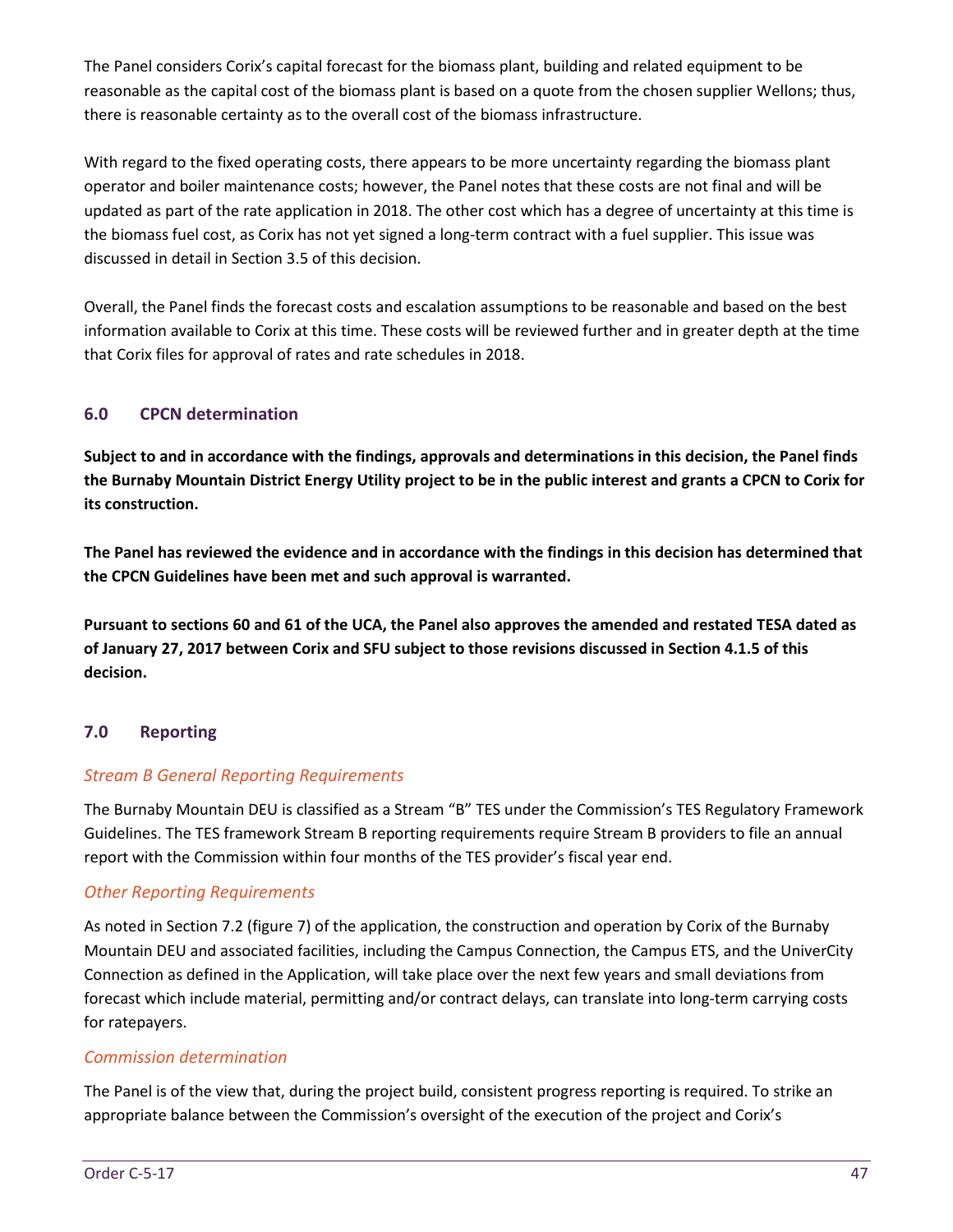The Panel considers Corix's capital forecast for the biomass plant, building and related equipment to be reasonable as the capital cost of the biomass plant is based on a quote from the chosen supplier Wellons; thus, there is reasonable certainty as to the overall cost of the biomass infrastructure.

With regard to the fixed operating costs, there appears to be more uncertainty regarding the biomass plant operator and boiler maintenance costs; however, the Panel notes that these costs are not final and will be updated as part of the rate application in 2018. The other cost which has a degree of uncertainty at this time is the biomass fuel cost, as Corix has not yet signed a long-term contract with a fuel supplier. This issue was discussed in detail in Section 3.5 of this decision.

Overall, the Panel finds the forecast costs and escalation assumptions to be reasonable and based on the best information available to Corix at this time. These costs will be reviewed further and in greater depth at the time that Corix files for approval of rates and rate schedules in 2018.

## 6.0 CPCN determination

**Subject to and in accordance with the findings, approvals and determinations in this decision, the Panel finds the Burnaby Mountain District Energy Utility project to be in the public interest and grants a CPCN to Corix for its construction.**

**The Panel has reviewed the evidence and in accordance with the findings in this decision has determined that the CPCN Guidelines have been met and such approval is warranted.**

**Pursuant to sections 60 and 61 of the UCA, the Panel also approves the amended and restated TESA dated as of January 27, 2017 between Corix and SFU subject to those revisions discussed in Section 4.1.5 of this decision.**

## 7.0 Reporting

### *Stream B General Reporting Requirements*

The Burnaby Mountain DEU is classified as a Stream "B" TES under the Commission's TES Regulatory Framework Guidelines. The TES framework Stream B reporting requirements require Stream B providers to file an annual report with the Commission within four months of the TES provider's fiscal year end.

### *Other Reporting Requirements*

As noted in Section 7.2 (figure 7) of the application, the construction and operation by Corix of the Burnaby Mountain DEU and associated facilities, including the Campus Connection, the Campus ETS, and the UniverCity Connection as defined in the Application, will take place over the next few years and small deviations from forecast which include material, permitting and/or contract delays, can translate into long-term carrying costs for ratepayers.

### *Commission determination*

The Panel is of the view that, during the project build, consistent progress reporting is required. To strike an appropriate balance between the Commission's oversight of the execution of the project and Corix's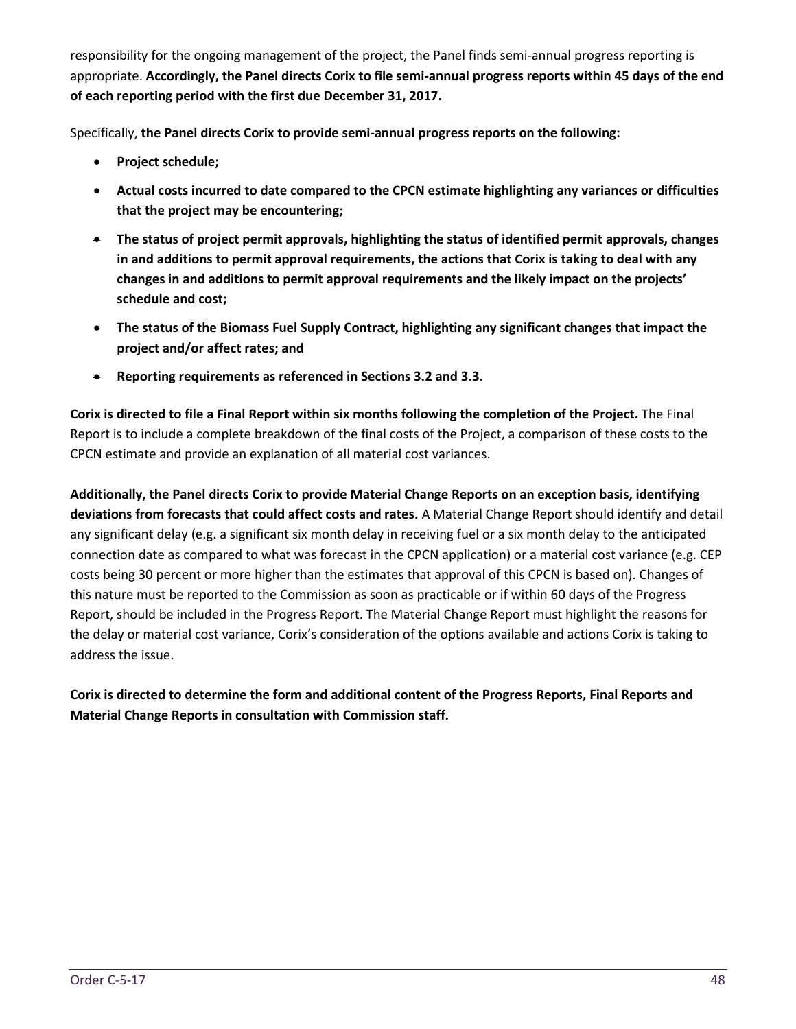responsibility for the ongoing management of the project, the Panel finds semi-annual progress reporting is appropriate. **Accordingly, the Panel directs Corix to file semi-annual progress reports within 45 days of the end of each reporting period with the first due December 31, 2017.**

Specifically, **the Panel directs Corix to provide semi-annual progress reports on the following:**

- **Project schedule;**
- **Actual costs incurred to date compared to the CPCN estimate highlighting any variances or difficulties that the project may be encountering;**
- **The status of project permit approvals, highlighting the status of identified permit approvals, changes in and additions to permit approval requirements, the actions that Corix is taking to deal with any changes in and additions to permit approval requirements and the likely impact on the projects' schedule and cost;**
- **The status of the Biomass Fuel Supply Contract, highlighting any significant changes that impact the project and/or affect rates; and**
- **Reporting requirements as referenced in Sections 3.2 and 3.3.**

**Corix is directed to file a Final Report within six months following the completion of the Project.** The Final Report is to include a complete breakdown of the final costs of the Project, a comparison of these costs to the CPCN estimate and provide an explanation of all material cost variances.

**Additionally, the Panel directs Corix to provide Material Change Reports on an exception basis, identifying deviations from forecasts that could affect costs and rates.** A Material Change Report should identify and detail any significant delay (e.g. a significant six month delay in receiving fuel or a six month delay to the anticipated connection date as compared to what was forecast in the CPCN application) or a material cost variance (e.g. CEP costs being 30 percent or more higher than the estimates that approval of this CPCN is based on). Changes of this nature must be reported to the Commission as soon as practicable or if within 60 days of the Progress Report, should be included in the Progress Report. The Material Change Report must highlight the reasons for the delay or material cost variance, Corix's consideration of the options available and actions Corix is taking to address the issue.

**Corix is directed to determine the form and additional content of the Progress Reports, Final Reports and Material Change Reports in consultation with Commission staff.**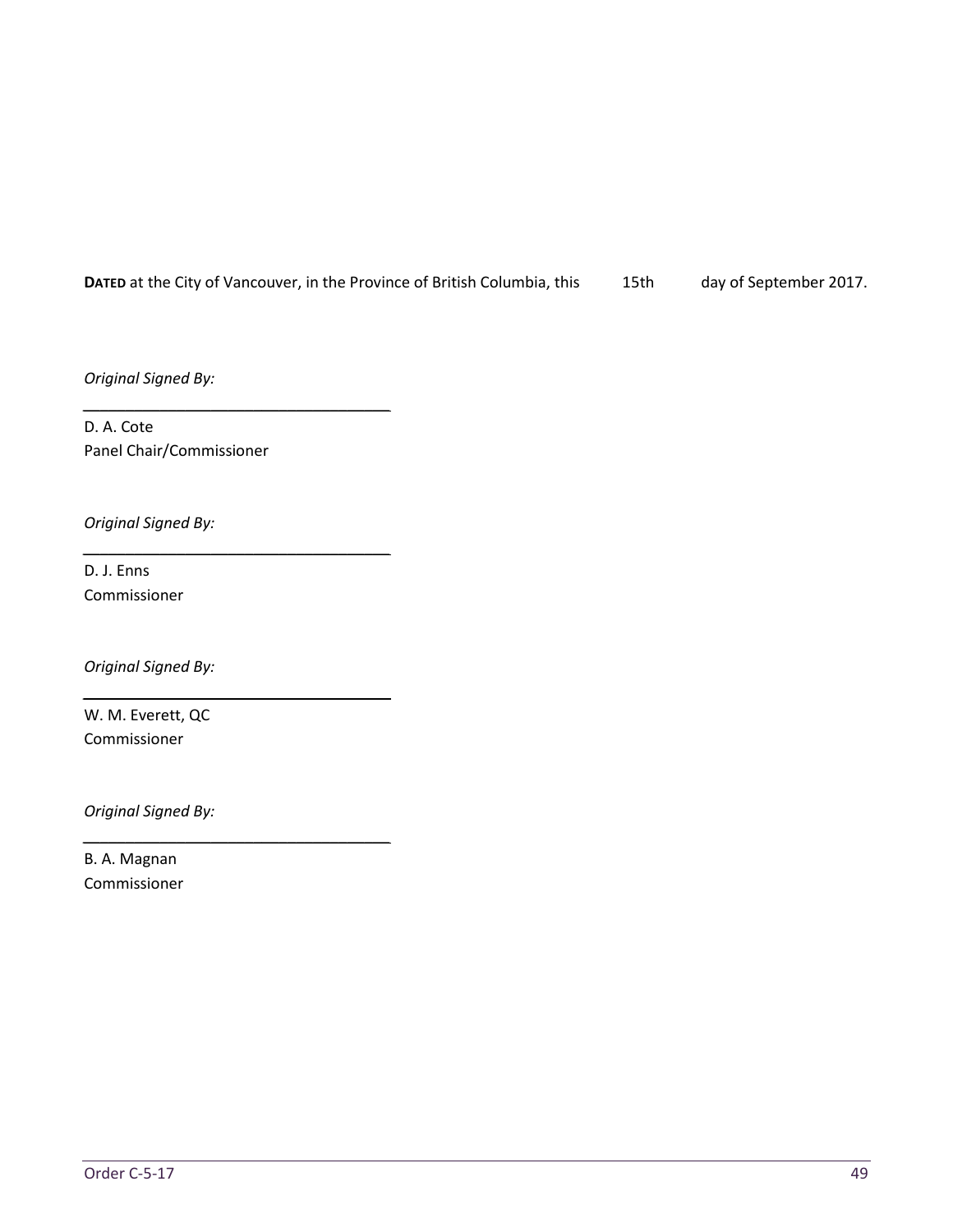**DATED** at the City of Vancouver, in the Province of British Columbia, this 15th day of September 2017.

*Original Signed By:*

D. A. Cote
Panel Chair/Commissioner

*Original Signed By:*

D. J. Enns
Commissioner

*Original Signed By:*

W. M. Everett, QC
Commissioner

*Original Signed By:*

B. A. Magnan
Commissioner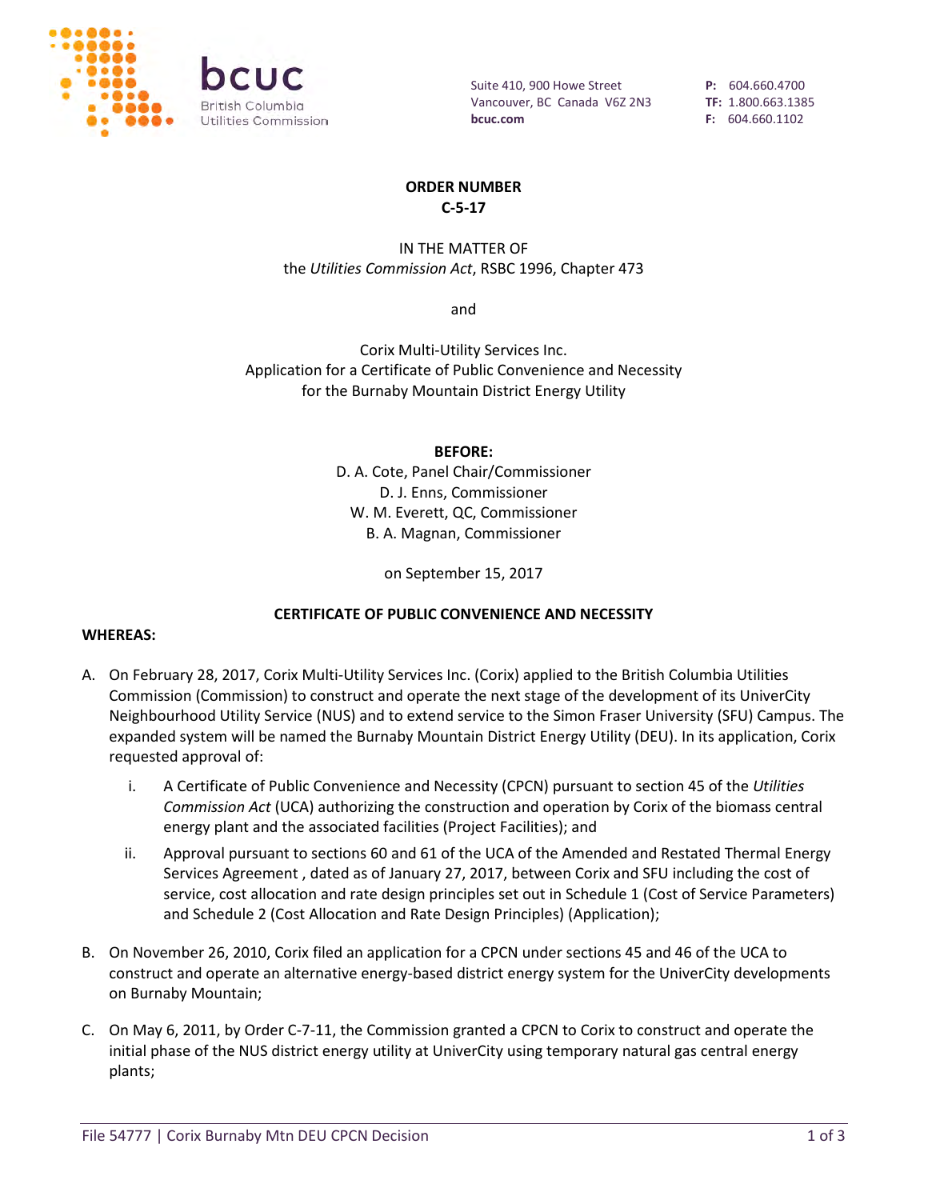**ORDER NUMBER**
**C-5-17**

IN THE MATTER OF
the *Utilities Commission Act*, RSBC 1996, Chapter 473

and

Corix Multi-Utility Services Inc.
Application for a Certificate of Public Convenience and Necessity
for the Burnaby Mountain District Energy Utility

**BEFORE:**
D. A. Cote, Panel Chair/Commissioner
D. J. Enns, Commissioner
W. M. Everett, QC, Commissioner
B. A. Magnan, Commissioner

on September 15, 2017

**CERTIFICATE OF PUBLIC CONVENIENCE AND NECESSITY**

**WHEREAS:**

A. On February 28, 2017, Corix Multi-Utility Services Inc. (Corix) applied to the British Columbia Utilities Commission (Commission) to construct and operate the next stage of the development of its UniverCity Neighbourhood Utility Service (NUS) and to extend service to the Simon Fraser University (SFU) Campus. The expanded system will be named the Burnaby Mountain District Energy Utility (DEU). In its application, Corix requested approval of:

   i. A Certificate of Public Convenience and Necessity (CPCN) pursuant to section 45 of the *Utilities Commission Act* (UCA) authorizing the construction and operation by Corix of the biomass central energy plant and the associated facilities (Project Facilities); and

   ii. Approval pursuant to sections 60 and 61 of the UCA of the Amended and Restated Thermal Energy Services Agreement , dated as of January 27, 2017, between Corix and SFU including the cost of service, cost allocation and rate design principles set out in Schedule 1 (Cost of Service Parameters) and Schedule 2 (Cost Allocation and Rate Design Principles) (Application);

B. On November 26, 2010, Corix filed an application for a CPCN under sections 45 and 46 of the UCA to construct and operate an alternative energy-based district energy system for the UniverCity developments on Burnaby Mountain;

C. On May 6, 2011, by Order C-7-11, the Commission granted a CPCN to Corix to construct and operate the initial phase of the NUS district energy utility at UniverCity using temporary natural gas central energy plants;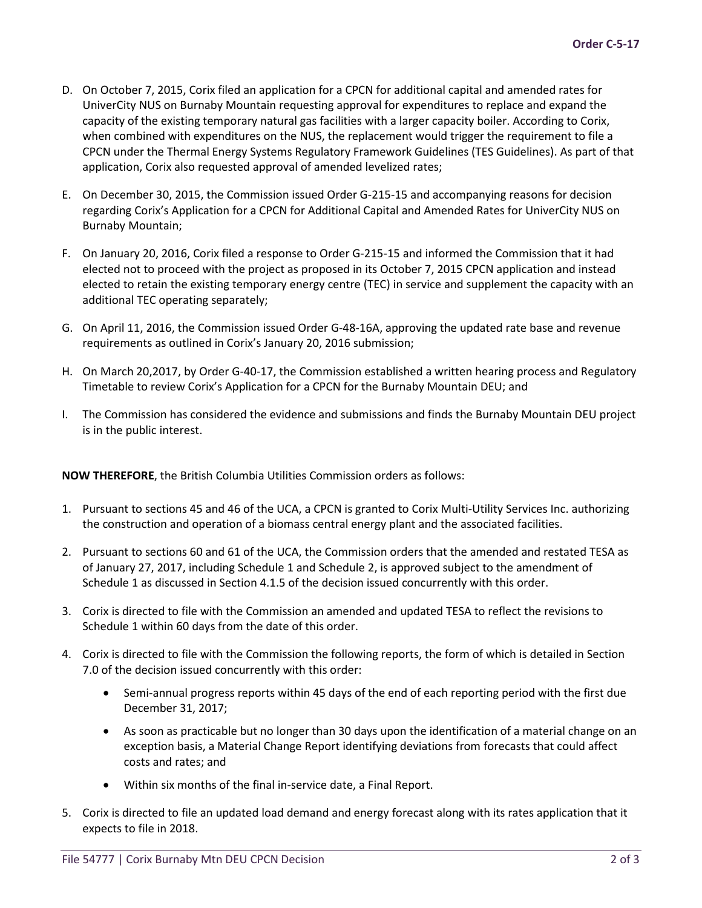D. On October 7, 2015, Corix filed an application for a CPCN for additional capital and amended rates for UniverCity NUS on Burnaby Mountain requesting approval for expenditures to replace and expand the capacity of the existing temporary natural gas facilities with a larger capacity boiler. According to Corix, when combined with expenditures on the NUS, the replacement would trigger the requirement to file a CPCN under the Thermal Energy Systems Regulatory Framework Guidelines (TES Guidelines). As part of that application, Corix also requested approval of amended levelized rates;

E. On December 30, 2015, the Commission issued Order G-215-15 and accompanying reasons for decision regarding Corix's Application for a CPCN for Additional Capital and Amended Rates for UniverCity NUS on Burnaby Mountain;

F. On January 20, 2016, Corix filed a response to Order G-215-15 and informed the Commission that it had elected not to proceed with the project as proposed in its October 7, 2015 CPCN application and instead elected to retain the existing temporary energy centre (TEC) in service and supplement the capacity with an additional TEC operating separately;

G. On April 11, 2016, the Commission issued Order G-48-16A, approving the updated rate base and revenue requirements as outlined in Corix's January 20, 2016 submission;

H. On March 20,2017, by Order G-40-17, the Commission established a written hearing process and Regulatory Timetable to review Corix's Application for a CPCN for the Burnaby Mountain DEU; and

I. The Commission has considered the evidence and submissions and finds the Burnaby Mountain DEU project is in the public interest.

**NOW THEREFORE**, the British Columbia Utilities Commission orders as follows:

1. Pursuant to sections 45 and 46 of the UCA, a CPCN is granted to Corix Multi-Utility Services Inc. authorizing the construction and operation of a biomass central energy plant and the associated facilities.
2. Pursuant to sections 60 and 61 of the UCA, the Commission orders that the amended and restated TESA as of January 27, 2017, including Schedule 1 and Schedule 2, is approved subject to the amendment of Schedule 1 as discussed in Section 4.1.5 of the decision issued concurrently with this order.
3. Corix is directed to file with the Commission an amended and updated TESA to reflect the revisions to Schedule 1 within 60 days from the date of this order.
4. Corix is directed to file with the Commission the following reports, the form of which is detailed in Section 7.0 of the decision issued concurrently with this order:
   - Semi-annual progress reports within 45 days of the end of each reporting period with the first due December 31, 2017;
   - As soon as practicable but no longer than 30 days upon the identification of a material change on an exception basis, a Material Change Report identifying deviations from forecasts that could affect costs and rates; and
   - Within six months of the final in-service date, a Final Report.
5. Corix is directed to file an updated load demand and energy forecast along with its rates application that it expects to file in 2018.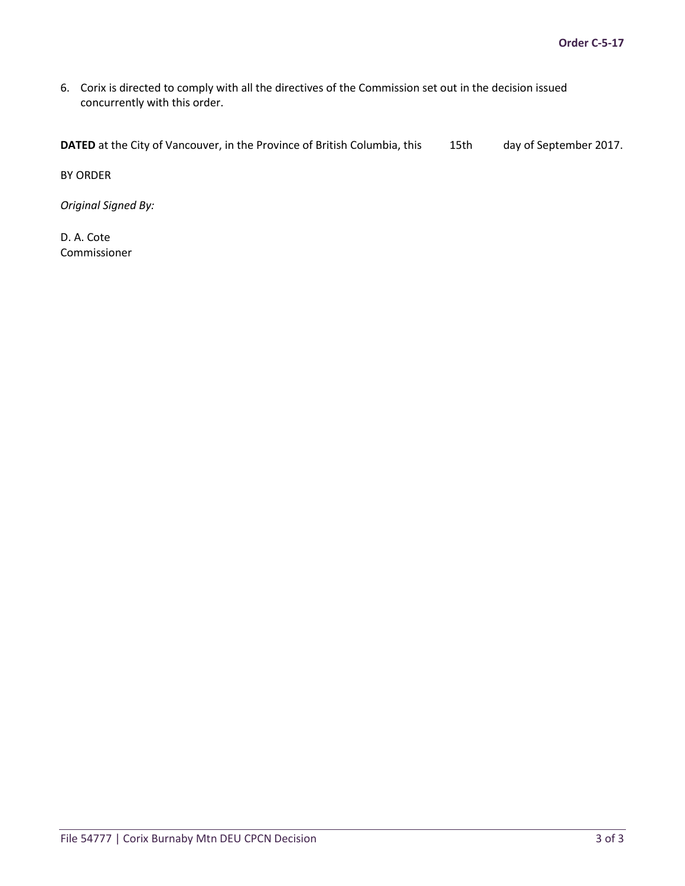6. Corix is directed to comply with all the directives of the Commission set out in the decision issued concurrently with this order.

**DATED** at the City of Vancouver, in the Province of British Columbia, this 15th day of September 2017.

BY ORDER

*Original Signed By:*

D. A. Cote
Commissioner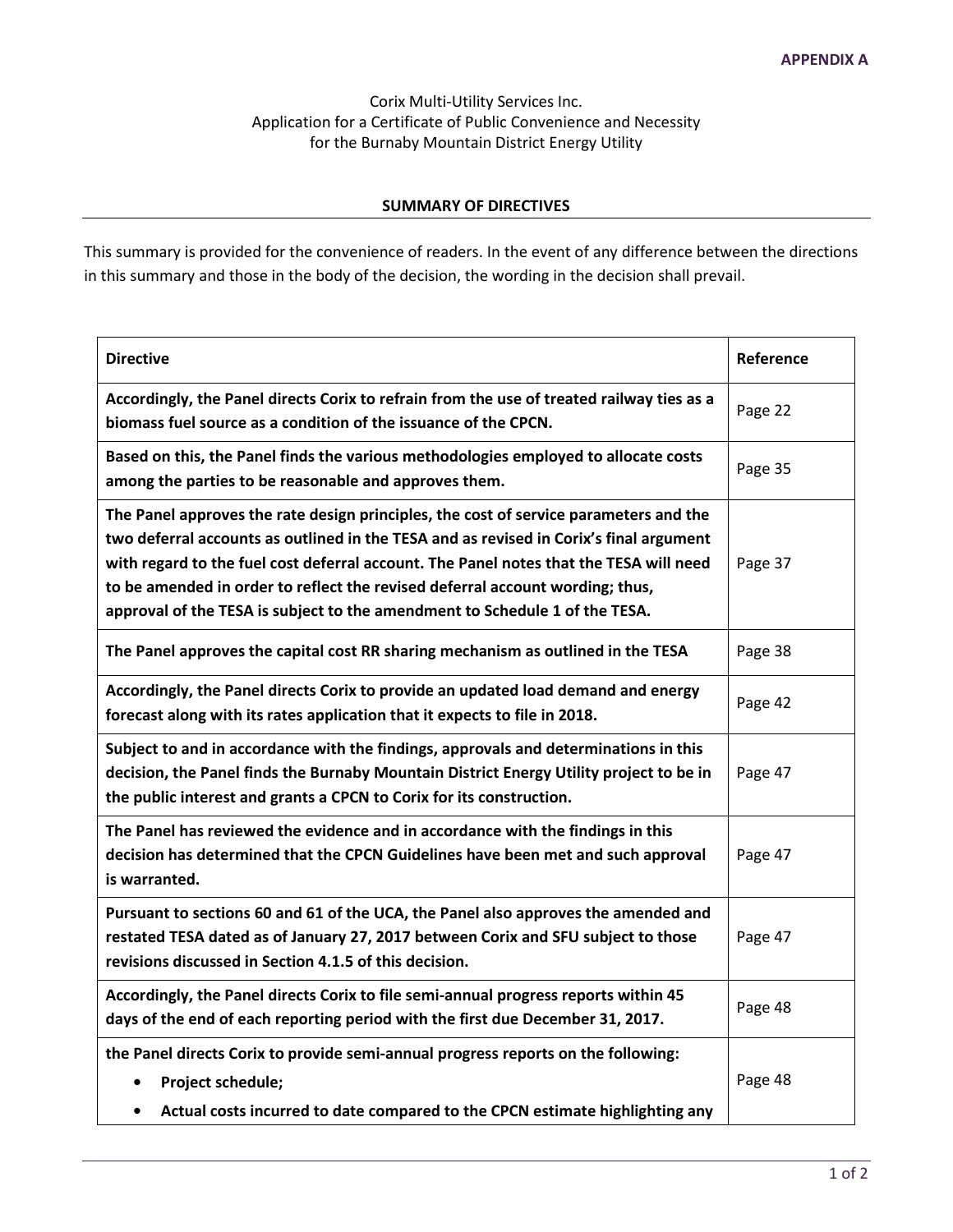**APPENDIX A**

Corix Multi-Utility Services Inc.
Application for a Certificate of Public Convenience and Necessity
for the Burnaby Mountain District Energy Utility

**SUMMARY OF DIRECTIVES**

This summary is provided for the convenience of readers. In the event of any difference between the directions in this summary and those in the body of the decision, the wording in the decision shall prevail.

| **Directive** | **Reference** |
|---|---|
| **Accordingly, the Panel directs Corix to refrain from the use of treated railway ties as a biomass fuel source as a condition of the issuance of the CPCN.** | Page 22 |
| **Based on this, the Panel finds the various methodologies employed to allocate costs among the parties to be reasonable and approves them.** | Page 35 |
| **The Panel approves the rate design principles, the cost of service parameters and the two deferral accounts as outlined in the TESA and as revised in Corix's final argument with regard to the fuel cost deferral account. The Panel notes that the TESA will need to be amended in order to reflect the revised deferral account wording; thus, approval of the TESA is subject to the amendment to Schedule 1 of the TESA.** | Page 37 |
| **The Panel approves the capital cost RR sharing mechanism as outlined in the TESA** | Page 38 |
| **Accordingly, the Panel directs Corix to provide an updated load demand and energy forecast along with its rates application that it expects to file in 2018.** | Page 42 |
| **Subject to and in accordance with the findings, approvals and determinations in this decision, the Panel finds the Burnaby Mountain District Energy Utility project to be in the public interest and grants a CPCN to Corix for its construction.** | Page 47 |
| **The Panel has reviewed the evidence and in accordance with the findings in this decision has determined that the CPCN Guidelines have been met and such approval is warranted.** | Page 47 |
| **Pursuant to sections 60 and 61 of the UCA, the Panel also approves the amended and restated TESA dated as of January 27, 2017 between Corix and SFU subject to those revisions discussed in Section 4.1.5 of this decision.** | Page 47 |
| **Accordingly, the Panel directs Corix to file semi-annual progress reports within 45 days of the end of each reporting period with the first due December 31, 2017.** | Page 48 |
| **the Panel directs Corix to provide semi-annual progress reports on the following:**<br>• **Project schedule;**<br>• **Actual costs incurred to date compared to the CPCN estimate highlighting any** | Page 48 |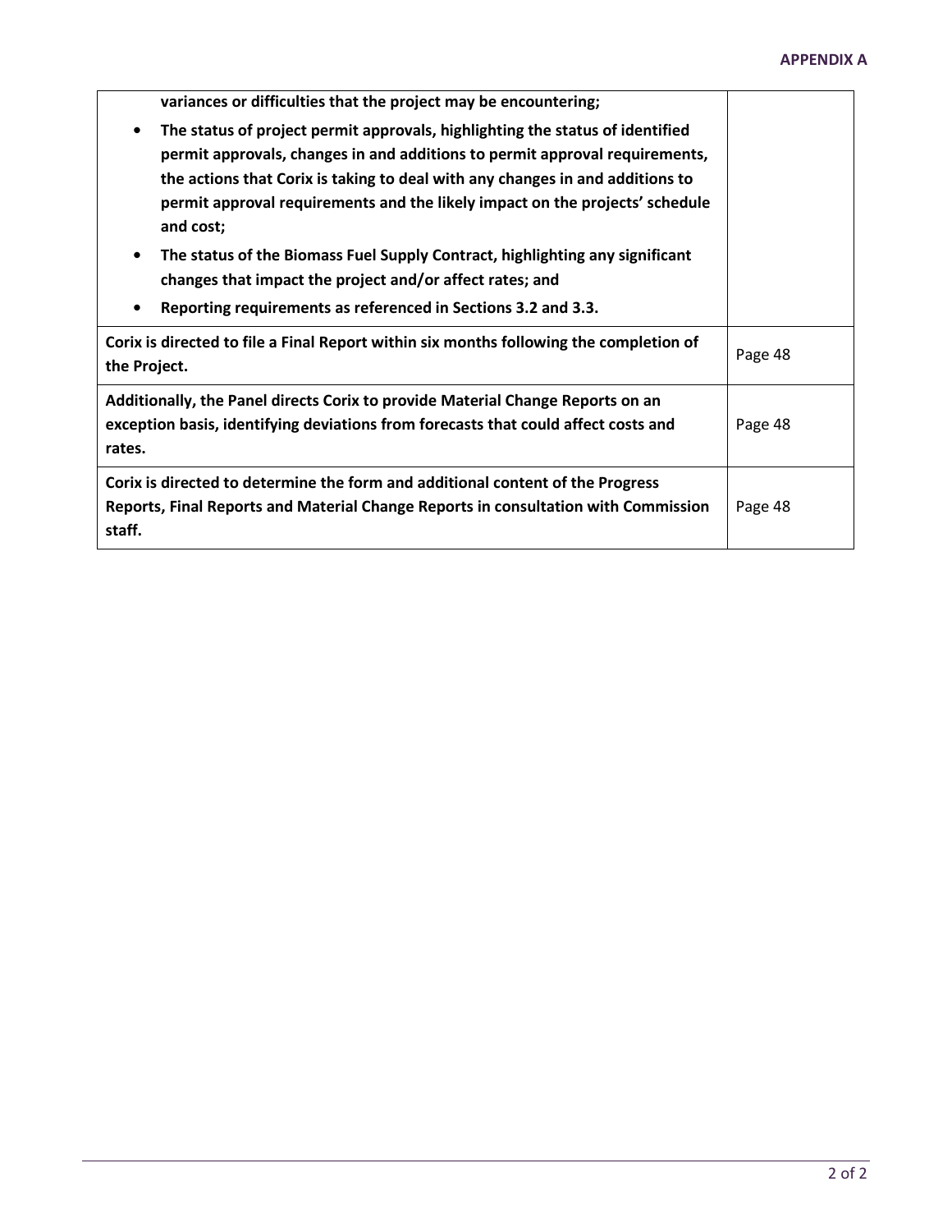**APPENDIX A**

| | |
|---|---|
| **variances or difficulties that the project may be encountering;**<br>• **The status of project permit approvals, highlighting the status of identified permit approvals, changes in and additions to permit approval requirements, the actions that Corix is taking to deal with any changes in and additions to permit approval requirements and the likely impact on the projects' schedule and cost;**<br>• **The status of the Biomass Fuel Supply Contract, highlighting any significant changes that impact the project and/or affect rates; and**<br>• **Reporting requirements as referenced in Sections 3.2 and 3.3.** | |
| **Corix is directed to file a Final Report within six months following the completion of the Project.** | Page 48 |
| **Additionally, the Panel directs Corix to provide Material Change Reports on an exception basis, identifying deviations from forecasts that could affect costs and rates.** | Page 48 |
| **Corix is directed to determine the form and additional content of the Progress Reports, Final Reports and Material Change Reports in consultation with Commission staff.** | Page 48 |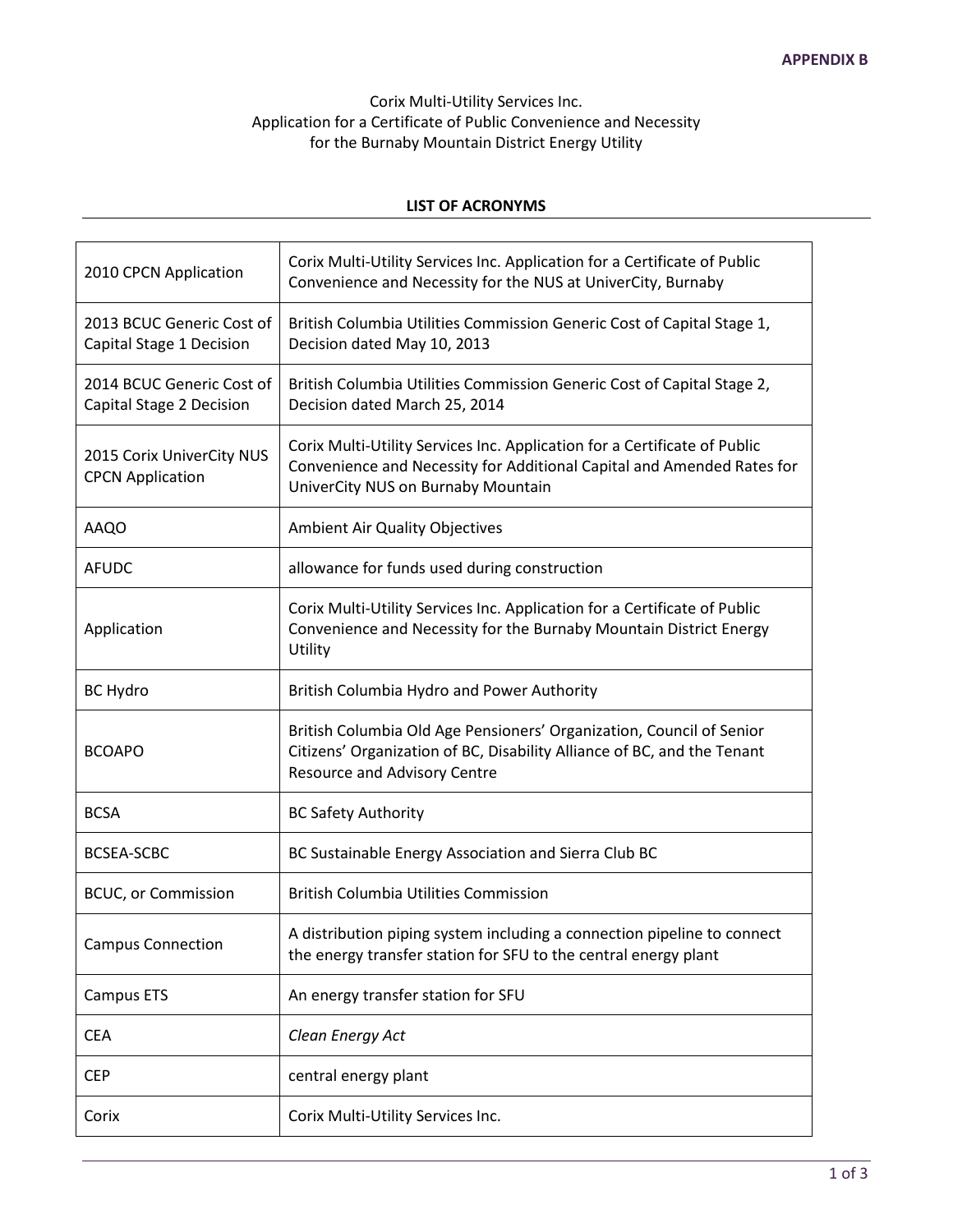**APPENDIX B**

Corix Multi-Utility Services Inc.
Application for a Certificate of Public Convenience and Necessity
for the Burnaby Mountain District Energy Utility

## LIST OF ACRONYMS

| | |
|---|---|
| 2010 CPCN Application | Corix Multi-Utility Services Inc. Application for a Certificate of Public Convenience and Necessity for the NUS at UniverCity, Burnaby |
| 2013 BCUC Generic Cost of Capital Stage 1 Decision | British Columbia Utilities Commission Generic Cost of Capital Stage 1, Decision dated May 10, 2013 |
| 2014 BCUC Generic Cost of Capital Stage 2 Decision | British Columbia Utilities Commission Generic Cost of Capital Stage 2, Decision dated March 25, 2014 |
| 2015 Corix UniverCity NUS CPCN Application | Corix Multi-Utility Services Inc. Application for a Certificate of Public Convenience and Necessity for Additional Capital and Amended Rates for UniverCity NUS on Burnaby Mountain |
| AAQO | Ambient Air Quality Objectives |
| AFUDC | allowance for funds used during construction |
| Application | Corix Multi-Utility Services Inc. Application for a Certificate of Public Convenience and Necessity for the Burnaby Mountain District Energy Utility |
| BC Hydro | British Columbia Hydro and Power Authority |
| BCOAPO | British Columbia Old Age Pensioners' Organization, Council of Senior Citizens' Organization of BC, Disability Alliance of BC, and the Tenant Resource and Advisory Centre |
| BCSA | BC Safety Authority |
| BCSEA-SCBC | BC Sustainable Energy Association and Sierra Club BC |
| BCUC, or Commission | British Columbia Utilities Commission |
| Campus Connection | A distribution piping system including a connection pipeline to connect the energy transfer station for SFU to the central energy plant |
| Campus ETS | An energy transfer station for SFU |
| CEA | *Clean Energy Act* |
| CEP | central energy plant |
| Corix | Corix Multi-Utility Services Inc. |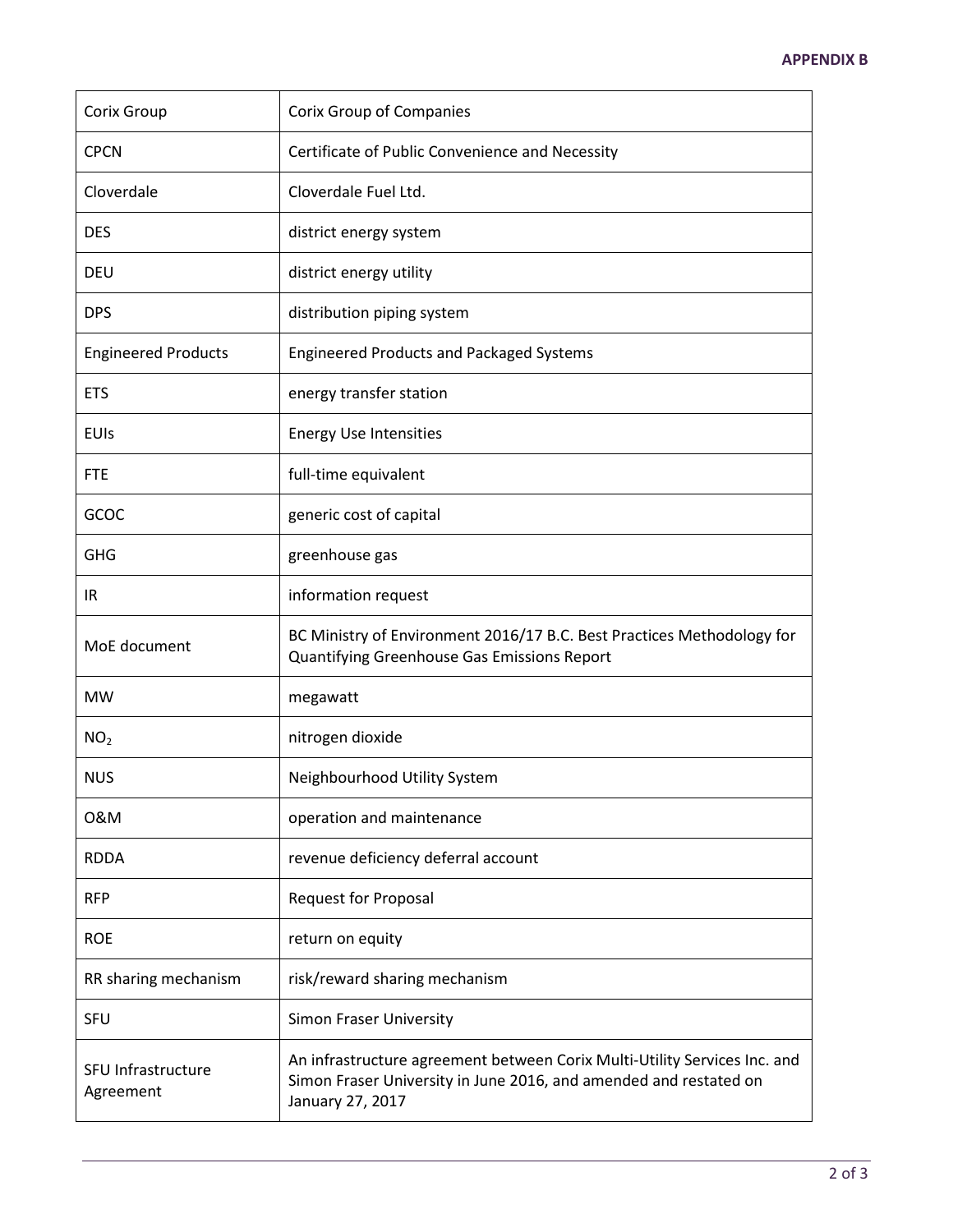**APPENDIX B**

| | |
|---|---|
| Corix Group | Corix Group of Companies |
| CPCN | Certificate of Public Convenience and Necessity |
| Cloverdale | Cloverdale Fuel Ltd. |
| DES | district energy system |
| DEU | district energy utility |
| DPS | distribution piping system |
| Engineered Products | Engineered Products and Packaged Systems |
| ETS | energy transfer station |
| EUIs | Energy Use Intensities |
| FTE | full-time equivalent |
| GCOC | generic cost of capital |
| GHG | greenhouse gas |
| IR | information request |
| MoE document | BC Ministry of Environment 2016/17 B.C. Best Practices Methodology for Quantifying Greenhouse Gas Emissions Report |
| MW | megawatt |
| $NO_2$ | nitrogen dioxide |
| NUS | Neighbourhood Utility System |
| O&M | operation and maintenance |
| RDDA | revenue deficiency deferral account |
| RFP | Request for Proposal |
| ROE | return on equity |
| RR sharing mechanism | risk/reward sharing mechanism |
| SFU | Simon Fraser University |
| SFU Infrastructure Agreement | An infrastructure agreement between Corix Multi-Utility Services Inc. and Simon Fraser University in June 2016, and amended and restated on January 27, 2017 |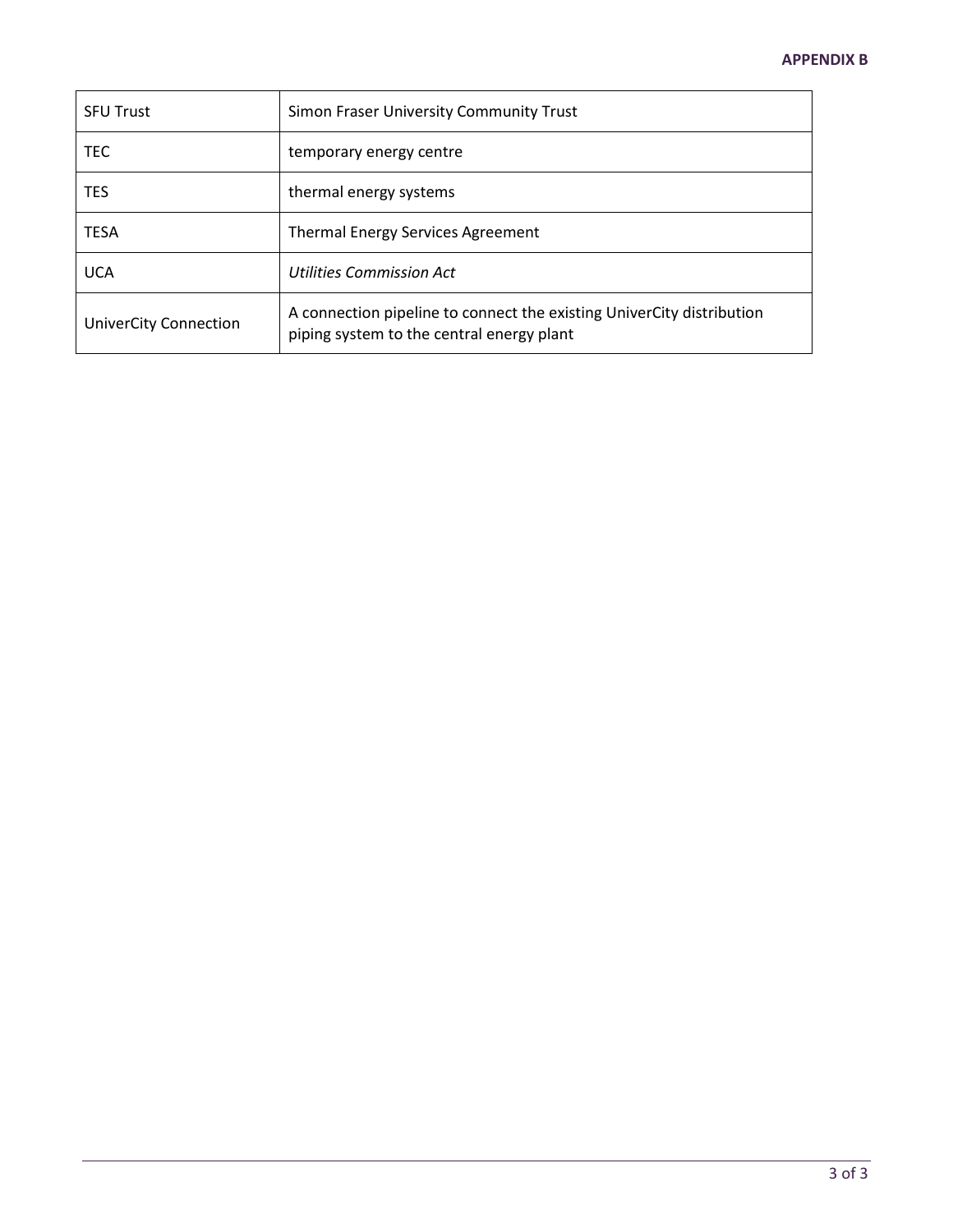**APPENDIX B**

| | |
|---|---|
| SFU Trust | Simon Fraser University Community Trust |
| TEC | temporary energy centre |
| TES | thermal energy systems |
| TESA | Thermal Energy Services Agreement |
| UCA | *Utilities Commission Act* |
| UniverCity Connection | A connection pipeline to connect the existing UniverCity distribution piping system to the central energy plant |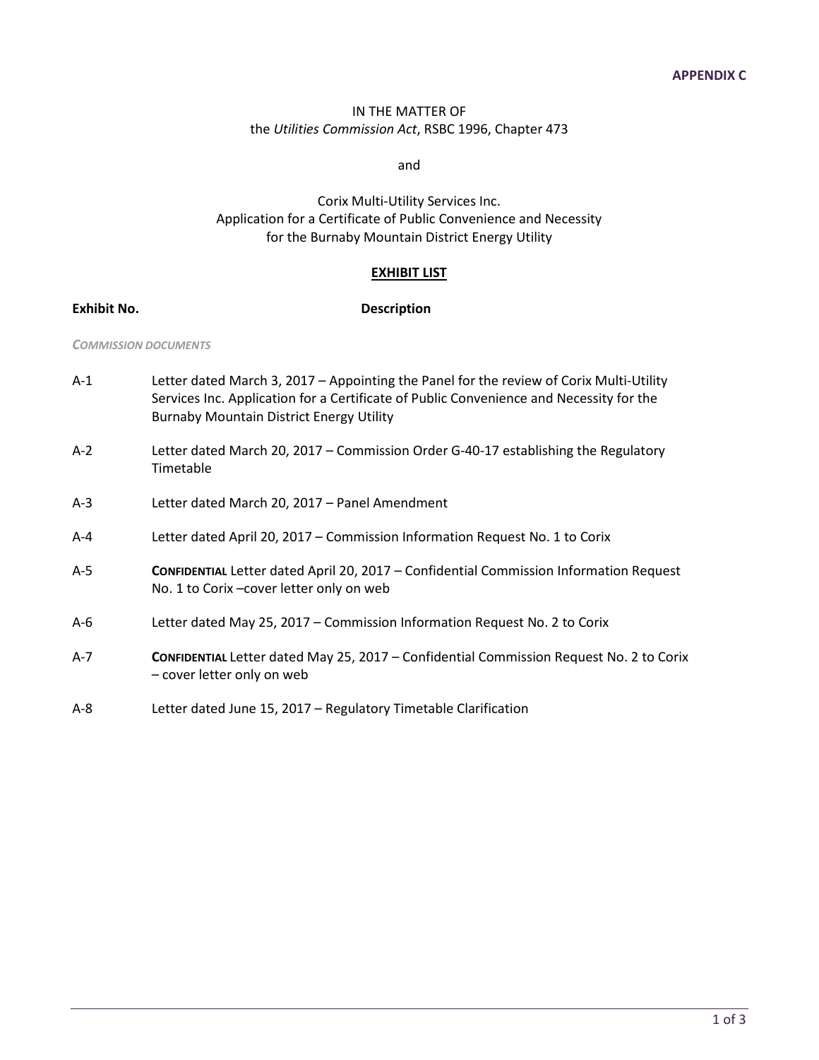**APPENDIX C**

IN THE MATTER OF
the *Utilities Commission Act*, RSBC 1996, Chapter 473

and

Corix Multi-Utility Services Inc.
Application for a Certificate of Public Convenience and Necessity
for the Burnaby Mountain District Energy Utility

## EXHIBIT LIST

| Exhibit No. | Description |
|---|---|
| *COMMISSION DOCUMENTS* | |
| A-1 | Letter dated March 3, 2017 – Appointing the Panel for the review of Corix Multi-Utility Services Inc. Application for a Certificate of Public Convenience and Necessity for the Burnaby Mountain District Energy Utility |
| A-2 | Letter dated March 20, 2017 – Commission Order G-40-17 establishing the Regulatory Timetable |
| A-3 | Letter dated March 20, 2017 – Panel Amendment |
| A-4 | Letter dated April 20, 2017 – Commission Information Request No. 1 to Corix |
| A-5 | **CONFIDENTIAL** Letter dated April 20, 2017 – Confidential Commission Information Request No. 1 to Corix –cover letter only on web |
| A-6 | Letter dated May 25, 2017 – Commission Information Request No. 2 to Corix |
| A-7 | **CONFIDENTIAL** Letter dated May 25, 2017 – Confidential Commission Request No. 2 to Corix – cover letter only on web |
| A-8 | Letter dated June 15, 2017 – Regulatory Timetable Clarification |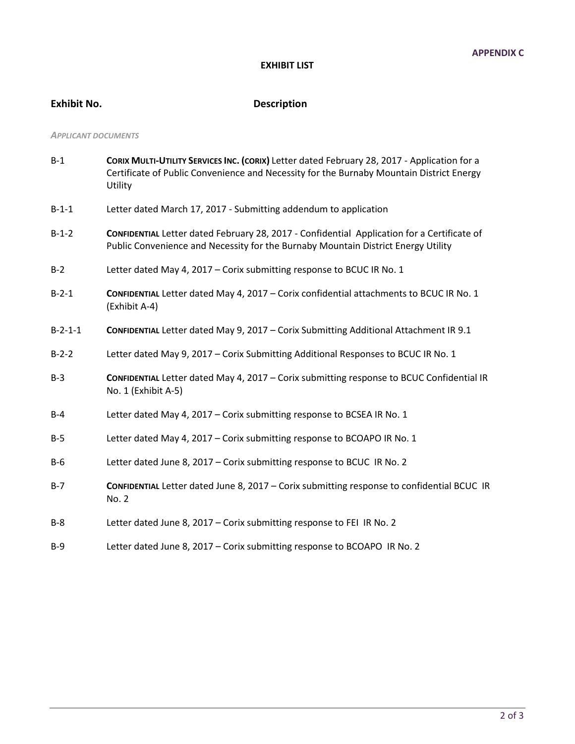**APPENDIX C**

**EXHIBIT LIST**

| Exhibit No. | Description |
|---|---|
| *APPLICANT DOCUMENTS* | |
| B-1 | **CORIX MULTI-UTILITY SERVICES INC. (CORIX)** Letter dated February 28, 2017 - Application for a Certificate of Public Convenience and Necessity for the Burnaby Mountain District Energy Utility |
| B-1-1 | Letter dated March 17, 2017 - Submitting addendum to application |
| B-1-2 | **CONFIDENTIAL** Letter dated February 28, 2017 - Confidential Application for a Certificate of Public Convenience and Necessity for the Burnaby Mountain District Energy Utility |
| B-2 | Letter dated May 4, 2017 – Corix submitting response to BCUC IR No. 1 |
| B-2-1 | **CONFIDENTIAL** Letter dated May 4, 2017 – Corix confidential attachments to BCUC IR No. 1 (Exhibit A-4) |
| B-2-1-1 | **CONFIDENTIAL** Letter dated May 9, 2017 – Corix Submitting Additional Attachment IR 9.1 |
| B-2-2 | Letter dated May 9, 2017 – Corix Submitting Additional Responses to BCUC IR No. 1 |
| B-3 | **CONFIDENTIAL** Letter dated May 4, 2017 – Corix submitting response to BCUC Confidential IR No. 1 (Exhibit A-5) |
| B-4 | Letter dated May 4, 2017 – Corix submitting response to BCSEA IR No. 1 |
| B-5 | Letter dated May 4, 2017 – Corix submitting response to BCOAPO IR No. 1 |
| B-6 | Letter dated June 8, 2017 – Corix submitting response to BCUC IR No. 2 |
| B-7 | **CONFIDENTIAL** Letter dated June 8, 2017 – Corix submitting response to confidential BCUC IR No. 2 |
| B-8 | Letter dated June 8, 2017 – Corix submitting response to FEI IR No. 2 |
| B-9 | Letter dated June 8, 2017 – Corix submitting response to BCOAPO IR No. 2 |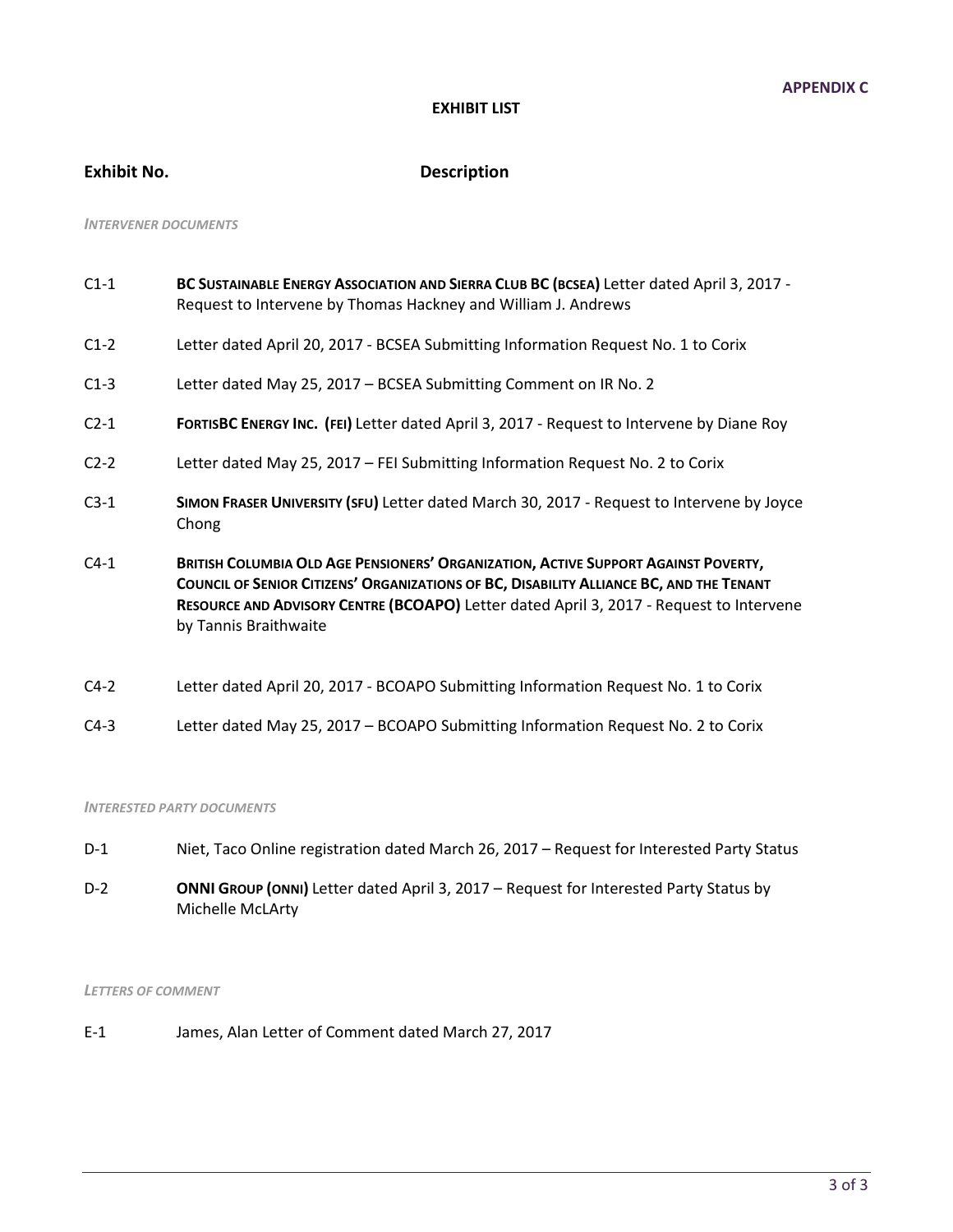**APPENDIX C**

**EXHIBIT LIST**

| Exhibit No. | Description |
|---|---|
| *INTERVENER DOCUMENTS* | |
| C1-1 | **BC SUSTAINABLE ENERGY ASSOCIATION AND SIERRA CLUB BC (BCSEA)** Letter dated April 3, 2017 - Request to Intervene by Thomas Hackney and William J. Andrews |
| C1-2 | Letter dated April 20, 2017 - BCSEA Submitting Information Request No. 1 to Corix |
| C1-3 | Letter dated May 25, 2017 – BCSEA Submitting Comment on IR No. 2 |
| C2-1 | **FORTISBC ENERGY INC. (FEI)** Letter dated April 3, 2017 - Request to Intervene by Diane Roy |
| C2-2 | Letter dated May 25, 2017 – FEI Submitting Information Request No. 2 to Corix |
| C3-1 | **SIMON FRASER UNIVERSITY (SFU)** Letter dated March 30, 2017 - Request to Intervene by Joyce Chong |
| C4-1 | **BRITISH COLUMBIA OLD AGE PENSIONERS' ORGANIZATION, ACTIVE SUPPORT AGAINST POVERTY, COUNCIL OF SENIOR CITIZENS' ORGANIZATIONS OF BC, DISABILITY ALLIANCE BC, AND THE TENANT RESOURCE AND ADVISORY CENTRE (BCOAPO)** Letter dated April 3, 2017 - Request to Intervene by Tannis Braithwaite |
| C4-2 | Letter dated April 20, 2017 - BCOAPO Submitting Information Request No. 1 to Corix |
| C4-3 | Letter dated May 25, 2017 – BCOAPO Submitting Information Request No. 2 to Corix |
| *INTERESTED PARTY DOCUMENTS* | |
| D-1 | Niet, Taco Online registration dated March 26, 2017 – Request for Interested Party Status |
| D-2 | **ONNI GROUP (ONNI)** Letter dated April 3, 2017 – Request for Interested Party Status by Michelle McLArty |
| *LETTERS OF COMMENT* | |
| E-1 | James, Alan Letter of Comment dated March 27, 2017 |